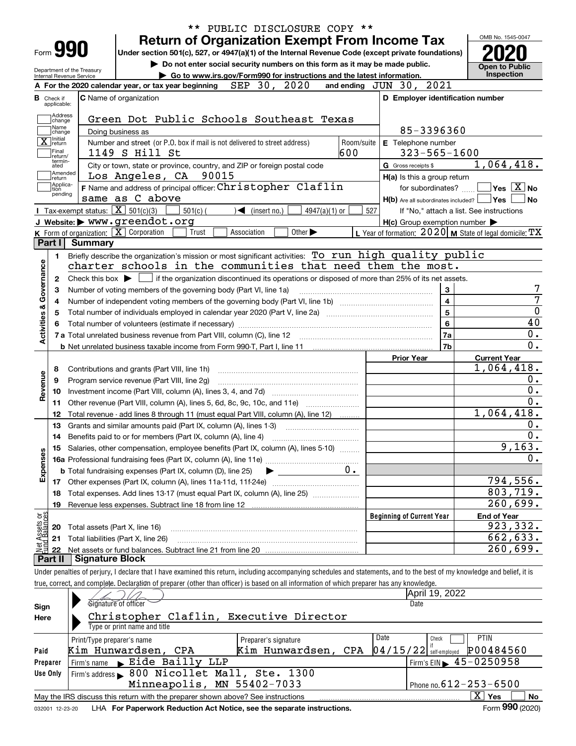** PUBLIC DISCLOSURE COPY **

# Form 990 — Return of Organization Exempt From Income Tax

Under section 501(c), 527, or 4947(a)(1) of the Internal Revenue Code (except private foundations)

▶ Do not enter social security numbers on this form as it may be made public.

▶ Go to www.irs.gov/Form990 for instructions and the latest information.

Department of the Treasury
Internal Revenue Service

OMB No. 1545-0047

**2020**

**Open to Public Inspection**

**A** For the 2020 calendar year, or tax year beginning SEP 30, 2020 and ending JUN 30, 2021

**B** Check if applicable:
- Address change
- Name change
- [X] Initial return
- Final return/terminated
- Amended return
- Application pending

**C** Name of organization: Green Dot Public Schools Southeast Texas

Doing business as

Number and street (or P.O. box if mail is not delivered to street address): 1149 S Hill St — Room/suite: 600

City or town, state or province, country, and ZIP or foreign postal code: Los Angeles, CA 90015

**D** Employer identification number: 85-3396360

**E** Telephone number: 323-565-1600

**G** Gross receipts $ 1,064,418.

**F** Name and address of principal officer: Christopher Claflin, same as C above

**H(a)** Is this a group return for subordinates? Yes [ ] No [X]

**H(b)** Are all subordinates included? Yes [ ] No [ ]
If "No," attach a list. See instructions

**H(c)** Group exemption number ▶

**I** Tax-exempt status: [X] 501(c)(3) [ ] 501(c) ( ) ◀ (insert no.) [ ] 4947(a)(1) or [ ] 527

**J** Website: ▶ www.greendot.org

**K** Form of organization: [X] Corporation [ ] Trust [ ] Association [ ] Other ▶

**L** Year of formation: 2020 **M** State of legal domicile: TX

## Part I Summary

**Activities & Governance**

| | | | |
|---|---|---|---|
| 1 | Briefly describe the organization's mission or most significant activities: To run high quality public charter schools in the communities that need them the most. | | |
| 2 | Check this box ▶ [ ] if the organization discontinued its operations or disposed of more than 25% of its net assets. | | |
| 3 | Number of voting members of the governing body (Part VI, line 1a) | 3 | 7 |
| 4 | Number of independent voting members of the governing body (Part VI, line 1b) | 4 | 7 |
| 5 | Total number of individuals employed in calendar year 2020 (Part V, line 2a) | 5 | 0 |
| 6 | Total number of volunteers (estimate if necessary) | 6 | 40 |
| 7a | Total unrelated business revenue from Part VIII, column (C), line 12 | 7a | 0. |
| 7b | Net unrelated business taxable income from Form 990-T, Part I, line 11 | 7b | 0. |

| | | Prior Year | Current Year |
|---|---|---|---|
| **Revenue** | | | |
| 8 | Contributions and grants (Part VIII, line 1h) | | 1,064,418. |
| 9 | Program service revenue (Part VIII, line 2g) | | 0. |
| 10 | Investment income (Part VIII, column (A), lines 3, 4, and 7d) | | 0. |
| 11 | Other revenue (Part VIII, column (A), lines 5, 6d, 8c, 9c, 10c, and 11e) | | 0. |
| 12 | Total revenue - add lines 8 through 11 (must equal Part VIII, column (A), line 12) | | 1,064,418. |
| **Expenses** | | | |
| 13 | Grants and similar amounts paid (Part IX, column (A), lines 1-3) | | 0. |
| 14 | Benefits paid to or for members (Part IX, column (A), line 4) | | 0. |
| 15 | Salaries, other compensation, employee benefits (Part IX, column (A), lines 5-10) | | 9,163. |
| 16a | Professional fundraising fees (Part IX, column (A), line 11e) | | 0. |
| b | Total fundraising expenses (Part IX, column (D), line 25) ▶ 0. | | |
| 17 | Other expenses (Part IX, column (A), lines 11a-11d, 11f-24e) | | 794,556. |
| 18 | Total expenses. Add lines 13-17 (must equal Part IX, column (A), line 25) | | 803,719. |
| 19 | Revenue less expenses. Subtract line 18 from line 12 | | 260,699. |

| **Net Assets or Fund Balances** | | Beginning of Current Year | End of Year |
|---|---|---|---|
| 20 | Total assets (Part X, line 16) | | 923,332. |
| 21 | Total liabilities (Part X, line 26) | | 662,633. |
| 22 | Net assets or fund balances. Subtract line 21 from line 20 | | 260,699. |

## Part II Signature Block

Under penalties of perjury, I declare that I have examined this return, including accompanying schedules and statements, and to the best of my knowledge and belief, it is true, correct, and complete. Declaration of preparer (other than officer) is based on all information of which preparer has any knowledge.

**Sign Here**

Signature of officer — Date: April 19, 2022

Christopher Claflin, Executive Director
Type or print name and title

**Paid Preparer Use Only**

| Print/Type preparer's name | Preparer's signature | Date | Check if self-employed | PTIN |
|---|---|---|---|---|
| Kim Hunwardsen, CPA | Kim Hunwardsen, CPA | 04/15/22 | [ ] | P00484560 |

Firm's name ▶ Eide Bailly LLP — Firm's EIN ▶ 45-0250958

Firm's address ▶ 800 Nicollet Mall, Ste. 1300, Minneapolis, MN 55402-7033 — Phone no. 612-253-6500

May the IRS discuss this return with the preparer shown above? See instructions [X] Yes [ ] No

032001 12-23-20 LHA For Paperwork Reduction Act Notice, see the separate instructions. Form **990** (2020)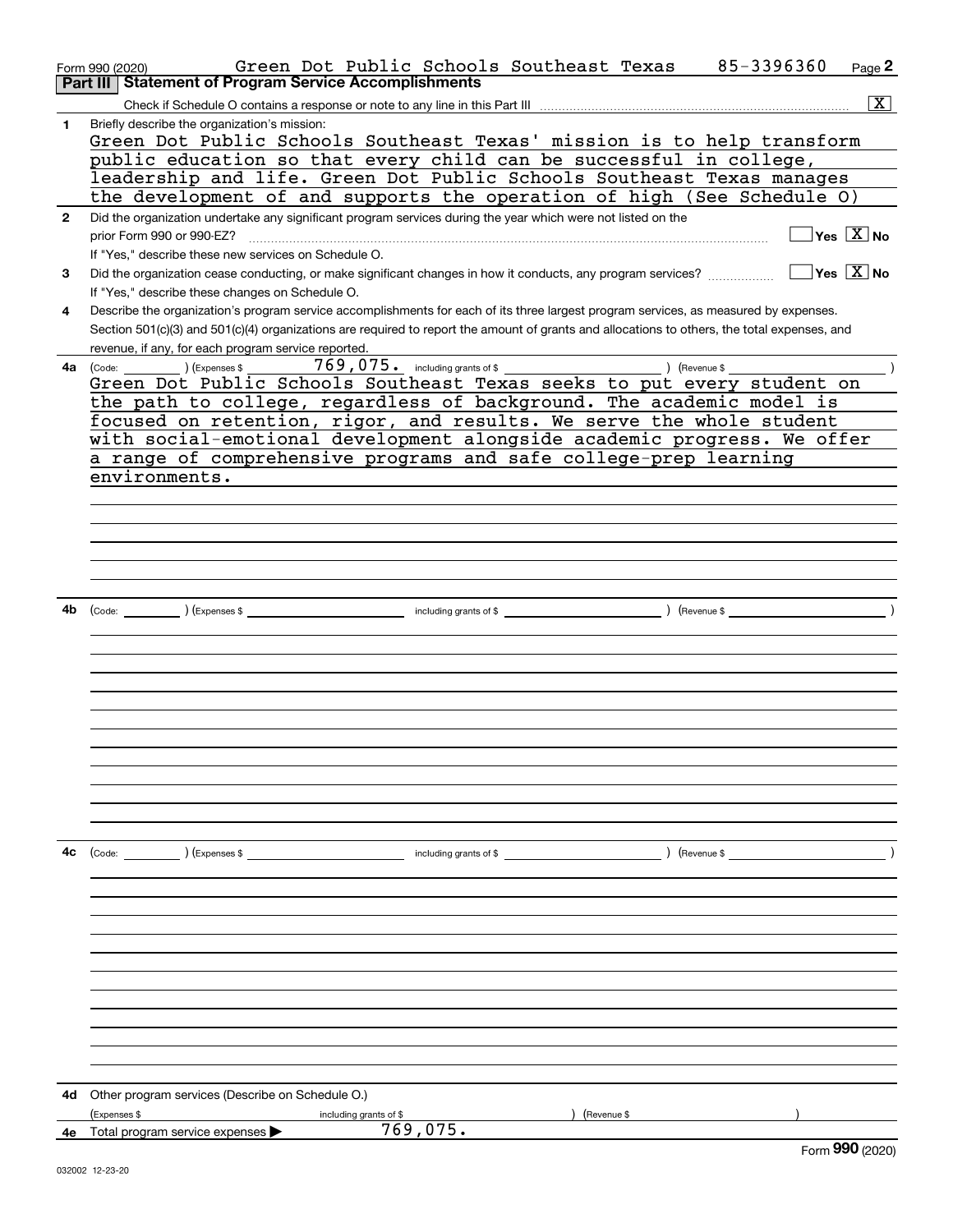Form 990 (2020) Green Dot Public Schools Southeast Texas 85-3396360 Page **2**

## Part III Statement of Program Service Accomplishments

Check if Schedule O contains a response or note to any line in this Part III .......... [X]

**1** Briefly describe the organization's mission:

Green Dot Public Schools Southeast Texas' mission is to help transform public education so that every child can be successful in college, leadership and life. Green Dot Public Schools Southeast Texas manages the development of and supports the operation of high (See Schedule O)

**2** Did the organization undertake any significant program services during the year which were not listed on the prior Form 990 or 990-EZ? .......... [ ] Yes [X] No

If "Yes," describe these new services on Schedule O.

**3** Did the organization cease conducting, or make significant changes in how it conducts, any program services? .......... [ ] Yes [X] No

If "Yes," describe these changes on Schedule O.

**4** Describe the organization's program service accomplishments for each of its three largest program services, as measured by expenses. Section 501(c)(3) and 501(c)(4) organizations are required to report the amount of grants and allocations to others, the total expenses, and revenue, if any, for each program service reported.

**4a** (Code: ) (Expenses $ 769,075. including grants of $ ) (Revenue $ )

Green Dot Public Schools Southeast Texas seeks to put every student on the path to college, regardless of background. The academic model is focused on retention, rigor, and results. We serve the whole student with social-emotional development alongside academic progress. We offer a range of comprehensive programs and safe college-prep learning environments.

**4b** (Code: ) (Expenses $ including grants of $ ) (Revenue $ )

**4c** (Code: ) (Expenses $ including grants of $ ) (Revenue $ )

**4d** Other program services (Describe on Schedule O.)

(Expenses $ including grants of $ ) (Revenue $ )

**4e** Total program service expenses ▶ 769,075.

Form **990** (2020)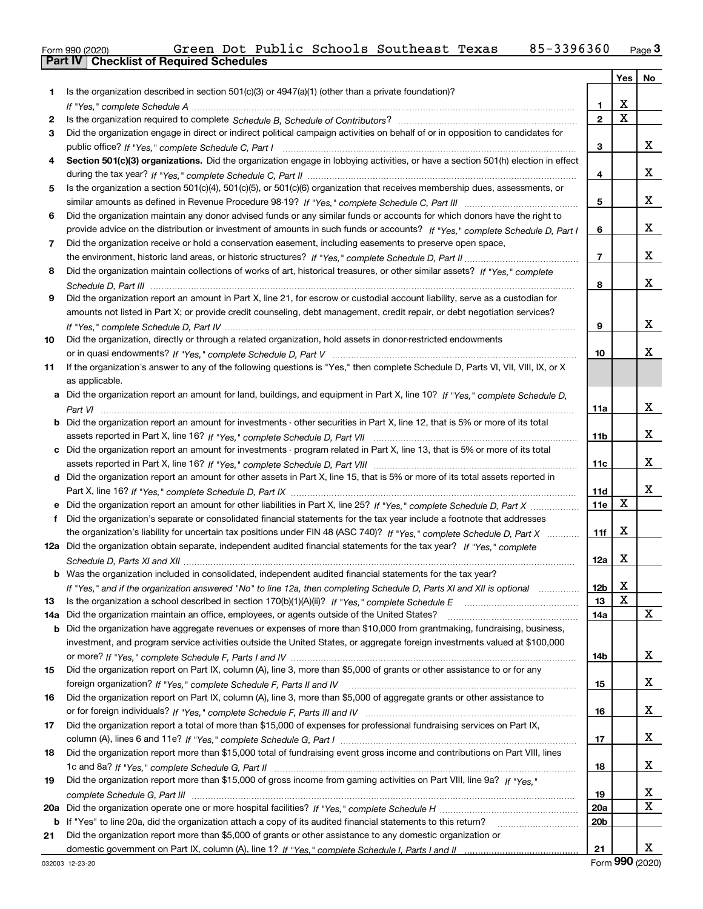Form 990 (2020) Green Dot Public Schools Southeast Texas 85-3396360 Page **3**

## Part IV Checklist of Required Schedules

| | | | Yes | No |
|---|---|---|---|---|
| **1** | Is the organization described in section 501(c)(3) or 4947(a)(1) (other than a private foundation)? *If "Yes," complete Schedule A* | **1** | X | |
| **2** | Is the organization required to complete *Schedule B, Schedule of Contributors*? | **2** | X | |
| **3** | Did the organization engage in direct or indirect political campaign activities on behalf of or in opposition to candidates for public office? *If "Yes," complete Schedule C, Part I* | **3** | | X |
| **4** | **Section 501(c)(3) organizations.** Did the organization engage in lobbying activities, or have a section 501(h) election in effect during the tax year? *If "Yes," complete Schedule C, Part II* | **4** | | X |
| **5** | Is the organization a section 501(c)(4), 501(c)(5), or 501(c)(6) organization that receives membership dues, assessments, or similar amounts as defined in Revenue Procedure 98-19? *If "Yes," complete Schedule C, Part III* | **5** | | X |
| **6** | Did the organization maintain any donor advised funds or any similar funds or accounts for which donors have the right to provide advice on the distribution or investment of amounts in such funds or accounts? *If "Yes," complete Schedule D, Part I* | **6** | | X |
| **7** | Did the organization receive or hold a conservation easement, including easements to preserve open space, the environment, historic land areas, or historic structures? *If "Yes," complete Schedule D, Part II* | **7** | | X |
| **8** | Did the organization maintain collections of works of art, historical treasures, or other similar assets? *If "Yes," complete Schedule D, Part III* | **8** | | X |
| **9** | Did the organization report an amount in Part X, line 21, for escrow or custodial account liability, serve as a custodian for amounts not listed in Part X; or provide credit counseling, debt management, credit repair, or debt negotiation services? *If "Yes," complete Schedule D, Part IV* | **9** | | X |
| **10** | Did the organization, directly or through a related organization, hold assets in donor-restricted endowments or in quasi endowments? *If "Yes," complete Schedule D, Part V* | **10** | | X |
| **11** | If the organization's answer to any of the following questions is "Yes," then complete Schedule D, Parts VI, VII, VIII, IX, or X as applicable. | | | |
| **a** | Did the organization report an amount for land, buildings, and equipment in Part X, line 10? *If "Yes," complete Schedule D, Part VI* | **11a** | | X |
| **b** | Did the organization report an amount for investments - other securities in Part X, line 12, that is 5% or more of its total assets reported in Part X, line 16? *If "Yes," complete Schedule D, Part VII* | **11b** | | X |
| **c** | Did the organization report an amount for investments - program related in Part X, line 13, that is 5% or more of its total assets reported in Part X, line 16? *If "Yes," complete Schedule D, Part VIII* | **11c** | | X |
| **d** | Did the organization report an amount for other assets in Part X, line 15, that is 5% or more of its total assets reported in Part X, line 16? *If "Yes," complete Schedule D, Part IX* | **11d** | | X |
| **e** | Did the organization report an amount for other liabilities in Part X, line 25? *If "Yes," complete Schedule D, Part X* | **11e** | X | |
| **f** | Did the organization's separate or consolidated financial statements for the tax year include a footnote that addresses the organization's liability for uncertain tax positions under FIN 48 (ASC 740)? *If "Yes," complete Schedule D, Part X* | **11f** | X | |
| **12a** | Did the organization obtain separate, independent audited financial statements for the tax year? *If "Yes," complete Schedule D, Parts XI and XII* | **12a** | X | |
| **b** | Was the organization included in consolidated, independent audited financial statements for the tax year? *If "Yes," and if the organization answered "No" to line 12a, then completing Schedule D, Parts XI and XII is optional* | **12b** | X | |
| **13** | Is the organization a school described in section 170(b)(1)(A)(ii)? *If "Yes," complete Schedule E* | **13** | X | |
| **14a** | Did the organization maintain an office, employees, or agents outside of the United States? | **14a** | | X |
| **b** | Did the organization have aggregate revenues or expenses of more than $10,000 from grantmaking, fundraising, business, investment, and program service activities outside the United States, or aggregate foreign investments valued at $100,000 or more? *If "Yes," complete Schedule F, Parts I and IV* | **14b** | | X |
| **15** | Did the organization report on Part IX, column (A), line 3, more than $5,000 of grants or other assistance to or for any foreign organization? *If "Yes," complete Schedule F, Parts II and IV* | **15** | | X |
| **16** | Did the organization report on Part IX, column (A), line 3, more than $5,000 of aggregate grants or other assistance to or for foreign individuals? *If "Yes," complete Schedule F, Parts III and IV* | **16** | | X |
| **17** | Did the organization report a total of more than $15,000 of expenses for professional fundraising services on Part IX, column (A), lines 6 and 11e? *If "Yes," complete Schedule G, Part I* | **17** | | X |
| **18** | Did the organization report more than $15,000 total of fundraising event gross income and contributions on Part VIII, lines 1c and 8a? *If "Yes," complete Schedule G, Part II* | **18** | | X |
| **19** | Did the organization report more than $15,000 of gross income from gaming activities on Part VIII, line 9a? *If "Yes," complete Schedule G, Part III* | **19** | | X |
| **20a** | Did the organization operate one or more hospital facilities? *If "Yes," complete Schedule H* | **20a** | | X |
| **b** | If "Yes" to line 20a, did the organization attach a copy of its audited financial statements to this return? | **20b** | | |
| **21** | Did the organization report more than $5,000 of grants or other assistance to any domestic organization or domestic government on Part IX, column (A), line 1? *If "Yes," complete Schedule I, Parts I and II* | **21** | | X |

032003 12-23-20 Form **990** (2020)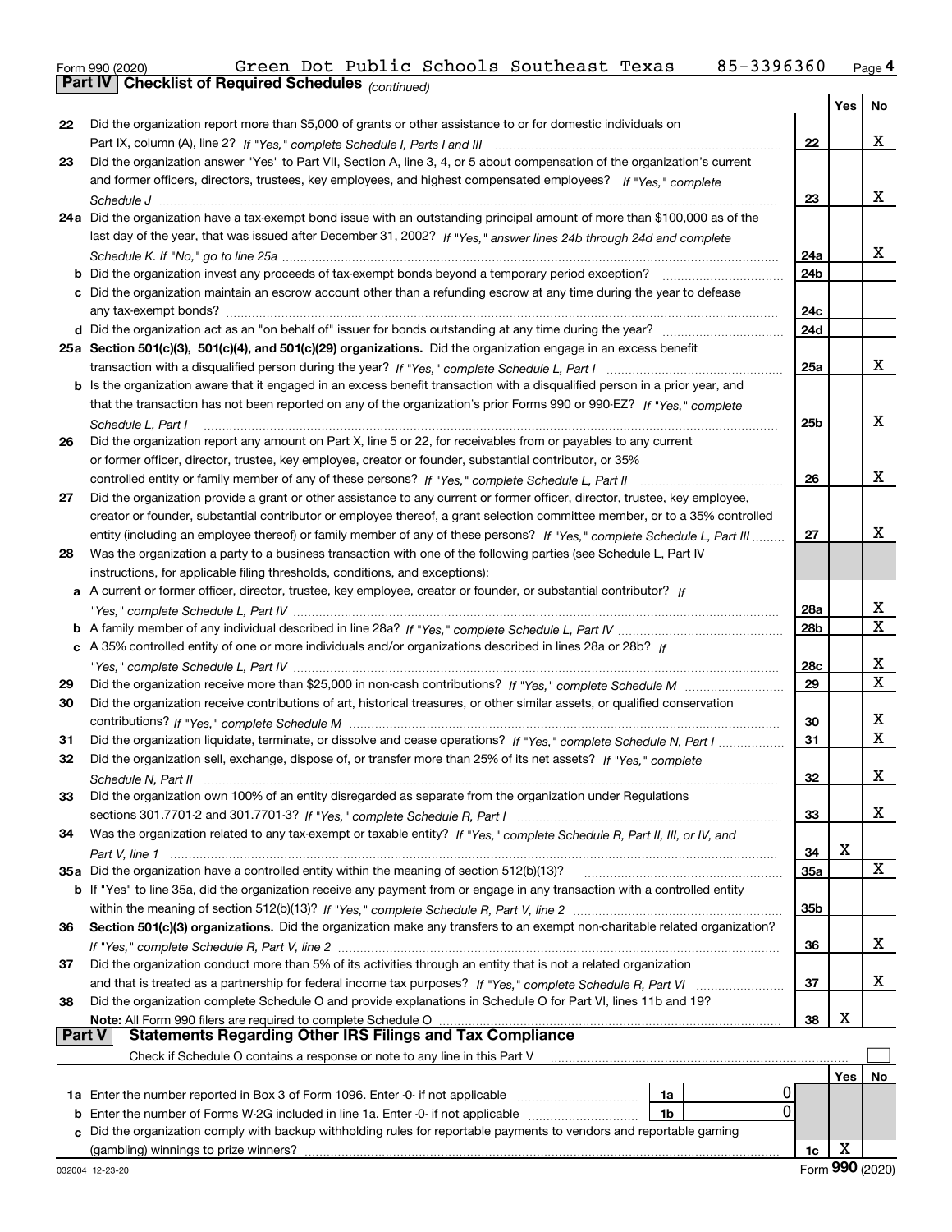Form 990 (2020) Green Dot Public Schools Southeast Texas 85-3396360 Page 4

**Part IV Checklist of Required Schedules** *(continued)*

| | | | Yes | No |
|---|---|---|---|---|
| 22 | Did the organization report more than $5,000 of grants or other assistance to or for domestic individuals on Part IX, column (A), line 2? *If "Yes," complete Schedule I, Parts I and III* | 22 | | X |
| 23 | Did the organization answer "Yes" to Part VII, Section A, line 3, 4, or 5 about compensation of the organization's current and former officers, directors, trustees, key employees, and highest compensated employees? *If "Yes," complete Schedule J* | 23 | | X |
| 24a | Did the organization have a tax-exempt bond issue with an outstanding principal amount of more than $100,000 as of the last day of the year, that was issued after December 31, 2002? *If "Yes," answer lines 24b through 24d and complete Schedule K. If "No," go to line 25a* | 24a | | X |
| b | Did the organization invest any proceeds of tax-exempt bonds beyond a temporary period exception? | 24b | | |
| c | Did the organization maintain an escrow account other than a refunding escrow at any time during the year to defease any tax-exempt bonds? | 24c | | |
| d | Did the organization act as an "on behalf of" issuer for bonds outstanding at any time during the year? | 24d | | |
| 25a | **Section 501(c)(3), 501(c)(4), and 501(c)(29) organizations.** Did the organization engage in an excess benefit transaction with a disqualified person during the year? *If "Yes," complete Schedule L, Part I* | 25a | | X |
| b | Is the organization aware that it engaged in an excess benefit transaction with a disqualified person in a prior year, and that the transaction has not been reported on any of the organization's prior Forms 990 or 990-EZ? *If "Yes," complete Schedule L, Part I* | 25b | | X |
| 26 | Did the organization report any amount on Part X, line 5 or 22, for receivables from or payables to any current or former officer, director, trustee, key employee, creator or founder, substantial contributor, or 35% controlled entity or family member of any of these persons? *If "Yes," complete Schedule L, Part II* | 26 | | X |
| 27 | Did the organization provide a grant or other assistance to any current or former officer, director, trustee, key employee, creator or founder, substantial contributor or employee thereof, a grant selection committee member, or to a 35% controlled entity (including an employee thereof) or family member of any of these persons? *If "Yes," complete Schedule L, Part III* | 27 | | X |
| 28 | Was the organization a party to a business transaction with one of the following parties (see Schedule L, Part IV instructions, for applicable filing thresholds, conditions, and exceptions): | | | |
| a | A current or former officer, director, trustee, key employee, creator or founder, or substantial contributor? *If "Yes," complete Schedule L, Part IV* | 28a | | X |
| b | A family member of any individual described in line 28a? *If "Yes," complete Schedule L, Part IV* | 28b | | X |
| c | A 35% controlled entity of one or more individuals and/or organizations described in lines 28a or 28b? *If "Yes," complete Schedule L, Part IV* | 28c | | X |
| 29 | Did the organization receive more than $25,000 in non-cash contributions? *If "Yes," complete Schedule M* | 29 | | X |
| 30 | Did the organization receive contributions of art, historical treasures, or other similar assets, or qualified conservation contributions? *If "Yes," complete Schedule M* | 30 | | X |
| 31 | Did the organization liquidate, terminate, or dissolve and cease operations? *If "Yes," complete Schedule N, Part I* | 31 | | X |
| 32 | Did the organization sell, exchange, dispose of, or transfer more than 25% of its net assets? *If "Yes," complete Schedule N, Part II* | 32 | | X |
| 33 | Did the organization own 100% of an entity disregarded as separate from the organization under Regulations sections 301.7701-2 and 301.7701-3? *If "Yes," complete Schedule R, Part I* | 33 | | X |
| 34 | Was the organization related to any tax-exempt or taxable entity? *If "Yes," complete Schedule R, Part II, III, or IV, and Part V, line 1* | 34 | X | |
| 35a | Did the organization have a controlled entity within the meaning of section 512(b)(13)? | 35a | | X |
| b | If "Yes" to line 35a, did the organization receive any payment from or engage in any transaction with a controlled entity within the meaning of section 512(b)(13)? *If "Yes," complete Schedule R, Part V, line 2* | 35b | | |
| 36 | **Section 501(c)(3) organizations.** Did the organization make any transfers to an exempt non-charitable related organization? *If "Yes," complete Schedule R, Part V, line 2* | 36 | | X |
| 37 | Did the organization conduct more than 5% of its activities through an entity that is not a related organization and that is treated as a partnership for federal income tax purposes? *If "Yes," complete Schedule R, Part VI* | 37 | | X |
| 38 | Did the organization complete Schedule O and provide explanations in Schedule O for Part VI, lines 11b and 19? **Note:** All Form 990 filers are required to complete Schedule O | 38 | X | |

**Part V Statements Regarding Other IRS Filings and Tax Compliance**

Check if Schedule O contains a response or note to any line in this Part V ☐

| | | | | Yes | No |
|---|---|---|---|---|---|
| 1a | Enter the number reported in Box 3 of Form 1096. Enter -0- if not applicable | 1a | 0 | | |
| b | Enter the number of Forms W-2G included in line 1a. Enter -0- if not applicable | 1b | 0 | | |
| c | Did the organization comply with backup withholding rules for reportable payments to vendors and reportable gaming (gambling) winnings to prize winners? | 1c | | X | |

Form **990** (2020)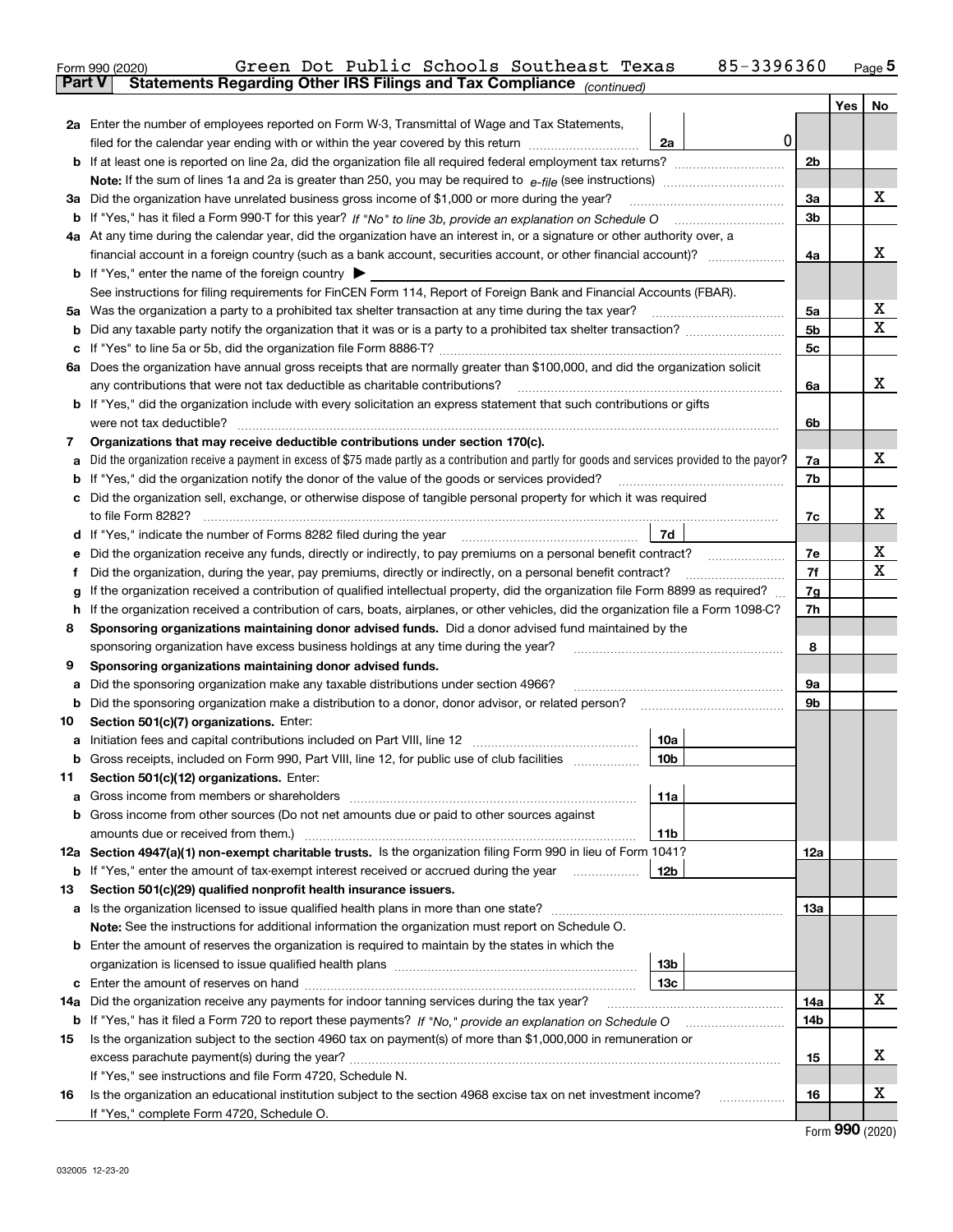Form 990 (2020) Green Dot Public Schools Southeast Texas 85-3396360 Page 5

**Part V Statements Regarding Other IRS Filings and Tax Compliance** *(continued)*

| | | | | | Yes | No |
|---|---|---|---|---|---|---|
| **2a** | Enter the number of employees reported on Form W-3, Transmittal of Wage and Tax Statements, filed for the calendar year ending with or within the year covered by this return | 2a | 0 | | | |
| **b** | If at least one is reported on line 2a, did the organization file all required federal employment tax returns? | | | 2b | | |
| | **Note:** If the sum of lines 1a and 2a is greater than 250, you may be required to *e-file* (see instructions) | | | | | |
| **3a** | Did the organization have unrelated business gross income of $1,000 or more during the year? | | | 3a | | X |
| **b** | If "Yes," has it filed a Form 990-T for this year? *If "No" to line 3b, provide an explanation on Schedule O* | | | 3b | | |
| **4a** | At any time during the calendar year, did the organization have an interest in, or a signature or other authority over, a financial account in a foreign country (such as a bank account, securities account, or other financial account)? | | | 4a | | X |
| **b** | If "Yes," enter the name of the foreign country ▶ | | | | | |
| | See instructions for filing requirements for FinCEN Form 114, Report of Foreign Bank and Financial Accounts (FBAR). | | | | | |
| **5a** | Was the organization a party to a prohibited tax shelter transaction at any time during the tax year? | | | 5a | | X |
| **b** | Did any taxable party notify the organization that it was or is a party to a prohibited tax shelter transaction? | | | 5b | | X |
| **c** | If "Yes" to line 5a or 5b, did the organization file Form 8886-T? | | | 5c | | |
| **6a** | Does the organization have annual gross receipts that are normally greater than $100,000, and did the organization solicit any contributions that were not tax deductible as charitable contributions? | | | 6a | | X |
| **b** | If "Yes," did the organization include with every solicitation an express statement that such contributions or gifts were not tax deductible? | | | 6b | | |
| **7** | **Organizations that may receive deductible contributions under section 170(c).** | | | | | |
| **a** | Did the organization receive a payment in excess of $75 made partly as a contribution and partly for goods and services provided to the payor? | | | 7a | | X |
| **b** | If "Yes," did the organization notify the donor of the value of the goods or services provided? | | | 7b | | |
| **c** | Did the organization sell, exchange, or otherwise dispose of tangible personal property for which it was required to file Form 8282? | | | 7c | | X |
| **d** | If "Yes," indicate the number of Forms 8282 filed during the year | 7d | | | | |
| **e** | Did the organization receive any funds, directly or indirectly, to pay premiums on a personal benefit contract? | | | 7e | | X |
| **f** | Did the organization, during the year, pay premiums, directly or indirectly, on a personal benefit contract? | | | 7f | | X |
| **g** | If the organization received a contribution of qualified intellectual property, did the organization file Form 8899 as required? | | | 7g | | |
| **h** | If the organization received a contribution of cars, boats, airplanes, or other vehicles, did the organization file a Form 1098-C? | | | 7h | | |
| **8** | **Sponsoring organizations maintaining donor advised funds.** Did a donor advised fund maintained by the sponsoring organization have excess business holdings at any time during the year? | | | 8 | | |
| **9** | **Sponsoring organizations maintaining donor advised funds.** | | | | | |
| **a** | Did the sponsoring organization make any taxable distributions under section 4966? | | | 9a | | |
| **b** | Did the sponsoring organization make a distribution to a donor, donor advisor, or related person? | | | 9b | | |
| **10** | **Section 501(c)(7) organizations.** Enter: | | | | | |
| **a** | Initiation fees and capital contributions included on Part VIII, line 12 | 10a | | | | |
| **b** | Gross receipts, included on Form 990, Part VIII, line 12, for public use of club facilities | 10b | | | | |
| **11** | **Section 501(c)(12) organizations.** Enter: | | | | | |
| **a** | Gross income from members or shareholders | 11a | | | | |
| **b** | Gross income from other sources (Do not net amounts due or paid to other sources against amounts due or received from them.) | 11b | | | | |
| **12a** | **Section 4947(a)(1) non-exempt charitable trusts.** Is the organization filing Form 990 in lieu of Form 1041? | | | 12a | | |
| **b** | If "Yes," enter the amount of tax-exempt interest received or accrued during the year | 12b | | | | |
| **13** | **Section 501(c)(29) qualified nonprofit health insurance issuers.** | | | | | |
| **a** | Is the organization licensed to issue qualified health plans in more than one state? | | | 13a | | |
| | **Note:** See the instructions for additional information the organization must report on Schedule O. | | | | | |
| **b** | Enter the amount of reserves the organization is required to maintain by the states in which the organization is licensed to issue qualified health plans | 13b | | | | |
| **c** | Enter the amount of reserves on hand | 13c | | | | |
| **14a** | Did the organization receive any payments for indoor tanning services during the tax year? | | | 14a | | X |
| **b** | If "Yes," has it filed a Form 720 to report these payments? *If "No," provide an explanation on Schedule O* | | | 14b | | |
| **15** | Is the organization subject to the section 4960 tax on payment(s) of more than $1,000,000 in remuneration or excess parachute payment(s) during the year? | | | 15 | | X |
| | If "Yes," see instructions and file Form 4720, Schedule N. | | | | | |
| **16** | Is the organization an educational institution subject to the section 4968 excise tax on net investment income? | | | 16 | | X |
| | If "Yes," complete Form 4720, Schedule O. | | | | | |

Form **990** (2020)

032005 12-23-20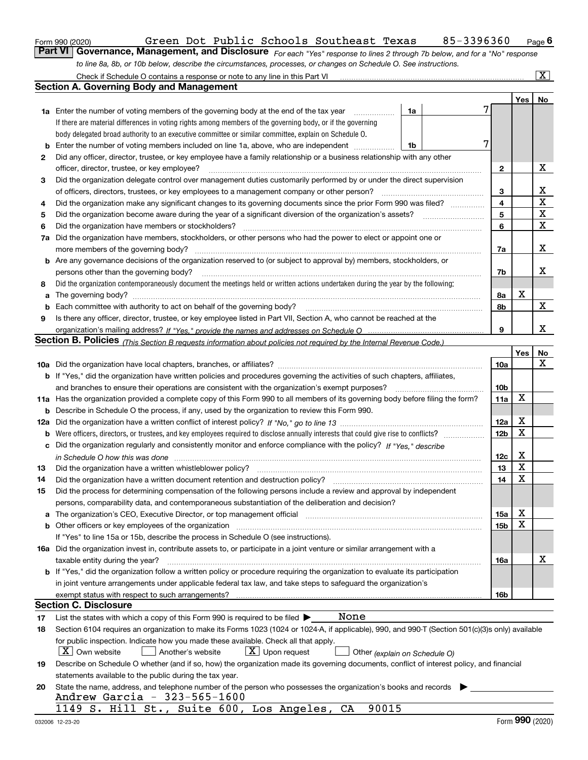Form 990 (2020) Green Dot Public Schools Southeast Texas 85-3396360 Page 6

## Part VI Governance, Management, and Disclosure

*For each "Yes" response to lines 2 through 7b below, and for a "No" response to line 8a, 8b, or 10b below, describe the circumstances, processes, or changes on Schedule O. See instructions.*

Check if Schedule O contains a response or note to any line in this Part VI ..... [X]

### Section A. Governing Body and Management

| | | | | Yes | No |
|---|---|---|---|---|---|
| **1a** | Enter the number of voting members of the governing body at the end of the tax year ..... **1a** 7 If there are material differences in voting rights among members of the governing body, or if the governing body delegated broad authority to an executive committee or similar committee, explain on Schedule O. | | | | |
| **b** | Enter the number of voting members included on line 1a, above, who are independent ..... **1b** 7 | | | | |
| **2** | Did any officer, director, trustee, or key employee have a family relationship or a business relationship with any other officer, director, trustee, or key employee? | **2** | | | X |
| **3** | Did the organization delegate control over management duties customarily performed by or under the direct supervision of officers, directors, trustees, or key employees to a management company or other person? | **3** | | | X |
| **4** | Did the organization make any significant changes to its governing documents since the prior Form 990 was filed? | **4** | | | X |
| **5** | Did the organization become aware during the year of a significant diversion of the organization's assets? | **5** | | | X |
| **6** | Did the organization have members or stockholders? | **6** | | | X |
| **7a** | Did the organization have members, stockholders, or other persons who had the power to elect or appoint one or more members of the governing body? | **7a** | | | X |
| **b** | Are any governance decisions of the organization reserved to (or subject to approval by) members, stockholders, or persons other than the governing body? | **7b** | | | X |
| **8** | Did the organization contemporaneously document the meetings held or written actions undertaken during the year by the following: | | | | |
| **a** | The governing body? | **8a** | | X | |
| **b** | Each committee with authority to act on behalf of the governing body? | **8b** | | | X |
| **9** | Is there any officer, director, trustee, or key employee listed in Part VII, Section A, who cannot be reached at the organization's mailing address? *If "Yes," provide the names and addresses on Schedule O* | **9** | | | X |

### Section B. Policies *(This Section B requests information about policies not required by the Internal Revenue Code.)*

| | | | Yes | No |
|---|---|---|---|---|
| **10a** | Did the organization have local chapters, branches, or affiliates? | **10a** | | X |
| **b** | If "Yes," did the organization have written policies and procedures governing the activities of such chapters, affiliates, and branches to ensure their operations are consistent with the organization's exempt purposes? | **10b** | | |
| **11a** | Has the organization provided a complete copy of this Form 990 to all members of its governing body before filing the form? | **11a** | X | |
| **b** | Describe in Schedule O the process, if any, used by the organization to review this Form 990. | | | |
| **12a** | Did the organization have a written conflict of interest policy? *If "No," go to line 13* | **12a** | X | |
| **b** | Were officers, directors, or trustees, and key employees required to disclose annually interests that could give rise to conflicts? | **12b** | X | |
| **c** | Did the organization regularly and consistently monitor and enforce compliance with the policy? *If "Yes," describe in Schedule O how this was done* | **12c** | X | |
| **13** | Did the organization have a written whistleblower policy? | **13** | X | |
| **14** | Did the organization have a written document retention and destruction policy? | **14** | X | |
| **15** | Did the process for determining compensation of the following persons include a review and approval by independent persons, comparability data, and contemporaneous substantiation of the deliberation and decision? | | | |
| **a** | The organization's CEO, Executive Director, or top management official | **15a** | X | |
| **b** | Other officers or key employees of the organization | **15b** | X | |
| | If "Yes" to line 15a or 15b, describe the process in Schedule O (see instructions). | | | |
| **16a** | Did the organization invest in, contribute assets to, or participate in a joint venture or similar arrangement with a taxable entity during the year? | **16a** | | X |
| **b** | If "Yes," did the organization follow a written policy or procedure requiring the organization to evaluate its participation in joint venture arrangements under applicable federal tax law, and take steps to safeguard the organization's exempt status with respect to such arrangements? | **16b** | | |

### Section C. Disclosure

**17** List the states with which a copy of this Form 990 is required to be filed ▶ None

**18** Section 6104 requires an organization to make its Forms 1023 (1024 or 1024-A, if applicable), 990, and 990-T (Section 501(c)(3)s only) available for public inspection. Indicate how you made these available. Check all that apply.

[X] Own website [ ] Another's website [X] Upon request [ ] Other *(explain on Schedule O)*

**19** Describe on Schedule O whether (and if so, how) the organization made its governing documents, conflict of interest policy, and financial statements available to the public during the tax year.

**20** State the name, address, and telephone number of the person who possesses the organization's books and records ▶

Andrew Garcia - 323-565-1600

1149 S. Hill St., Suite 600, Los Angeles, CA 90015

032006 12-23-20 Form **990** (2020)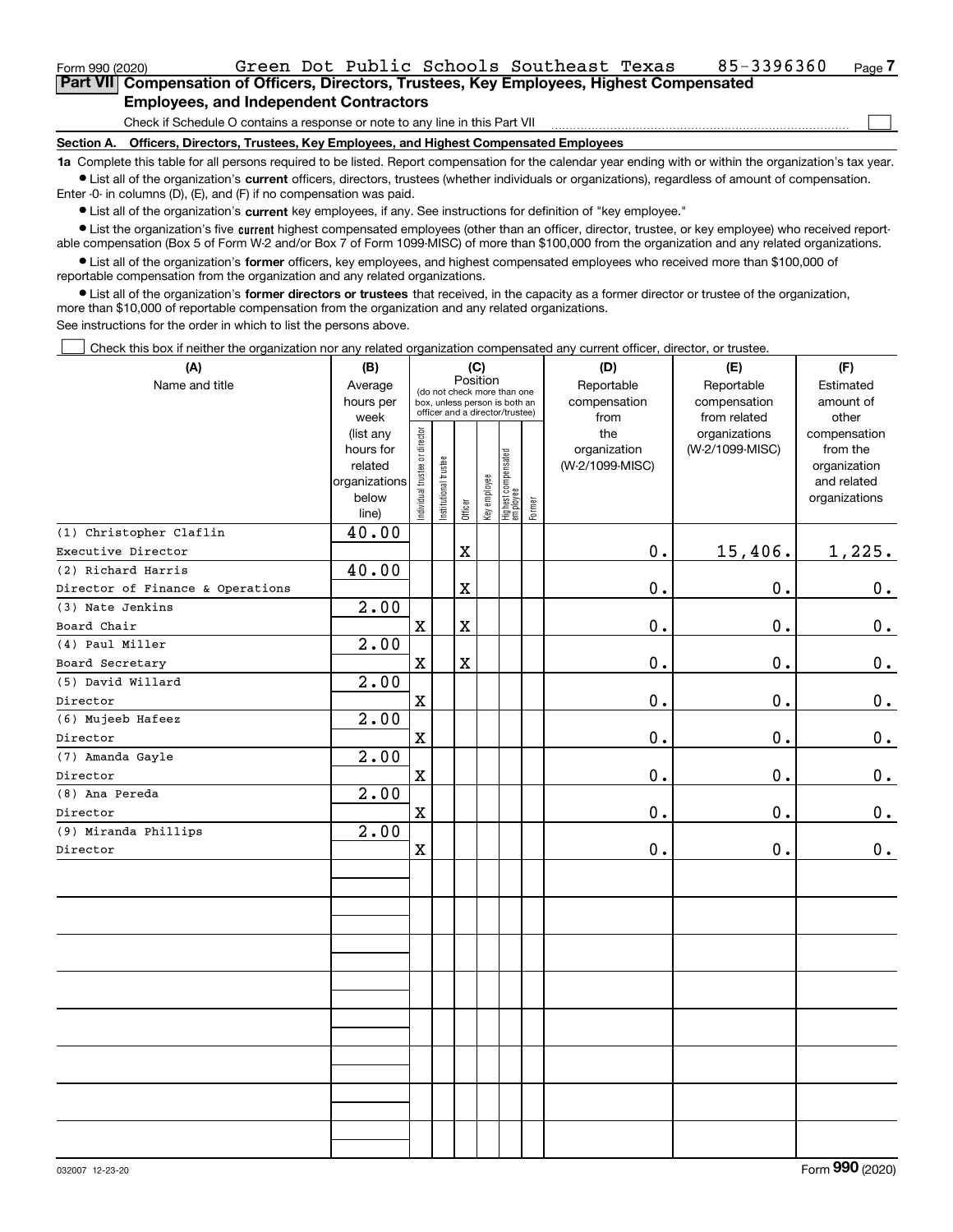Form 990 (2020) Green Dot Public Schools Southeast Texas 85-3396360 Page 7

## Part VII Compensation of Officers, Directors, Trustees, Key Employees, Highest Compensated Employees, and Independent Contractors

Check if Schedule O contains a response or note to any line in this Part VII ☐

### Section A. Officers, Directors, Trustees, Key Employees, and Highest Compensated Employees

**1a** Complete this table for all persons required to be listed. Report compensation for the calendar year ending with or within the organization's tax year.

- List all of the organization's **current** officers, directors, trustees (whether individuals or organizations), regardless of amount of compensation. Enter -0- in columns (D), (E), and (F) if no compensation was paid.
- List all of the organization's **current** key employees, if any. See instructions for definition of "key employee."
- List the organization's five **current** highest compensated employees (other than an officer, director, trustee, or key employee) who received reportable compensation (Box 5 of Form W-2 and/or Box 7 of Form 1099-MISC) of more than $100,000 from the organization and any related organizations.
- List all of the organization's **former** officers, key employees, and highest compensated employees who received more than $100,000 of reportable compensation from the organization and any related organizations.
- List all of the organization's **former directors or trustees** that received, in the capacity as a former director or trustee of the organization, more than $10,000 of reportable compensation from the organization and any related organizations.

See instructions for the order in which to list the persons above.

☐ Check this box if neither the organization nor any related organization compensated any current officer, director, or trustee.

| (A) Name and title | (B) Average hours per week (list any hours for related organizations below line) | (C) Position: Individual trustee or director | Institutional trustee | Officer | Key employee | Highest compensated employee | Former | (D) Reportable compensation from the organization (W-2/1099-MISC) | (E) Reportable compensation from related organizations (W-2/1099-MISC) | (F) Estimated amount of other compensation from the organization and related organizations |
|---|---|---|---|---|---|---|---|---|---|---|
| (1) Christopher Claflin<br>Executive Director | 40.00 | | | X | | | | 0. | 15,406. | 1,225. |
| (2) Richard Harris<br>Director of Finance & Operations | 40.00 | | | X | | | | 0. | 0. | 0. |
| (3) Nate Jenkins<br>Board Chair | 2.00 | X | | X | | | | 0. | 0. | 0. |
| (4) Paul Miller<br>Board Secretary | 2.00 | X | | X | | | | 0. | 0. | 0. |
| (5) David Willard<br>Director | 2.00 | X | | | | | | 0. | 0. | 0. |
| (6) Mujeeb Hafeez<br>Director | 2.00 | X | | | | | | 0. | 0. | 0. |
| (7) Amanda Gayle<br>Director | 2.00 | X | | | | | | 0. | 0. | 0. |
| (8) Ana Pereda<br>Director | 2.00 | X | | | | | | 0. | 0. | 0. |
| (9) Miranda Phillips<br>Director | 2.00 | X | | | | | | 0. | 0. | 0. |

032007 12-23-20 Form 990 (2020)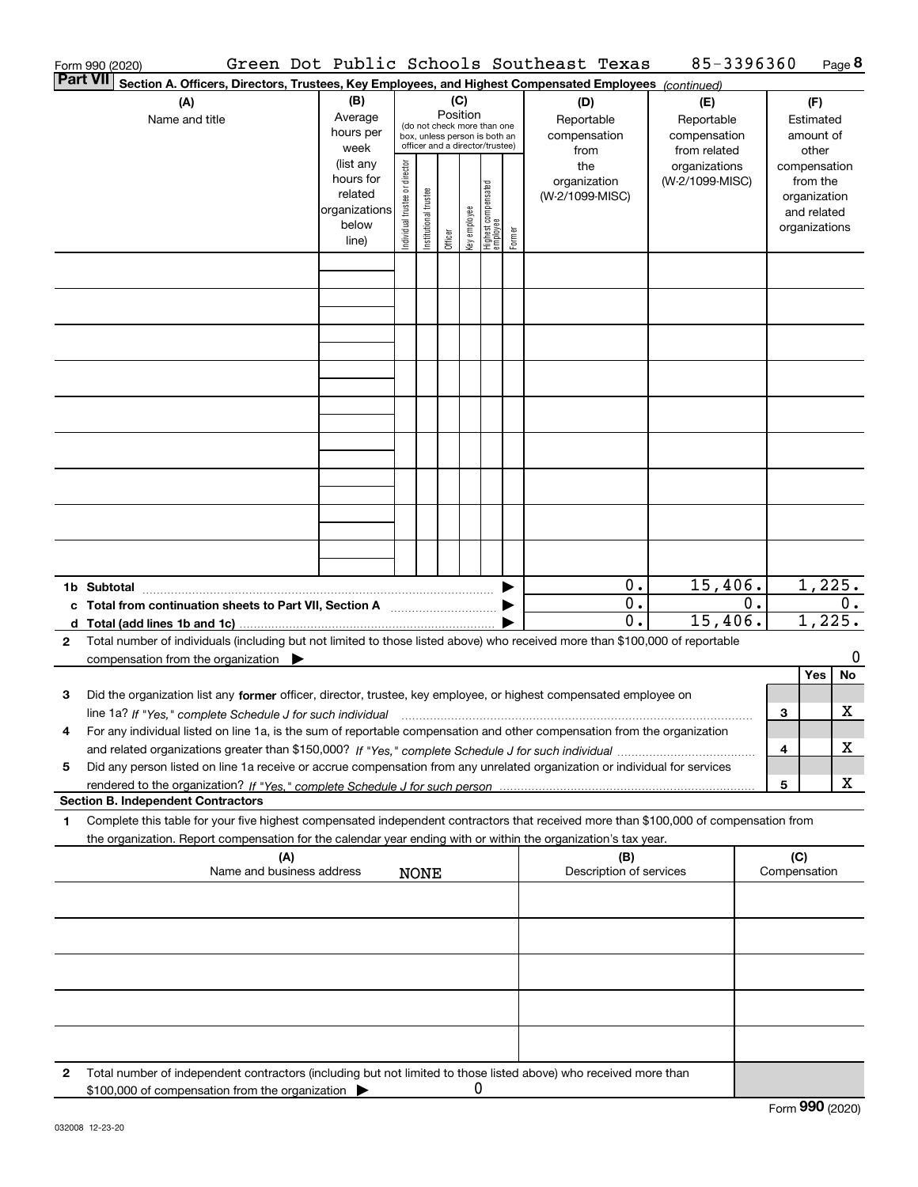Form 990 (2020) Green Dot Public Schools Southeast Texas 85-3396360 Page 8

**Part VII Section A. Officers, Directors, Trustees, Key Employees, and Highest Compensated Employees** *(continued)*

| (A) Name and title | (B) Average hours per week (list any hours for related organizations below line) | (C) Position (do not check more than one box, unless person is both an officer and a director/trustee): Individual trustee or director | Institutional trustee | Officer | Key employee | Highest compensated employee | Former | (D) Reportable compensation from the organization (W-2/1099-MISC) | (E) Reportable compensation from related organizations (W-2/1099-MISC) | (F) Estimated amount of other compensation from the organization and related organizations |
|---|---|---|---|---|---|---|---|---|---|---|
| | | | | | | | | | | |
| | | | | | | | | | | |
| | | | | | | | | | | |
| | | | | | | | | | | |
| | | | | | | | | | | |
| | | | | | | | | | | |
| | | | | | | | | | | |
| | | | | | | | | | | |
| | | | | | | | | | | |
| **1b Subtotal** | | | | | | | | 0. | 15,406. | 1,225. |
| **c Total from continuation sheets to Part VII, Section A** | | | | | | | | 0. | 0. | 0. |
| **d Total (add lines 1b and 1c)** | | | | | | | | 0. | 15,406. | 1,225. |

**2** Total number of individuals (including but not limited to those listed above) who received more than $100,000 of reportable compensation from the organization ▶ 0

| | | Yes | No |
|---|---|---|---|
| **3** Did the organization list any **former** officer, director, trustee, key employee, or highest compensated employee on line 1a? *If "Yes," complete Schedule J for such individual* | 3 | | X |
| **4** For any individual listed on line 1a, is the sum of reportable compensation and other compensation from the organization and related organizations greater than $150,000? *If "Yes," complete Schedule J for such individual* | 4 | | X |
| **5** Did any person listed on line 1a receive or accrue compensation from any unrelated organization or individual for services rendered to the organization? *If "Yes," complete Schedule J for such person* | 5 | | X |

**Section B. Independent Contractors**

**1** Complete this table for your five highest compensated independent contractors that received more than $100,000 of compensation from the organization. Report compensation for the calendar year ending with or within the organization's tax year.

| (A) Name and business address NONE | (B) Description of services | (C) Compensation |
|---|---|---|
| | | |
| | | |
| | | |
| | | |
| | | |

**2** Total number of independent contractors (including but not limited to those listed above) who received more than $100,000 of compensation from the organization ▶ 0

Form **990** (2020)

032008 12-23-20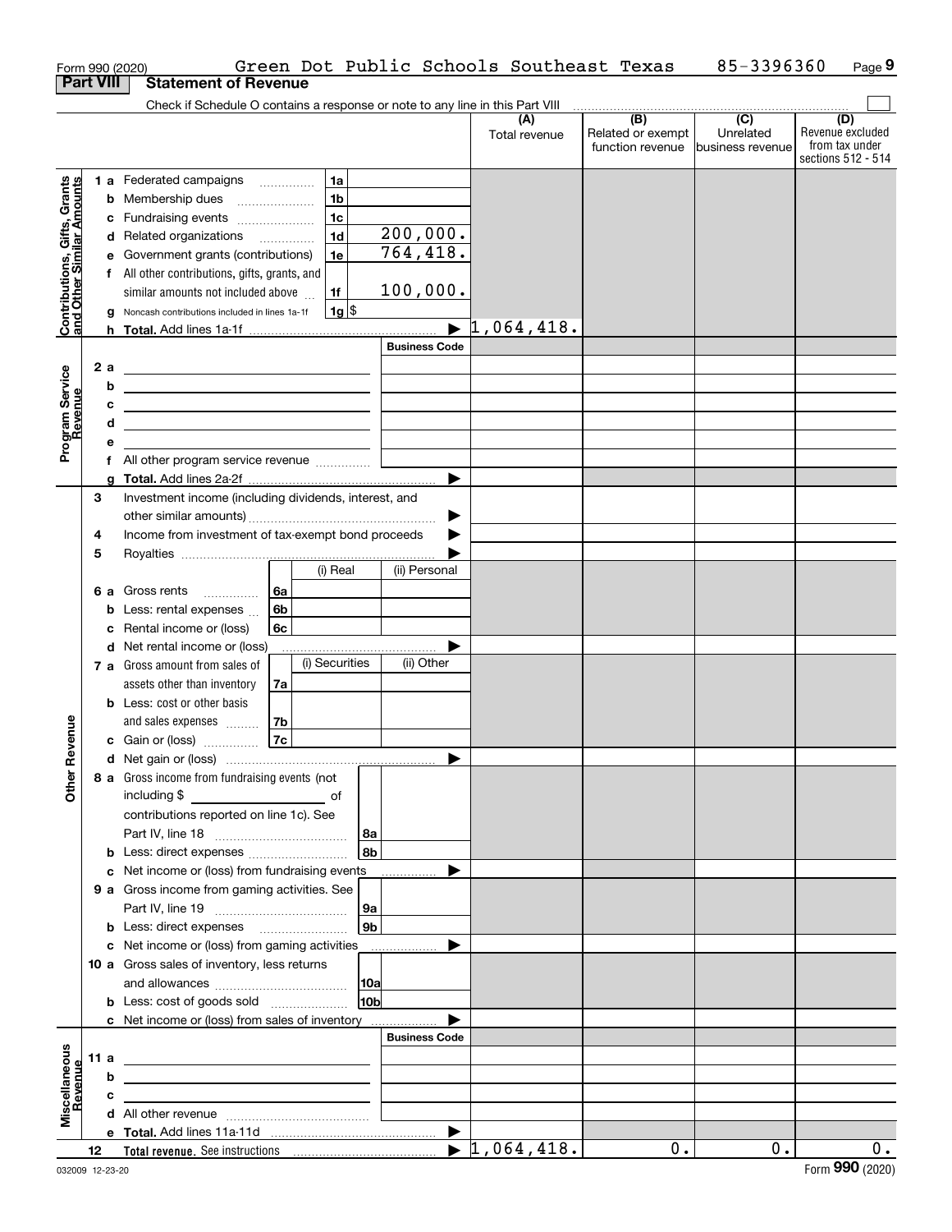Form 990 (2020) Green Dot Public Schools Southeast Texas 85-3396360

## Part VIII Statement of Revenue

Check if Schedule O contains a response or note to any line in this Part VIII

| | | | (A) Total revenue | (B) Related or exempt function revenue | (C) Unrelated business revenue | (D) Revenue excluded from tax under sections 512 - 514 |
|---|---|---|---|---|---|---|
| **Contributions, Gifts, Grants and Other Similar Amounts** | | | | | | |
| 1 a | Federated campaigns | 1a | | | | |
| b | Membership dues | 1b | | | | |
| c | Fundraising events | 1c | | | | |
| d | Related organizations | 1d 200,000. | | | | |
| e | Government grants (contributions) | 1e 764,418. | | | | |
| f | All other contributions, gifts, grants, and similar amounts not included above | 1f 100,000. | | | | |
| g | Noncash contributions included in lines 1a-1f | 1g $ | | | | |
| h | **Total.** Add lines 1a-1f | | 1,064,418. | | | |
| **Program Service Revenue** | | Business Code | | | | |
| 2 a | | | | | | |
| b | | | | | | |
| c | | | | | | |
| d | | | | | | |
| e | | | | | | |
| f | All other program service revenue | | | | | |
| g | **Total.** Add lines 2a-2f | | | | | |
| **Other Revenue** | | | | | | |
| 3 | Investment income (including dividends, interest, and other similar amounts) | | | | | |
| 4 | Income from investment of tax-exempt bond proceeds | | | | | |
| 5 | Royalties | | | | | |
| | | (i) Real / (ii) Personal | | | | |
| 6 a | Gross rents | 6a | | | | |
| b | Less: rental expenses | 6b | | | | |
| c | Rental income or (loss) | 6c | | | | |
| d | Net rental income or (loss) | | | | | |
| | | (i) Securities / (ii) Other | | | | |
| 7 a | Gross amount from sales of assets other than inventory | 7a | | | | |
| b | Less: cost or other basis and sales expenses | 7b | | | | |
| c | Gain or (loss) | 7c | | | | |
| d | Net gain or (loss) | | | | | |
| 8 a | Gross income from fundraising events (not including $ of contributions reported on line 1c). See Part IV, line 18 | 8a | | | | |
| b | Less: direct expenses | 8b | | | | |
| c | Net income or (loss) from fundraising events | | | | | |
| 9 a | Gross income from gaming activities. See Part IV, line 19 | 9a | | | | |
| b | Less: direct expenses | 9b | | | | |
| c | Net income or (loss) from gaming activities | | | | | |
| 10 a | Gross sales of inventory, less returns and allowances | 10a | | | | |
| b | Less: cost of goods sold | 10b | | | | |
| c | Net income or (loss) from sales of inventory | | | | | |
| **Miscellaneous Revenue** | | Business Code | | | | |
| 11 a | | | | | | |
| b | | | | | | |
| c | | | | | | |
| d | All other revenue | | | | | |
| e | **Total.** Add lines 11a-11d | | | | | |
| 12 | **Total revenue.** See instructions | | 1,064,418. | 0. | 0. | 0. |

032009 12-23-20 Form **990** (2020)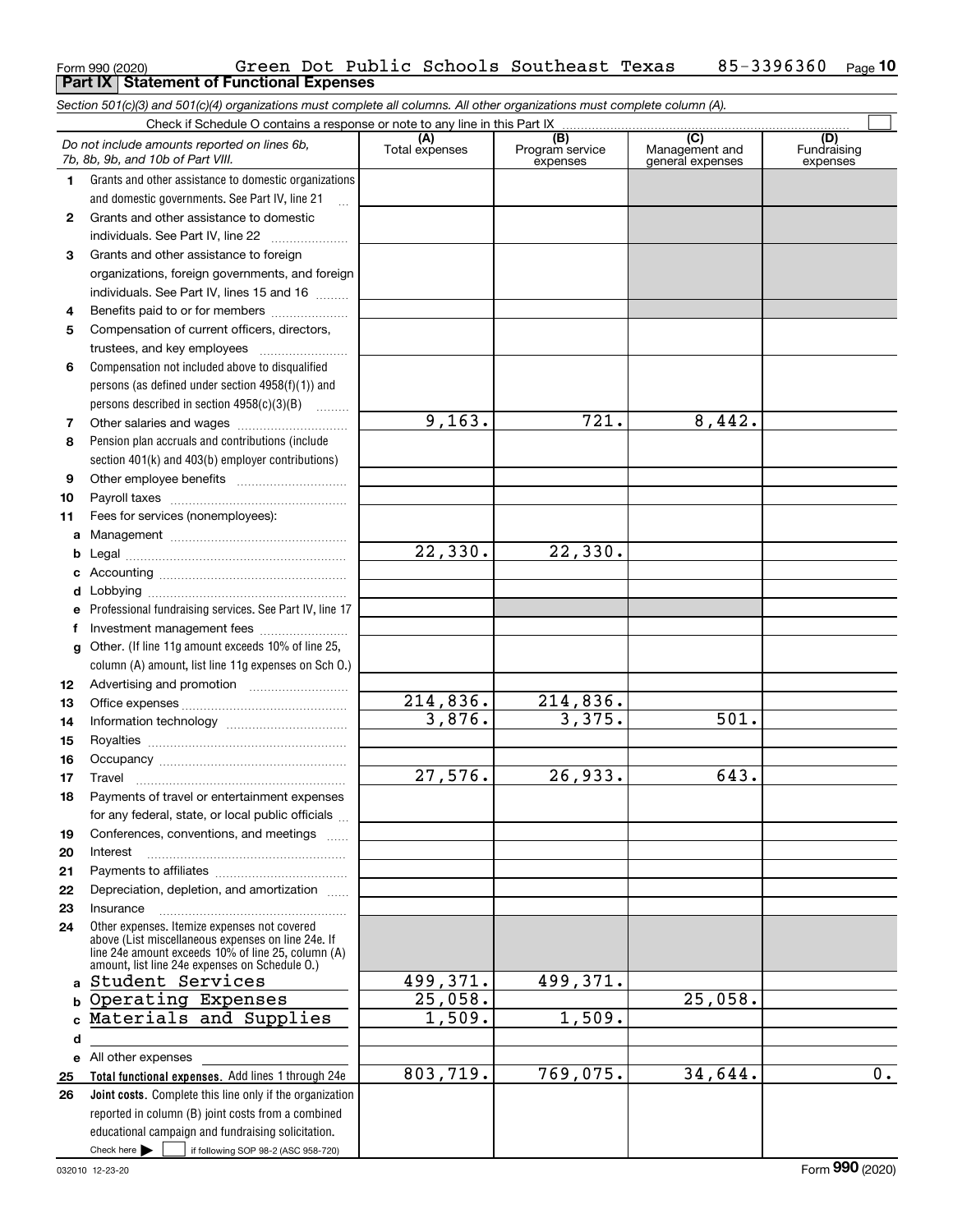Form 990 (2020) Green Dot Public Schools Southeast Texas 85-3396360 Page 10

## Part IX Statement of Functional Expenses

*Section 501(c)(3) and 501(c)(4) organizations must complete all columns. All other organizations must complete column (A).*

Check if Schedule O contains a response or note to any line in this Part IX ☐

| | *Do not include amounts reported on lines 6b, 7b, 8b, 9b, and 10b of Part VIII.* | (A) Total expenses | (B) Program service expenses | (C) Management and general expenses | (D) Fundraising expenses |
|---|---|---|---|---|---|
| 1 | Grants and other assistance to domestic organizations and domestic governments. See Part IV, line 21 | | | | |
| 2 | Grants and other assistance to domestic individuals. See Part IV, line 22 | | | | |
| 3 | Grants and other assistance to foreign organizations, foreign governments, and foreign individuals. See Part IV, lines 15 and 16 | | | | |
| 4 | Benefits paid to or for members | | | | |
| 5 | Compensation of current officers, directors, trustees, and key employees | | | | |
| 6 | Compensation not included above to disqualified persons (as defined under section 4958(f)(1)) and persons described in section 4958(c)(3)(B) | | | | |
| 7 | Other salaries and wages | 9,163. | 721. | 8,442. | |
| 8 | Pension plan accruals and contributions (include section 401(k) and 403(b) employer contributions) | | | | |
| 9 | Other employee benefits | | | | |
| 10 | Payroll taxes | | | | |
| 11 | Fees for services (nonemployees): | | | | |
| a | Management | | | | |
| b | Legal | 22,330. | 22,330. | | |
| c | Accounting | | | | |
| d | Lobbying | | | | |
| e | Professional fundraising services. See Part IV, line 17 | | | | |
| f | Investment management fees | | | | |
| g | Other. (If line 11g amount exceeds 10% of line 25, column (A) amount, list line 11g expenses on Sch O.) | | | | |
| 12 | Advertising and promotion | | | | |
| 13 | Office expenses | 214,836. | 214,836. | | |
| 14 | Information technology | 3,876. | 3,375. | 501. | |
| 15 | Royalties | | | | |
| 16 | Occupancy | | | | |
| 17 | Travel | 27,576. | 26,933. | 643. | |
| 18 | Payments of travel or entertainment expenses for any federal, state, or local public officials | | | | |
| 19 | Conferences, conventions, and meetings | | | | |
| 20 | Interest | | | | |
| 21 | Payments to affiliates | | | | |
| 22 | Depreciation, depletion, and amortization | | | | |
| 23 | Insurance | | | | |
| 24 | Other expenses. Itemize expenses not covered above (List miscellaneous expenses on line 24e. If line 24e amount exceeds 10% of line 25, column (A) amount, list line 24e expenses on Schedule O.) | | | | |
| a | Student Services | 499,371. | 499,371. | | |
| b | Operating Expenses | 25,058. | | 25,058. | |
| c | Materials and Supplies | 1,509. | 1,509. | | |
| d | | | | | |
| e | All other expenses | | | | |
| 25 | **Total functional expenses.** Add lines 1 through 24e | 803,719. | 769,075. | 34,644. | 0. |
| 26 | **Joint costs.** Complete this line only if the organization reported in column (B) joint costs from a combined educational campaign and fundraising solicitation. Check here ☐ if following SOP 98-2 (ASC 958-720) | | | | |

032010 12-23-20 Form 990 (2020)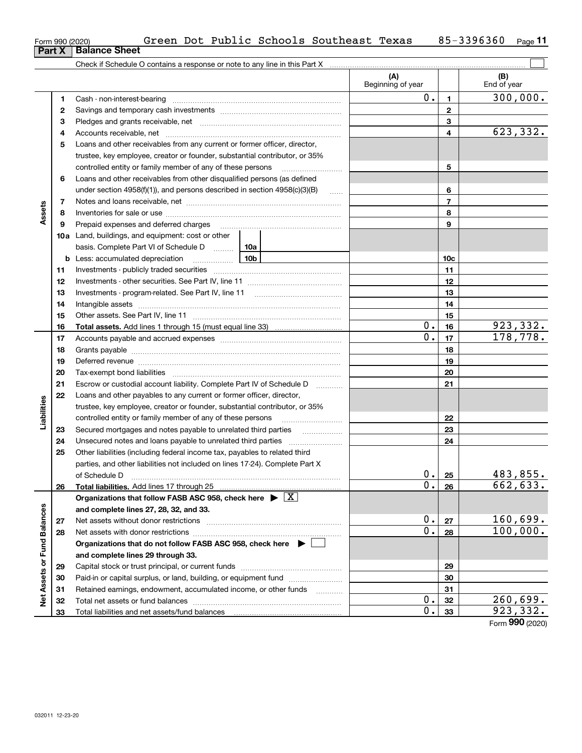Form 990 (2020) Green Dot Public Schools Southeast Texas 85-3396360 Page 11

## Part X Balance Sheet

Check if Schedule O contains a response or note to any line in this Part X

| | | | (A) Beginning of year | | (B) End of year |
|---|---|---|---|---|---|
| Assets | 1 | Cash - non-interest-bearing | 0. | 1 | 300,000. |
| | 2 | Savings and temporary cash investments | | 2 | |
| | 3 | Pledges and grants receivable, net | | 3 | |
| | 4 | Accounts receivable, net | | 4 | 623,332. |
| | 5 | Loans and other receivables from any current or former officer, director, trustee, key employee, creator or founder, substantial contributor, or 35% controlled entity or family member of any of these persons | | 5 | |
| | 6 | Loans and other receivables from other disqualified persons (as defined under section 4958(f)(1)), and persons described in section 4958(c)(3)(B) | | 6 | |
| | 7 | Notes and loans receivable, net | | 7 | |
| | 8 | Inventories for sale or use | | 8 | |
| | 9 | Prepaid expenses and deferred charges | | 9 | |
| | 10a | Land, buildings, and equipment: cost or other basis. Complete Part VI of Schedule D (10a) | | | |
| | b | Less: accumulated depreciation (10b) | | 10c | |
| | 11 | Investments - publicly traded securities | | 11 | |
| | 12 | Investments - other securities. See Part IV, line 11 | | 12 | |
| | 13 | Investments - program-related. See Part IV, line 11 | | 13 | |
| | 14 | Intangible assets | | 14 | |
| | 15 | Other assets. See Part IV, line 11 | | 15 | |
| | 16 | **Total assets.** Add lines 1 through 15 (must equal line 33) | 0. | 16 | 923,332. |
| Liabilities | 17 | Accounts payable and accrued expenses | 0. | 17 | 178,778. |
| | 18 | Grants payable | | 18 | |
| | 19 | Deferred revenue | | 19 | |
| | 20 | Tax-exempt bond liabilities | | 20 | |
| | 21 | Escrow or custodial account liability. Complete Part IV of Schedule D | | 21 | |
| | 22 | Loans and other payables to any current or former officer, director, trustee, key employee, creator or founder, substantial contributor, or 35% controlled entity or family member of any of these persons | | 22 | |
| | 23 | Secured mortgages and notes payable to unrelated third parties | | 23 | |
| | 24 | Unsecured notes and loans payable to unrelated third parties | | 24 | |
| | 25 | Other liabilities (including federal income tax, payables to related third parties, and other liabilities not included on lines 17-24). Complete Part X of Schedule D | 0. | 25 | 483,855. |
| | 26 | **Total liabilities.** Add lines 17 through 25 | 0. | 26 | 662,633. |
| Net Assets or Fund Balances | | **Organizations that follow FASB ASC 958, check here ▶ [X] and complete lines 27, 28, 32, and 33.** | | | |
| | 27 | Net assets without donor restrictions | 0. | 27 | 160,699. |
| | 28 | Net assets with donor restrictions | 0. | 28 | 100,000. |
| | | **Organizations that do not follow FASB ASC 958, check here ▶ [ ] and complete lines 29 through 33.** | | | |
| | 29 | Capital stock or trust principal, or current funds | | 29 | |
| | 30 | Paid-in or capital surplus, or land, building, or equipment fund | | 30 | |
| | 31 | Retained earnings, endowment, accumulated income, or other funds | | 31 | |
| | 32 | Total net assets or fund balances | 0. | 32 | 260,699. |
| | 33 | Total liabilities and net assets/fund balances | 0. | 33 | 923,332. |

Form 990 (2020)

032011 12-23-20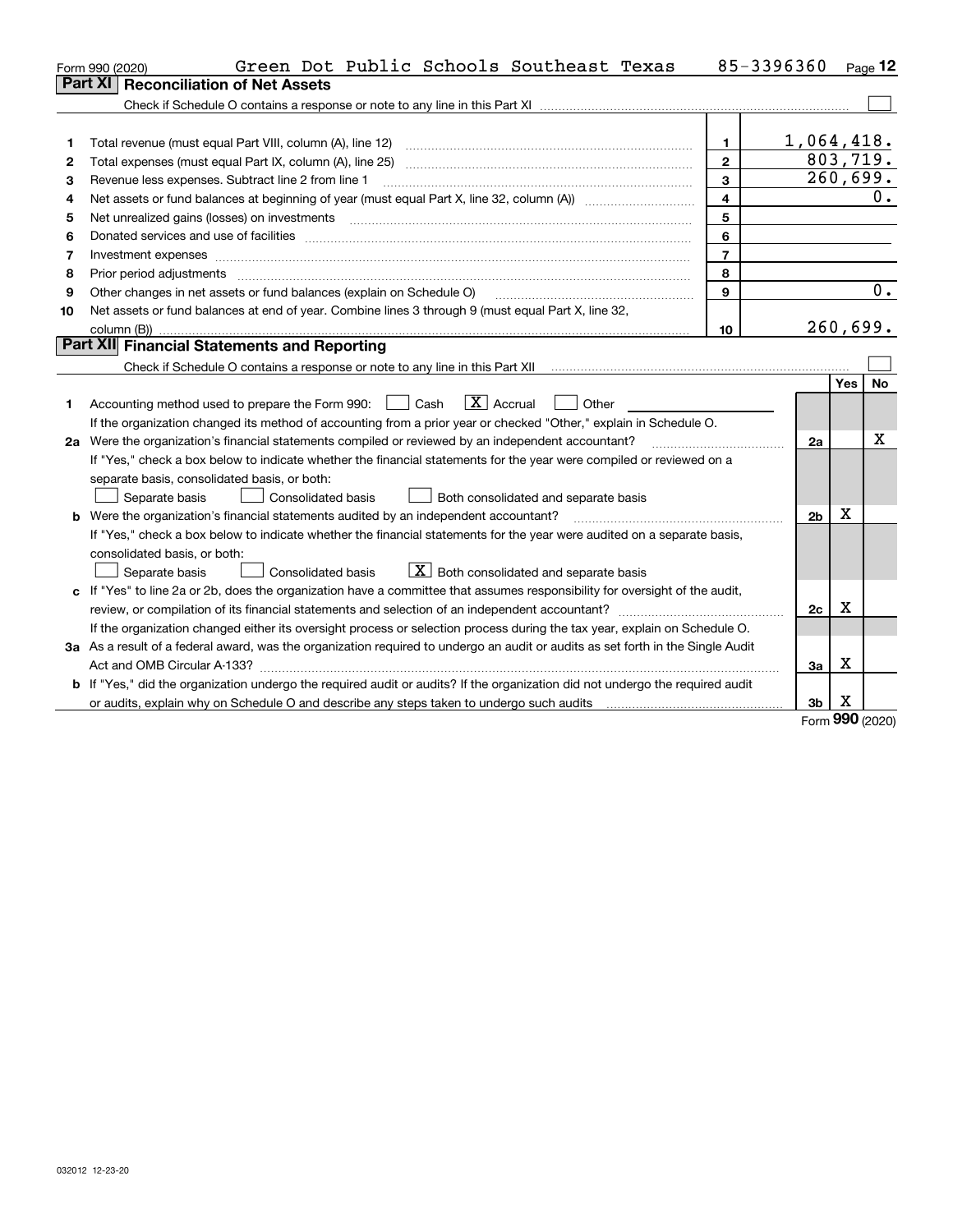Form 990 (2020) Green Dot Public Schools Southeast Texas 85-3396360 Page **12**

## Part XI Reconciliation of Net Assets

Check if Schedule O contains a response or note to any line in this Part XI ☐

| | | | |
|---|---|---|---|
| 1 | Total revenue (must equal Part VIII, column (A), line 12) | 1 | 1,064,418. |
| 2 | Total expenses (must equal Part IX, column (A), line 25) | 2 | 803,719. |
| 3 | Revenue less expenses. Subtract line 2 from line 1 | 3 | 260,699. |
| 4 | Net assets or fund balances at beginning of year (must equal Part X, line 32, column (A)) | 4 | 0. |
| 5 | Net unrealized gains (losses) on investments | 5 | |
| 6 | Donated services and use of facilities | 6 | |
| 7 | Investment expenses | 7 | |
| 8 | Prior period adjustments | 8 | |
| 9 | Other changes in net assets or fund balances (explain on Schedule O) | 9 | 0. |
| 10 | Net assets or fund balances at end of year. Combine lines 3 through 9 (must equal Part X, line 32, column (B)) | 10 | 260,699. |

## Part XII Financial Statements and Reporting

Check if Schedule O contains a response or note to any line in this Part XII ☐

| | | | Yes | No |
|---|---|---|---|---|
| 1 | Accounting method used to prepare the Form 990: ☐ Cash ☒ Accrual ☐ Other<br>If the organization changed its method of accounting from a prior year or checked "Other," explain in Schedule O. | | | |
| 2a | Were the organization's financial statements compiled or reviewed by an independent accountant?<br>If "Yes," check a box below to indicate whether the financial statements for the year were compiled or reviewed on a separate basis, consolidated basis, or both:<br>☐ Separate basis ☐ Consolidated basis ☐ Both consolidated and separate basis | 2a | | X |
| b | Were the organization's financial statements audited by an independent accountant?<br>If "Yes," check a box below to indicate whether the financial statements for the year were audited on a separate basis, consolidated basis, or both:<br>☐ Separate basis ☐ Consolidated basis ☒ Both consolidated and separate basis | 2b | X | |
| c | If "Yes" to line 2a or 2b, does the organization have a committee that assumes responsibility for oversight of the audit, review, or compilation of its financial statements and selection of an independent accountant?<br>If the organization changed either its oversight process or selection process during the tax year, explain on Schedule O. | 2c | X | |
| 3a | As a result of a federal award, was the organization required to undergo an audit or audits as set forth in the Single Audit Act and OMB Circular A-133? | 3a | X | |
| b | If "Yes," did the organization undergo the required audit or audits? If the organization did not undergo the required audit or audits, explain why on Schedule O and describe any steps taken to undergo such audits | 3b | X | |

Form **990** (2020)

032012 12-23-20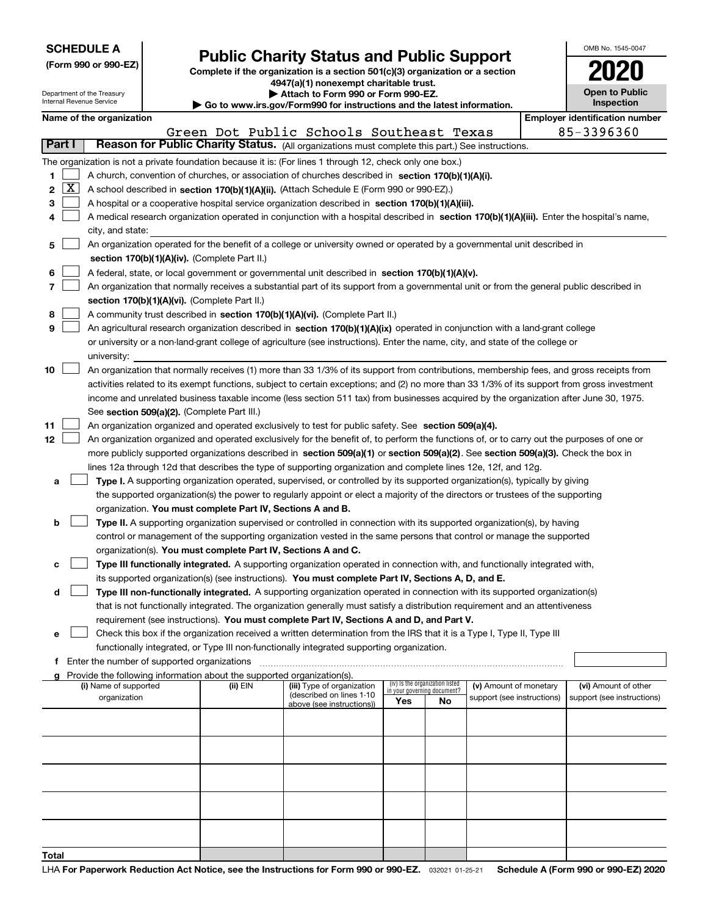**SCHEDULE A**
**(Form 990 or 990-EZ)**

Department of the Treasury
Internal Revenue Service

# Public Charity Status and Public Support

**Complete if the organization is a section 501(c)(3) organization or a section 4947(a)(1) nonexempt charitable trust.**
**▶ Attach to Form 990 or Form 990-EZ.**
**▶ Go to www.irs.gov/Form990 for instructions and the latest information.**

OMB No. 1545-0047
**2020**
**Open to Public Inspection**

**Name of the organization**
Green Dot Public Schools Southeast Texas

**Employer identification number**
85-3396360

**Part I** **Reason for Public Charity Status.** (All organizations must complete this part.) See instructions.

The organization is not a private foundation because it is: (For lines 1 through 12, check only one box.)

1. [ ] A church, convention of churches, or association of churches described in **section 170(b)(1)(A)(i).**
2. [X] A school described in **section 170(b)(1)(A)(ii).** (Attach Schedule E (Form 990 or 990-EZ).)
3. [ ] A hospital or a cooperative hospital service organization described in **section 170(b)(1)(A)(iii).**
4. [ ] A medical research organization operated in conjunction with a hospital described in **section 170(b)(1)(A)(iii).** Enter the hospital's name, city, and state:
5. [ ] An organization operated for the benefit of a college or university owned or operated by a governmental unit described in **section 170(b)(1)(A)(iv).** (Complete Part II.)
6. [ ] A federal, state, or local government or governmental unit described in **section 170(b)(1)(A)(v).**
7. [ ] An organization that normally receives a substantial part of its support from a governmental unit or from the general public described in **section 170(b)(1)(A)(vi).** (Complete Part II.)
8. [ ] A community trust described in **section 170(b)(1)(A)(vi).** (Complete Part II.)
9. [ ] An agricultural research organization described in **section 170(b)(1)(A)(ix)** operated in conjunction with a land-grant college or university or a non-land-grant college of agriculture (see instructions). Enter the name, city, and state of the college or university:
10. [ ] An organization that normally receives (1) more than 33 1/3% of its support from contributions, membership fees, and gross receipts from activities related to its exempt functions, subject to certain exceptions; and (2) no more than 33 1/3% of its support from gross investment income and unrelated business taxable income (less section 511 tax) from businesses acquired by the organization after June 30, 1975. See **section 509(a)(2).** (Complete Part III.)
11. [ ] An organization organized and operated exclusively to test for public safety. See **section 509(a)(4).**
12. [ ] An organization organized and operated exclusively for the benefit of, to perform the functions of, or to carry out the purposes of one or more publicly supported organizations described in **section 509(a)(1)** or **section 509(a)(2).** See **section 509(a)(3).** Check the box in lines 12a through 12d that describes the type of supporting organization and complete lines 12e, 12f, and 12g.
   - **a** [ ] **Type I.** A supporting organization operated, supervised, or controlled by its supported organization(s), typically by giving the supported organization(s) the power to regularly appoint or elect a majority of the directors or trustees of the supporting organization. **You must complete Part IV, Sections A and B.**
   - **b** [ ] **Type II.** A supporting organization supervised or controlled in connection with its supported organization(s), by having control or management of the supporting organization vested in the same persons that control or manage the supported organization(s). **You must complete Part IV, Sections A and C.**
   - **c** [ ] **Type III functionally integrated.** A supporting organization operated in connection with, and functionally integrated with, its supported organization(s) (see instructions). **You must complete Part IV, Sections A, D, and E.**
   - **d** [ ] **Type III non-functionally integrated.** A supporting organization operated in connection with its supported organization(s) that is not functionally integrated. The organization generally must satisfy a distribution requirement and an attentiveness requirement (see instructions). **You must complete Part IV, Sections A and D, and Part V.**
   - **e** [ ] Check this box if the organization received a written determination from the IRS that it is a Type I, Type II, Type III functionally integrated, or Type III non-functionally integrated supporting organization.
   - **f** Enter the number of supported organizations
   - **g** Provide the following information about the supported organization(s).

| (i) Name of supported organization | (ii) EIN | (iii) Type of organization (described on lines 1-10 above (see instructions)) | (iv) Is the organization listed in your governing document? Yes | No | (v) Amount of monetary support (see instructions) | (vi) Amount of other support (see instructions) |
|---|---|---|---|---|---|---|
| | | | | | | |
| | | | | | | |
| | | | | | | |
| | | | | | | |
| | | | | | | |
| **Total** | | | | | | |

LHA **For Paperwork Reduction Act Notice, see the Instructions for Form 990 or 990-EZ.** 032021 01-25-21 **Schedule A (Form 990 or 990-EZ) 2020**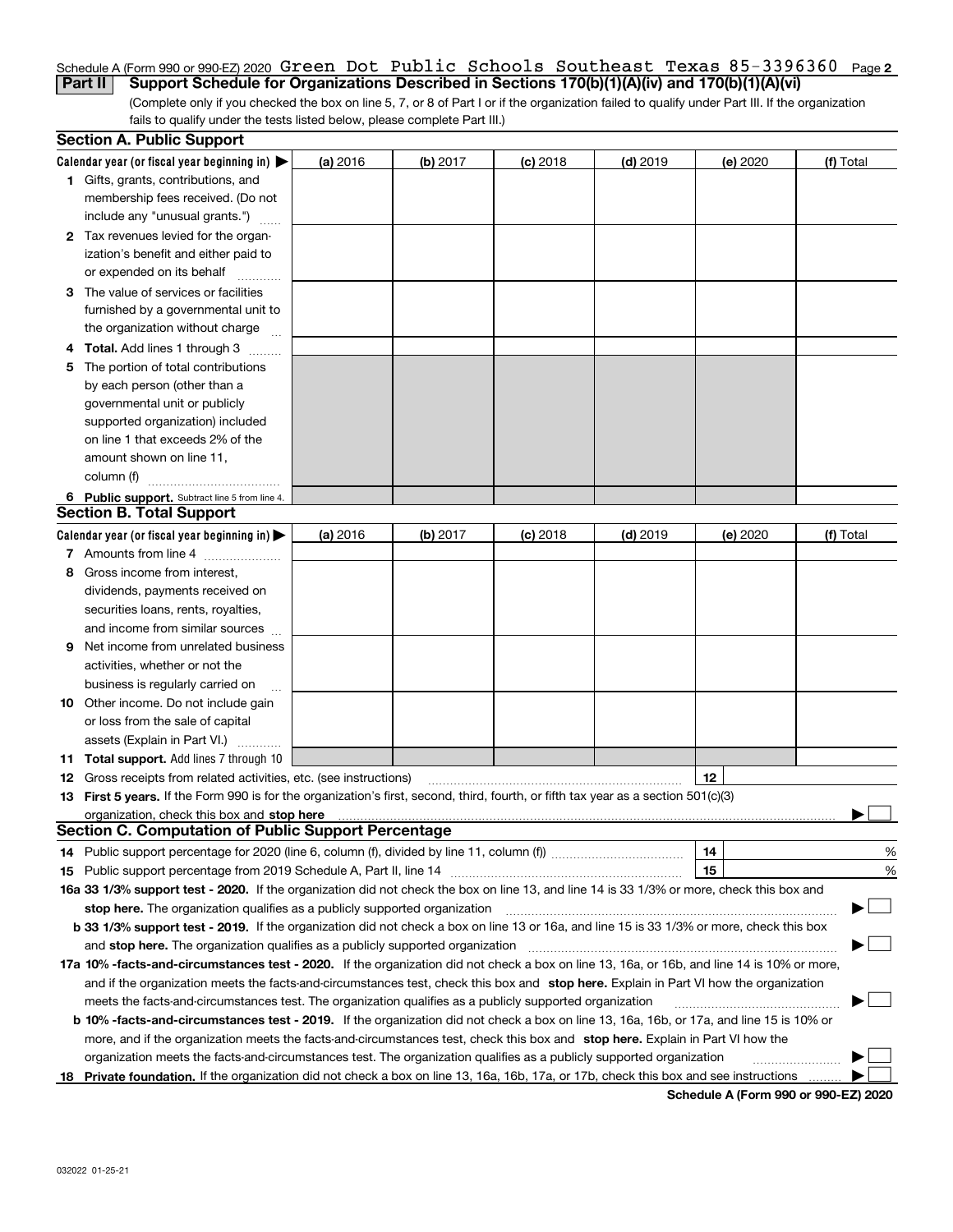Schedule A (Form 990 or 990-EZ) 2020 Green Dot Public Schools Southeast Texas 85-3396360 Page **2**

## Part II Support Schedule for Organizations Described in Sections 170(b)(1)(A)(iv) and 170(b)(1)(A)(vi)

(Complete only if you checked the box on line 5, 7, or 8 of Part I or if the organization failed to qualify under Part III. If the organization fails to qualify under the tests listed below, please complete Part III.)

### Section A. Public Support

| Calendar year (or fiscal year beginning in) ▶ | (a) 2016 | (b) 2017 | (c) 2018 | (d) 2019 | (e) 2020 | (f) Total |
|---|---|---|---|---|---|---|
| **1** Gifts, grants, contributions, and membership fees received. (Do not include any "unusual grants.") | | | | | | |
| **2** Tax revenues levied for the organization's benefit and either paid to or expended on its behalf | | | | | | |
| **3** The value of services or facilities furnished by a governmental unit to the organization without charge | | | | | | |
| **4 Total.** Add lines 1 through 3 | | | | | | |
| **5** The portion of total contributions by each person (other than a governmental unit or publicly supported organization) included on line 1 that exceeds 2% of the amount shown on line 11, column (f) | | | | | | |
| **6 Public support.** Subtract line 5 from line 4. | | | | | | |

### Section B. Total Support

| Calendar year (or fiscal year beginning in) ▶ | (a) 2016 | (b) 2017 | (c) 2018 | (d) 2019 | (e) 2020 | (f) Total |
|---|---|---|---|---|---|---|
| **7** Amounts from line 4 | | | | | | |
| **8** Gross income from interest, dividends, payments received on securities loans, rents, royalties, and income from similar sources | | | | | | |
| **9** Net income from unrelated business activities, whether or not the business is regularly carried on | | | | | | |
| **10** Other income. Do not include gain or loss from the sale of capital assets (Explain in Part VI.) | | | | | | |
| **11 Total support.** Add lines 7 through 10 | | | | | | |

**12** Gross receipts from related activities, etc. (see instructions) | **12** |

**13 First 5 years.** If the Form 990 is for the organization's first, second, third, fourth, or fifth tax year as a section 501(c)(3) organization, check this box and **stop here** ▶ ☐

### Section C. Computation of Public Support Percentage

**14** Public support percentage for 2020 (line 6, column (f), divided by line 11, column (f)) | **14** | %

**15** Public support percentage from 2019 Schedule A, Part II, line 14 | **15** | %

**16a 33 1/3% support test - 2020.** If the organization did not check the box on line 13, and line 14 is 33 1/3% or more, check this box and **stop here.** The organization qualifies as a publicly supported organization ▶ ☐

**b 33 1/3% support test - 2019.** If the organization did not check a box on line 13 or 16a, and line 15 is 33 1/3% or more, check this box and **stop here.** The organization qualifies as a publicly supported organization ▶ ☐

**17a 10% -facts-and-circumstances test - 2020.** If the organization did not check a box on line 13, 16a, or 16b, and line 14 is 10% or more, and if the organization meets the facts-and-circumstances test, check this box and **stop here.** Explain in Part VI how the organization meets the facts-and-circumstances test. The organization qualifies as a publicly supported organization ▶ ☐

**b 10% -facts-and-circumstances test - 2019.** If the organization did not check a box on line 13, 16a, 16b, or 17a, and line 15 is 10% or more, and if the organization meets the facts-and-circumstances test, check this box and **stop here.** Explain in Part VI how the organization meets the facts-and-circumstances test. The organization qualifies as a publicly supported organization ▶ ☐

**18 Private foundation.** If the organization did not check a box on line 13, 16a, 16b, 17a, or 17b, check this box and see instructions ▶ ☐

**Schedule A (Form 990 or 990-EZ) 2020**

032022 01-25-21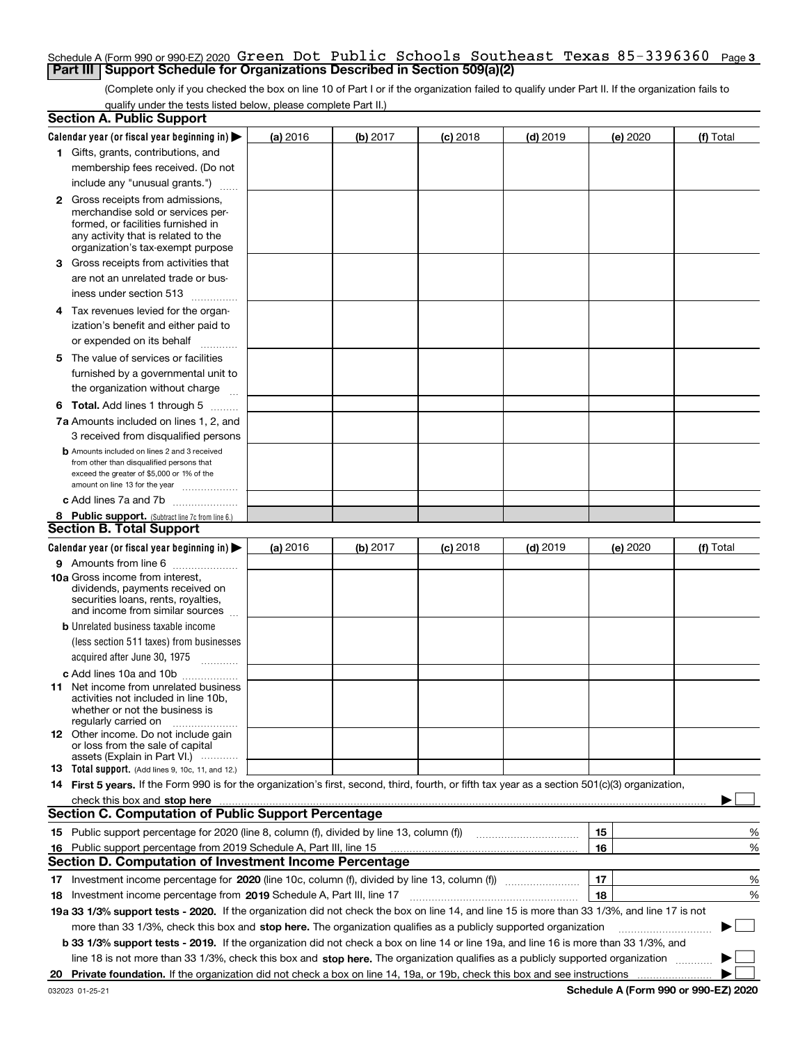Schedule A (Form 990 or 990-EZ) 2020 Green Dot Public Schools Southeast Texas 85-3396360 Page 3

## Part III Support Schedule for Organizations Described in Section 509(a)(2)

(Complete only if you checked the box on line 10 of Part I or if the organization failed to qualify under Part II. If the organization fails to qualify under the tests listed below, please complete Part II.)

### Section A. Public Support

| Calendar year (or fiscal year beginning in) ▶ | (a) 2016 | (b) 2017 | (c) 2018 | (d) 2019 | (e) 2020 | (f) Total |
|---|---|---|---|---|---|---|
| 1 Gifts, grants, contributions, and membership fees received. (Do not include any "unusual grants.") | | | | | | |
| 2 Gross receipts from admissions, merchandise sold or services performed, or facilities furnished in any activity that is related to the organization's tax-exempt purpose | | | | | | |
| 3 Gross receipts from activities that are not an unrelated trade or business under section 513 | | | | | | |
| 4 Tax revenues levied for the organization's benefit and either paid to or expended on its behalf | | | | | | |
| 5 The value of services or facilities furnished by a governmental unit to the organization without charge | | | | | | |
| 6 **Total.** Add lines 1 through 5 | | | | | | |
| 7a Amounts included on lines 1, 2, and 3 received from disqualified persons | | | | | | |
| b Amounts included on lines 2 and 3 received from other than disqualified persons that exceed the greater of $5,000 or 1% of the amount on line 13 for the year | | | | | | |
| c Add lines 7a and 7b | | | | | | |
| 8 **Public support.** (Subtract line 7c from line 6.) | | | | | | |

### Section B. Total Support

| Calendar year (or fiscal year beginning in) ▶ | (a) 2016 | (b) 2017 | (c) 2018 | (d) 2019 | (e) 2020 | (f) Total |
|---|---|---|---|---|---|---|
| 9 Amounts from line 6 | | | | | | |
| 10a Gross income from interest, dividends, payments received on securities loans, rents, royalties, and income from similar sources | | | | | | |
| b Unrelated business taxable income (less section 511 taxes) from businesses acquired after June 30, 1975 | | | | | | |
| c Add lines 10a and 10b | | | | | | |
| 11 Net income from unrelated business activities not included in line 10b, whether or not the business is regularly carried on | | | | | | |
| 12 Other income. Do not include gain or loss from the sale of capital assets (Explain in Part VI.) | | | | | | |
| 13 **Total support.** (Add lines 9, 10c, 11, and 12.) | | | | | | |

14 **First 5 years.** If the Form 990 is for the organization's first, second, third, fourth, or fifth tax year as a section 501(c)(3) organization, check this box and **stop here** ▶ ☐

### Section C. Computation of Public Support Percentage

| | | | |
|---|---|---|---|
| 15 | Public support percentage for 2020 (line 8, column (f), divided by line 13, column (f)) | 15 | % |
| 16 | Public support percentage from 2019 Schedule A, Part III, line 15 | 16 | % |

### Section D. Computation of Investment Income Percentage

| | | | |
|---|---|---|---|
| 17 | Investment income percentage for **2020** (line 10c, column (f), divided by line 13, column (f)) | 17 | % |
| 18 | Investment income percentage from **2019** Schedule A, Part III, line 17 | 18 | % |

19a **33 1/3% support tests - 2020.** If the organization did not check the box on line 14, and line 15 is more than 33 1/3%, and line 17 is not more than 33 1/3%, check this box and **stop here.** The organization qualifies as a publicly supported organization ▶ ☐

b **33 1/3% support tests - 2019.** If the organization did not check a box on line 14 or line 19a, and line 16 is more than 33 1/3%, and line 18 is not more than 33 1/3%, check this box and **stop here.** The organization qualifies as a publicly supported organization ▶ ☐

20 **Private foundation.** If the organization did not check a box on line 14, 19a, or 19b, check this box and see instructions ▶ ☐

032023 01-25-21 **Schedule A (Form 990 or 990-EZ) 2020**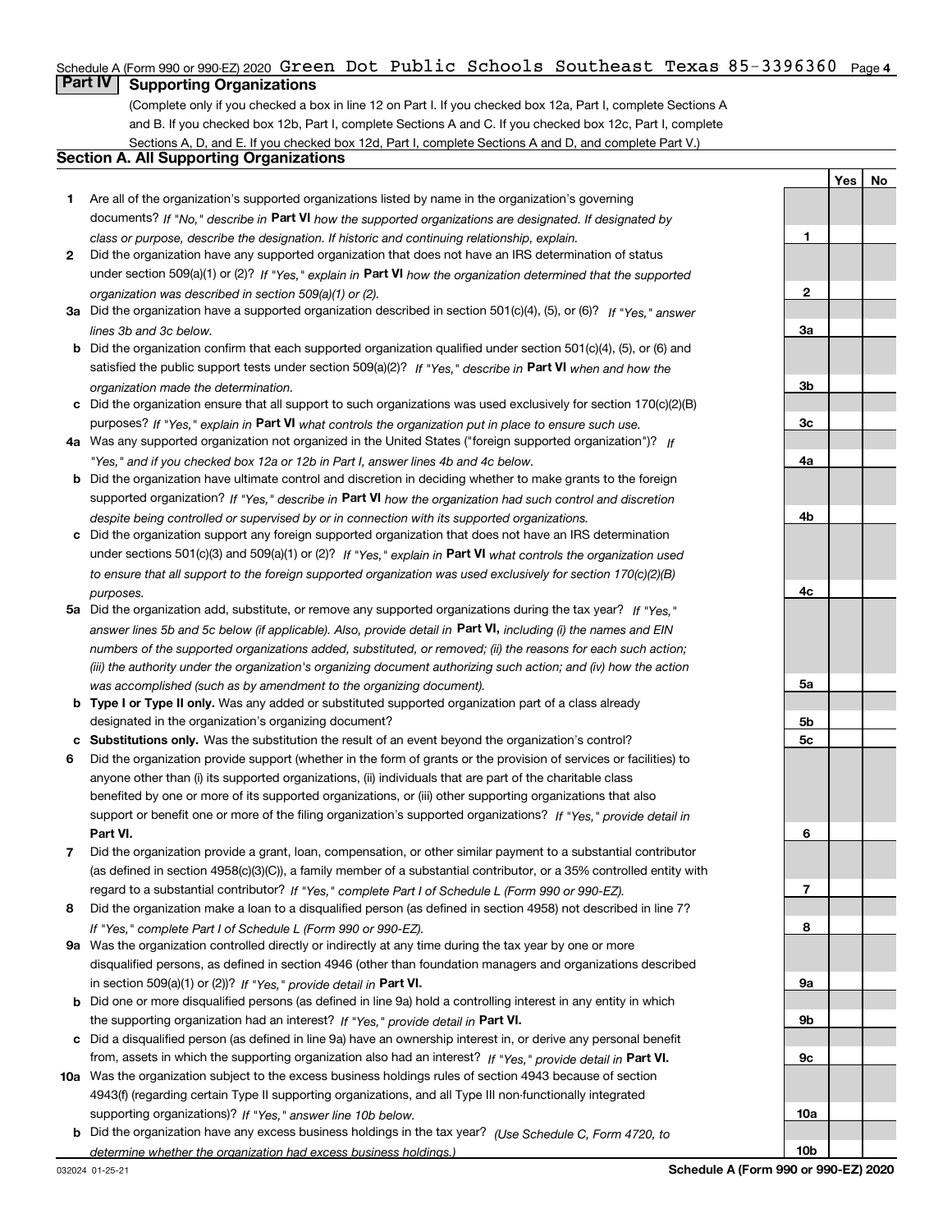Schedule A (Form 990 or 990-EZ) 2020 Green Dot Public Schools Southeast Texas 85-3396360 Page 4

## Part IV Supporting Organizations

(Complete only if you checked a box in line 12 on Part I. If you checked box 12a, Part I, complete Sections A and B. If you checked box 12b, Part I, complete Sections A and C. If you checked box 12c, Part I, complete Sections A, D, and E. If you checked box 12d, Part I, complete Sections A and D, and complete Part V.)

### Section A. All Supporting Organizations

| | | | Yes | No |
|---|---|---|---|---|
| **1** | Are all of the organization's supported organizations listed by name in the organization's governing documents? *If "No," describe in* **Part VI** *how the supported organizations are designated. If designated by class or purpose, describe the designation. If historic and continuing relationship, explain.* | 1 | | |
| **2** | Did the organization have any supported organization that does not have an IRS determination of status under section 509(a)(1) or (2)? *If "Yes," explain in* **Part VI** *how the organization determined that the supported organization was described in section 509(a)(1) or (2).* | 2 | | |
| **3a** | Did the organization have a supported organization described in section 501(c)(4), (5), or (6)? *If "Yes," answer lines 3b and 3c below.* | 3a | | |
| **b** | Did the organization confirm that each supported organization qualified under section 501(c)(4), (5), or (6) and satisfied the public support tests under section 509(a)(2)? *If "Yes," describe in* **Part VI** *when and how the organization made the determination.* | 3b | | |
| **c** | Did the organization ensure that all support to such organizations was used exclusively for section 170(c)(2)(B) purposes? *If "Yes," explain in* **Part VI** *what controls the organization put in place to ensure such use.* | 3c | | |
| **4a** | Was any supported organization not organized in the United States ("foreign supported organization")? *If "Yes," and if you checked box 12a or 12b in Part I, answer lines 4b and 4c below.* | 4a | | |
| **b** | Did the organization have ultimate control and discretion in deciding whether to make grants to the foreign supported organization? *If "Yes," describe in* **Part VI** *how the organization had such control and discretion despite being controlled or supervised by or in connection with its supported organizations.* | 4b | | |
| **c** | Did the organization support any foreign supported organization that does not have an IRS determination under sections 501(c)(3) and 509(a)(1) or (2)? *If "Yes," explain in* **Part VI** *what controls the organization used to ensure that all support to the foreign supported organization was used exclusively for section 170(c)(2)(B) purposes.* | 4c | | |
| **5a** | Did the organization add, substitute, or remove any supported organizations during the tax year? *If "Yes," answer lines 5b and 5c below (if applicable). Also, provide detail in* **Part VI,** *including (i) the names and EIN numbers of the supported organizations added, substituted, or removed; (ii) the reasons for each such action; (iii) the authority under the organization's organizing document authorizing such action; and (iv) how the action was accomplished (such as by amendment to the organizing document).* | 5a | | |
| **b** | **Type I or Type II only.** Was any added or substituted supported organization part of a class already designated in the organization's organizing document? | 5b | | |
| **c** | **Substitutions only.** Was the substitution the result of an event beyond the organization's control? | 5c | | |
| **6** | Did the organization provide support (whether in the form of grants or the provision of services or facilities) to anyone other than (i) its supported organizations, (ii) individuals that are part of the charitable class benefited by one or more of its supported organizations, or (iii) other supporting organizations that also support or benefit one or more of the filing organization's supported organizations? *If "Yes," provide detail in* **Part VI.** | 6 | | |
| **7** | Did the organization provide a grant, loan, compensation, or other similar payment to a substantial contributor (as defined in section 4958(c)(3)(C)), a family member of a substantial contributor, or a 35% controlled entity with regard to a substantial contributor? *If "Yes," complete Part I of Schedule L (Form 990 or 990-EZ).* | 7 | | |
| **8** | Did the organization make a loan to a disqualified person (as defined in section 4958) not described in line 7? *If "Yes," complete Part I of Schedule L (Form 990 or 990-EZ).* | 8 | | |
| **9a** | Was the organization controlled directly or indirectly at any time during the tax year by one or more disqualified persons, as defined in section 4946 (other than foundation managers and organizations described in section 509(a)(1) or (2))? *If "Yes," provide detail in* **Part VI.** | 9a | | |
| **b** | Did one or more disqualified persons (as defined in line 9a) hold a controlling interest in any entity in which the supporting organization had an interest? *If "Yes," provide detail in* **Part VI.** | 9b | | |
| **c** | Did a disqualified person (as defined in line 9a) have an ownership interest in, or derive any personal benefit from, assets in which the supporting organization also had an interest? *If "Yes," provide detail in* **Part VI.** | 9c | | |
| **10a** | Was the organization subject to the excess business holdings rules of section 4943 because of section 4943(f) (regarding certain Type II supporting organizations, and all Type III non-functionally integrated supporting organizations)? *If "Yes," answer line 10b below.* | 10a | | |
| **b** | Did the organization have any excess business holdings in the tax year? *(Use Schedule C, Form 4720, to determine whether the organization had excess business holdings.)* | 10b | | |

032024 01-25-21 **Schedule A (Form 990 or 990-EZ) 2020**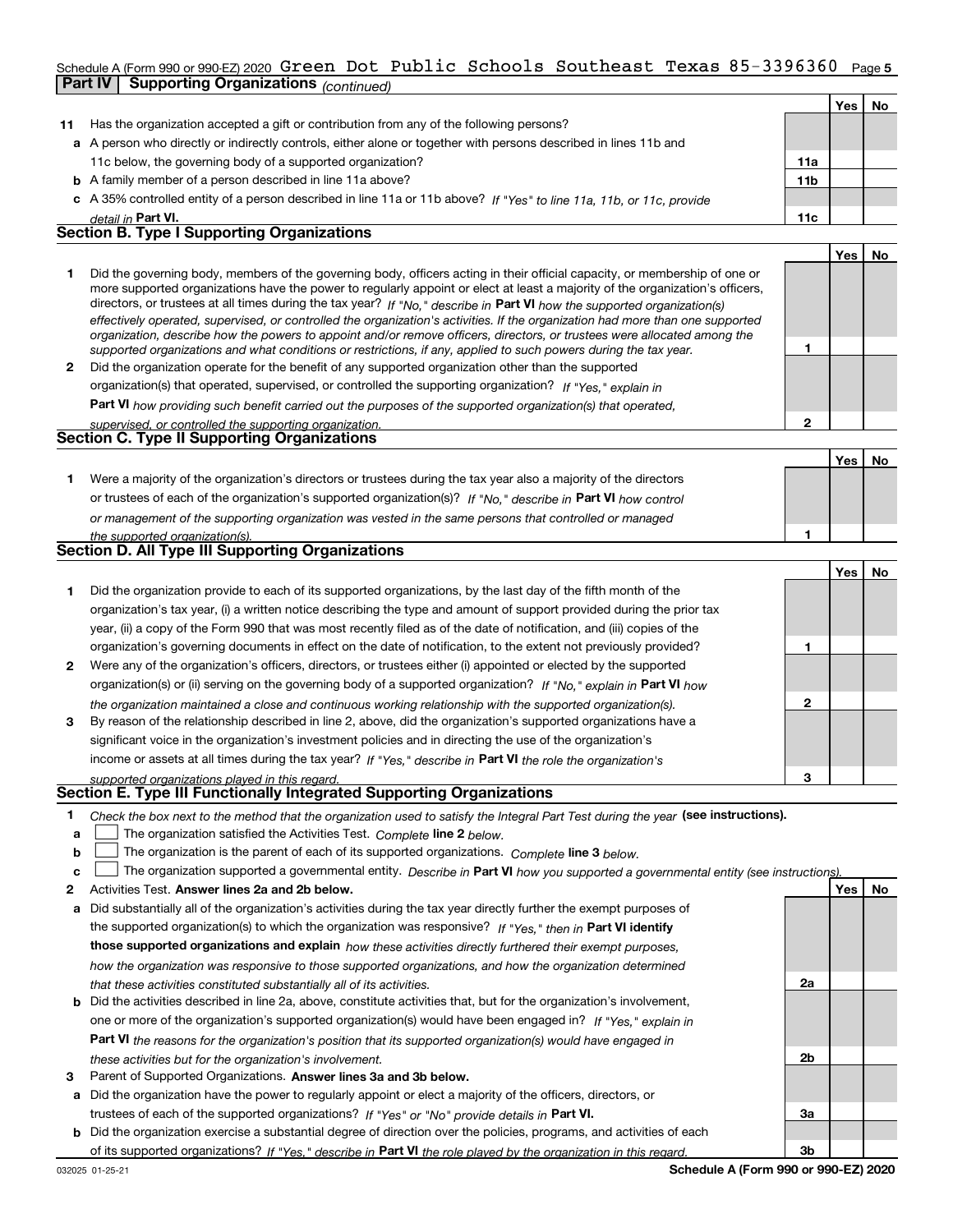Schedule A (Form 990 or 990-EZ) 2020 Green Dot Public Schools Southeast Texas 85-3396360 Page 5

**Part IV | Supporting Organizations** *(continued)*

| | | | Yes | No |
|---|---|---|---|---|
| **11** | Has the organization accepted a gift or contribution from any of the following persons? | | | |
| **a** | A person who directly or indirectly controls, either alone or together with persons described in lines 11b and 11c below, the governing body of a supported organization? | **11a** | | |
| **b** | A family member of a person described in line 11a above? | **11b** | | |
| **c** | A 35% controlled entity of a person described in line 11a or 11b above? *If "Yes" to line 11a, 11b, or 11c, provide detail in* **Part VI.** | **11c** | | |

## Section B. Type I Supporting Organizations

| | | | Yes | No |
|---|---|---|---|---|
| **1** | Did the governing body, members of the governing body, officers acting in their official capacity, or membership of one or more supported organizations have the power to regularly appoint or elect at least a majority of the organization's officers, directors, or trustees at all times during the tax year? *If "No," describe in* **Part VI** *how the supported organization(s) effectively operated, supervised, or controlled the organization's activities. If the organization had more than one supported organization, describe how the powers to appoint and/or remove officers, directors, or trustees were allocated among the supported organizations and what conditions or restrictions, if any, applied to such powers during the tax year.* | **1** | | |
| **2** | Did the organization operate for the benefit of any supported organization other than the supported organization(s) that operated, supervised, or controlled the supporting organization? *If "Yes," explain in* **Part VI** *how providing such benefit carried out the purposes of the supported organization(s) that operated, supervised, or controlled the supporting organization.* | **2** | | |

## Section C. Type II Supporting Organizations

| | | | Yes | No |
|---|---|---|---|---|
| **1** | Were a majority of the organization's directors or trustees during the tax year also a majority of the directors or trustees of each of the organization's supported organization(s)? *If "No," describe in* **Part VI** *how control or management of the supporting organization was vested in the same persons that controlled or managed the supported organization(s).* | **1** | | |

## Section D. All Type III Supporting Organizations

| | | | Yes | No |
|---|---|---|---|---|
| **1** | Did the organization provide to each of its supported organizations, by the last day of the fifth month of the organization's tax year, (i) a written notice describing the type and amount of support provided during the prior tax year, (ii) a copy of the Form 990 that was most recently filed as of the date of notification, and (iii) copies of the organization's governing documents in effect on the date of notification, to the extent not previously provided? | **1** | | |
| **2** | Were any of the organization's officers, directors, or trustees either (i) appointed or elected by the supported organization(s) or (ii) serving on the governing body of a supported organization? *If "No," explain in* **Part VI** *how the organization maintained a close and continuous working relationship with the supported organization(s).* | **2** | | |
| **3** | By reason of the relationship described in line 2, above, did the organization's supported organizations have a significant voice in the organization's investment policies and in directing the use of the organization's income or assets at all times during the tax year? *If "Yes," describe in* **Part VI** *the role the organization's supported organizations played in this regard.* | **3** | | |

## Section E. Type III Functionally Integrated Supporting Organizations

**1** *Check the box next to the method that the organization used to satisfy the Integral Part Test during the year* **(see instructions).**

- **a** ☐ The organization satisfied the Activities Test. *Complete* **line 2** *below.*
- **b** ☐ The organization is the parent of each of its supported organizations. *Complete* **line 3** *below.*
- **c** ☐ The organization supported a governmental entity. *Describe in* **Part VI** *how you supported a governmental entity (see instructions).*

| | | | Yes | No |
|---|---|---|---|---|
| **2** | Activities Test. **Answer lines 2a and 2b below.** | | | |
| **a** | Did substantially all of the organization's activities during the tax year directly further the exempt purposes of the supported organization(s) to which the organization was responsive? *If "Yes," then in* **Part VI identify those supported organizations and explain** *how these activities directly furthered their exempt purposes, how the organization was responsive to those supported organizations, and how the organization determined that these activities constituted substantially all of its activities.* | **2a** | | |
| **b** | Did the activities described in line 2a, above, constitute activities that, but for the organization's involvement, one or more of the organization's supported organization(s) would have been engaged in? *If "Yes," explain in* **Part VI** *the reasons for the organization's position that its supported organization(s) would have engaged in these activities but for the organization's involvement.* | **2b** | | |
| **3** | Parent of Supported Organizations. **Answer lines 3a and 3b below.** | | | |
| **a** | Did the organization have the power to regularly appoint or elect a majority of the officers, directors, or trustees of each of the supported organizations? *If "Yes" or "No" provide details in* **Part VI.** | **3a** | | |
| **b** | Did the organization exercise a substantial degree of direction over the policies, programs, and activities of each of its supported organizations? *If "Yes," describe in* **Part VI** *the role played by the organization in this regard.* | **3b** | | |

032025 01-25-21 **Schedule A (Form 990 or 990-EZ) 2020**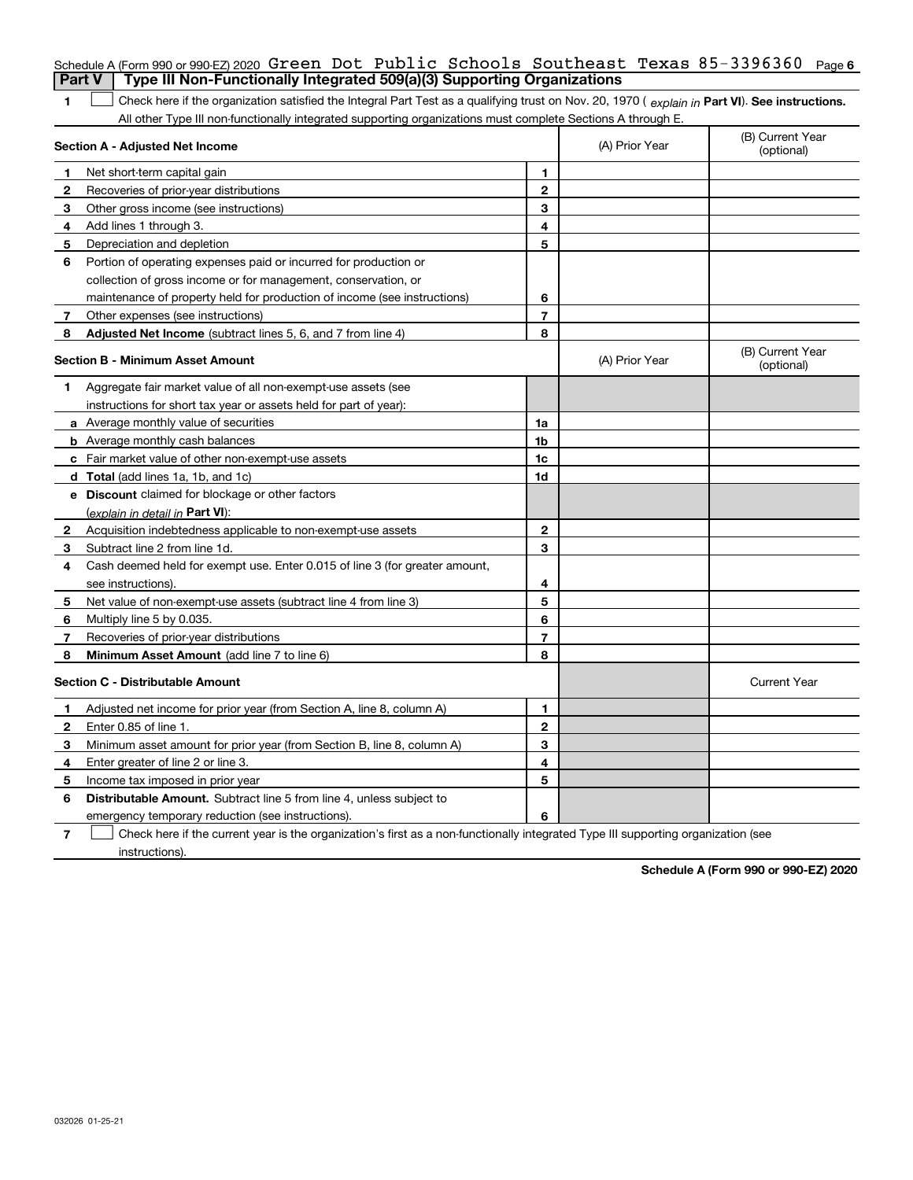Schedule A (Form 990 or 990-EZ) 2020 Green Dot Public Schools Southeast Texas 85-3396360 Page 6

## Part V | Type III Non-Functionally Integrated 509(a)(3) Supporting Organizations

**1** ☐ Check here if the organization satisfied the Integral Part Test as a qualifying trust on Nov. 20, 1970 ( *explain in* **Part VI**). **See instructions.** All other Type III non-functionally integrated supporting organizations must complete Sections A through E.

| | **Section A - Adjusted Net Income** | | (A) Prior Year | (B) Current Year (optional) |
|---|---|---|---|---|
| **1** | Net short-term capital gain | **1** | | |
| **2** | Recoveries of prior-year distributions | **2** | | |
| **3** | Other gross income (see instructions) | **3** | | |
| **4** | Add lines 1 through 3. | **4** | | |
| **5** | Depreciation and depletion | **5** | | |
| **6** | Portion of operating expenses paid or incurred for production or collection of gross income or for management, conservation, or maintenance of property held for production of income (see instructions) | **6** | | |
| **7** | Other expenses (see instructions) | **7** | | |
| **8** | **Adjusted Net Income** (subtract lines 5, 6, and 7 from line 4) | **8** | | |

| | **Section B - Minimum Asset Amount** | | (A) Prior Year | (B) Current Year (optional) |
|---|---|---|---|---|
| **1** | Aggregate fair market value of all non-exempt-use assets (see instructions for short tax year or assets held for part of year): | | | |
| **a** | Average monthly value of securities | **1a** | | |
| **b** | Average monthly cash balances | **1b** | | |
| **c** | Fair market value of other non-exempt-use assets | **1c** | | |
| **d** | **Total** (add lines 1a, 1b, and 1c) | **1d** | | |
| **e** | **Discount** claimed for blockage or other factors (*explain in detail in* **Part VI**): | | | |
| **2** | Acquisition indebtedness applicable to non-exempt-use assets | **2** | | |
| **3** | Subtract line 2 from line 1d. | **3** | | |
| **4** | Cash deemed held for exempt use. Enter 0.015 of line 3 (for greater amount, see instructions). | **4** | | |
| **5** | Net value of non-exempt-use assets (subtract line 4 from line 3) | **5** | | |
| **6** | Multiply line 5 by 0.035. | **6** | | |
| **7** | Recoveries of prior-year distributions | **7** | | |
| **8** | **Minimum Asset Amount** (add line 7 to line 6) | **8** | | |

| | **Section C - Distributable Amount** | | | Current Year |
|---|---|---|---|---|
| **1** | Adjusted net income for prior year (from Section A, line 8, column A) | **1** | | |
| **2** | Enter 0.85 of line 1. | **2** | | |
| **3** | Minimum asset amount for prior year (from Section B, line 8, column A) | **3** | | |
| **4** | Enter greater of line 2 or line 3. | **4** | | |
| **5** | Income tax imposed in prior year | **5** | | |
| **6** | **Distributable Amount.** Subtract line 5 from line 4, unless subject to emergency temporary reduction (see instructions). | **6** | | |

**7** ☐ Check here if the current year is the organization's first as a non-functionally integrated Type III supporting organization (see instructions).

**Schedule A (Form 990 or 990-EZ) 2020**

032026 01-25-21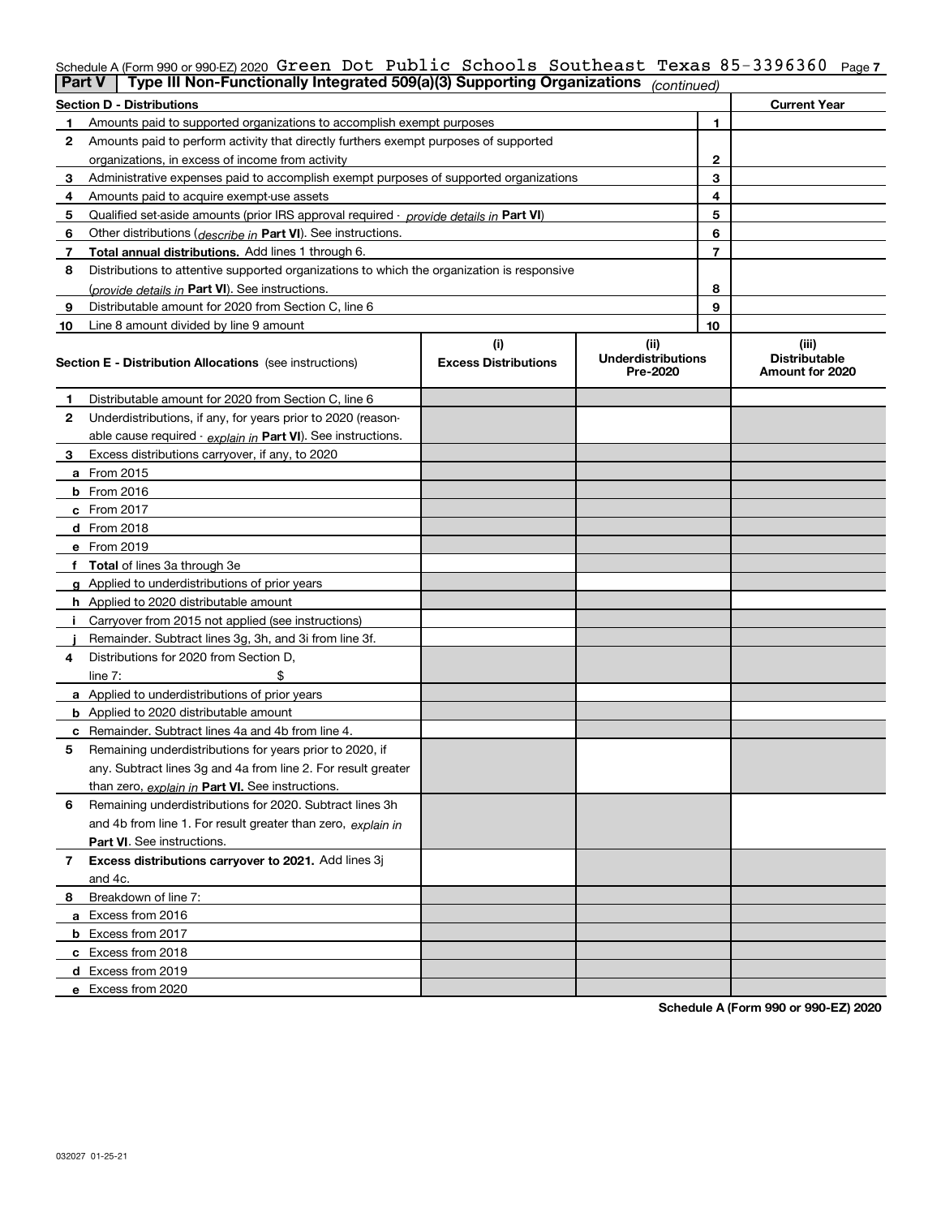Schedule A (Form 990 or 990-EZ) 2020 Green Dot Public Schools Southeast Texas 85-3396360 Page 7

## Part V | Type III Non-Functionally Integrated 509(a)(3) Supporting Organizations *(continued)*

| Section D - Distributions | | | Current Year |
|---|---|---|---|
| 1 | Amounts paid to supported organizations to accomplish exempt purposes | 1 | |
| 2 | Amounts paid to perform activity that directly furthers exempt purposes of supported organizations, in excess of income from activity | 2 | |
| 3 | Administrative expenses paid to accomplish exempt purposes of supported organizations | 3 | |
| 4 | Amounts paid to acquire exempt-use assets | 4 | |
| 5 | Qualified set-aside amounts (prior IRS approval required - *provide details in* **Part VI**) | 5 | |
| 6 | Other distributions (*describe in* **Part VI**). See instructions. | 6 | |
| 7 | **Total annual distributions.** Add lines 1 through 6. | 7 | |
| 8 | Distributions to attentive supported organizations to which the organization is responsive (*provide details in* **Part VI**). See instructions. | 8 | |
| 9 | Distributable amount for 2020 from Section C, line 6 | 9 | |
| 10 | Line 8 amount divided by line 9 amount | 10 | |

| | **Section E - Distribution Allocations** (see instructions) | (i) Excess Distributions | (ii) Underdistributions Pre-2020 | (iii) Distributable Amount for 2020 |
|---|---|---|---|---|
| 1 | Distributable amount for 2020 from Section C, line 6 | | | |
| 2 | Underdistributions, if any, for years prior to 2020 (reasonable cause required - *explain in* **Part VI**). See instructions. | | | |
| 3 | Excess distributions carryover, if any, to 2020 | | | |
| a | From 2015 | | | |
| b | From 2016 | | | |
| c | From 2017 | | | |
| d | From 2018 | | | |
| e | From 2019 | | | |
| f | **Total** of lines 3a through 3e | | | |
| g | Applied to underdistributions of prior years | | | |
| h | Applied to 2020 distributable amount | | | |
| i | Carryover from 2015 not applied (see instructions) | | | |
| j | Remainder. Subtract lines 3g, 3h, and 3i from line 3f. | | | |
| 4 | Distributions for 2020 from Section D, line 7: $ | | | |
| a | Applied to underdistributions of prior years | | | |
| b | Applied to 2020 distributable amount | | | |
| c | Remainder. Subtract lines 4a and 4b from line 4. | | | |
| 5 | Remaining underdistributions for years prior to 2020, if any. Subtract lines 3g and 4a from line 2. For result greater than zero, *explain in* **Part VI.** See instructions. | | | |
| 6 | Remaining underdistributions for 2020. Subtract lines 3h and 4b from line 1. For result greater than zero, *explain in* **Part VI**. See instructions. | | | |
| 7 | **Excess distributions carryover to 2021.** Add lines 3j and 4c. | | | |
| 8 | Breakdown of line 7: | | | |
| a | Excess from 2016 | | | |
| b | Excess from 2017 | | | |
| c | Excess from 2018 | | | |
| d | Excess from 2019 | | | |
| e | Excess from 2020 | | | |

**Schedule A (Form 990 or 990-EZ) 2020**

032027 01-25-21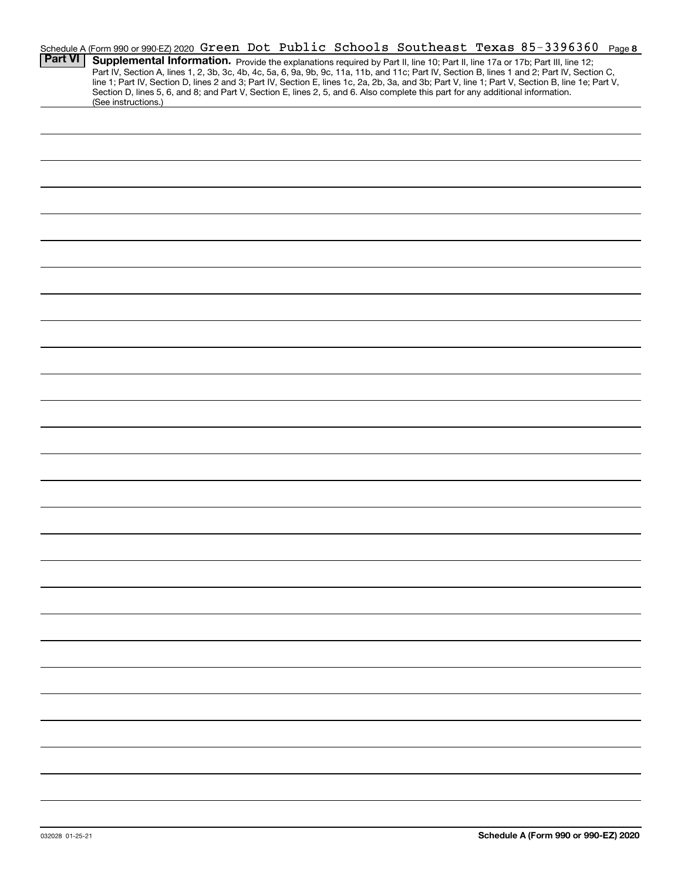Schedule A (Form 990 or 990-EZ) 2020 Green Dot Public Schools Southeast Texas 85-3396360 Page 8

## Part VI Supplemental Information.

Provide the explanations required by Part II, line 10; Part II, line 17a or 17b; Part III, line 12; Part IV, Section A, lines 1, 2, 3b, 3c, 4b, 4c, 5a, 6, 9a, 9b, 9c, 11a, 11b, and 11c; Part IV, Section B, lines 1 and 2; Part IV, Section C, line 1; Part IV, Section D, lines 2 and 3; Part IV, Section E, lines 1c, 2a, 2b, 3a, and 3b; Part V, line 1; Part V, Section B, line 1e; Part V, Section D, lines 5, 6, and 8; and Part V, Section E, lines 2, 5, and 6. Also complete this part for any additional information. (See instructions.)

032028 01-25-21

**Schedule A (Form 990 or 990-EZ) 2020**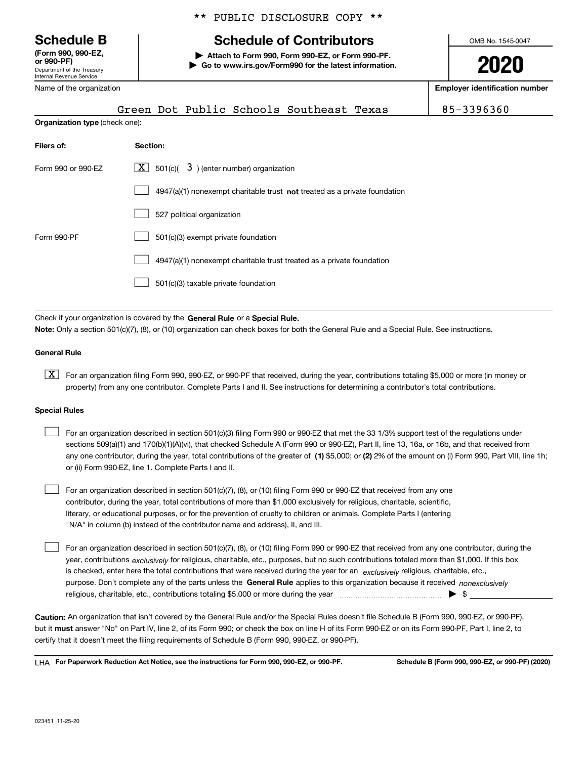** PUBLIC DISCLOSURE COPY **

# Schedule B

**(Form 990, 990-EZ, or 990-PF)**
Department of the Treasury
Internal Revenue Service

## Schedule of Contributors

▶ **Attach to Form 990, Form 990-EZ, or Form 990-PF.**
▶ **Go to www.irs.gov/Form990 for the latest information.**

OMB No. 1545-0047

**2020**

| Name of the organization | Employer identification number |
|---|---|
| Green Dot Public Schools Southeast Texas | 85-3396360 |

**Organization type** (check one):

| Filers of: | Section: |
|---|---|
| Form 990 or 990-EZ | [X] 501(c)( 3 ) (enter number) organization |
| | [ ] 4947(a)(1) nonexempt charitable trust **not** treated as a private foundation |
| | [ ] 527 political organization |
| Form 990-PF | [ ] 501(c)(3) exempt private foundation |
| | [ ] 4947(a)(1) nonexempt charitable trust treated as a private foundation |
| | [ ] 501(c)(3) taxable private foundation |

Check if your organization is covered by the **General Rule** or a **Special Rule.**

**Note:** Only a section 501(c)(7), (8), or (10) organization can check boxes for both the General Rule and a Special Rule. See instructions.

### General Rule

[X] For an organization filing Form 990, 990-EZ, or 990-PF that received, during the year, contributions totaling $5,000 or more (in money or property) from any one contributor. Complete Parts I and II. See instructions for determining a contributor's total contributions.

### Special Rules

[ ] For an organization described in section 501(c)(3) filing Form 990 or 990-EZ that met the 33 1/3% support test of the regulations under sections 509(a)(1) and 170(b)(1)(A)(vi), that checked Schedule A (Form 990 or 990-EZ), Part II, line 13, 16a, or 16b, and that received from any one contributor, during the year, total contributions of the greater of **(1)** $5,000; or **(2)** 2% of the amount on (i) Form 990, Part VIII, line 1h; or (ii) Form 990-EZ, line 1. Complete Parts I and II.

[ ] For an organization described in section 501(c)(7), (8), or (10) filing Form 990 or 990-EZ that received from any one contributor, during the year, total contributions of more than $1,000 exclusively for religious, charitable, scientific, literary, or educational purposes, or for the prevention of cruelty to children or animals. Complete Parts I (entering "N/A" in column (b) instead of the contributor name and address), II, and III.

[ ] For an organization described in section 501(c)(7), (8), or (10) filing Form 990 or 990-EZ that received from any one contributor, during the year, contributions *exclusively* for religious, charitable, etc., purposes, but no such contributions totaled more than $1,000. If this box is checked, enter here the total contributions that were received during the year for an *exclusively* religious, charitable, etc., purpose. Don't complete any of the parts unless the **General Rule** applies to this organization because it received *nonexclusively* religious, charitable, etc., contributions totaling $5,000 or more during the year ▶ $

**Caution:** An organization that isn't covered by the General Rule and/or the Special Rules doesn't file Schedule B (Form 990, 990-EZ, or 990-PF), but it **must** answer "No" on Part IV, line 2, of its Form 990; or check the box on line H of its Form 990-EZ or on its Form 990-PF, Part I, line 2, to certify that it doesn't meet the filing requirements of Schedule B (Form 990, 990-EZ, or 990-PF).

LHA **For Paperwork Reduction Act Notice, see the instructions for Form 990, 990-EZ, or 990-PF.** **Schedule B (Form 990, 990-EZ, or 990-PF) (2020)**

023451 11-25-20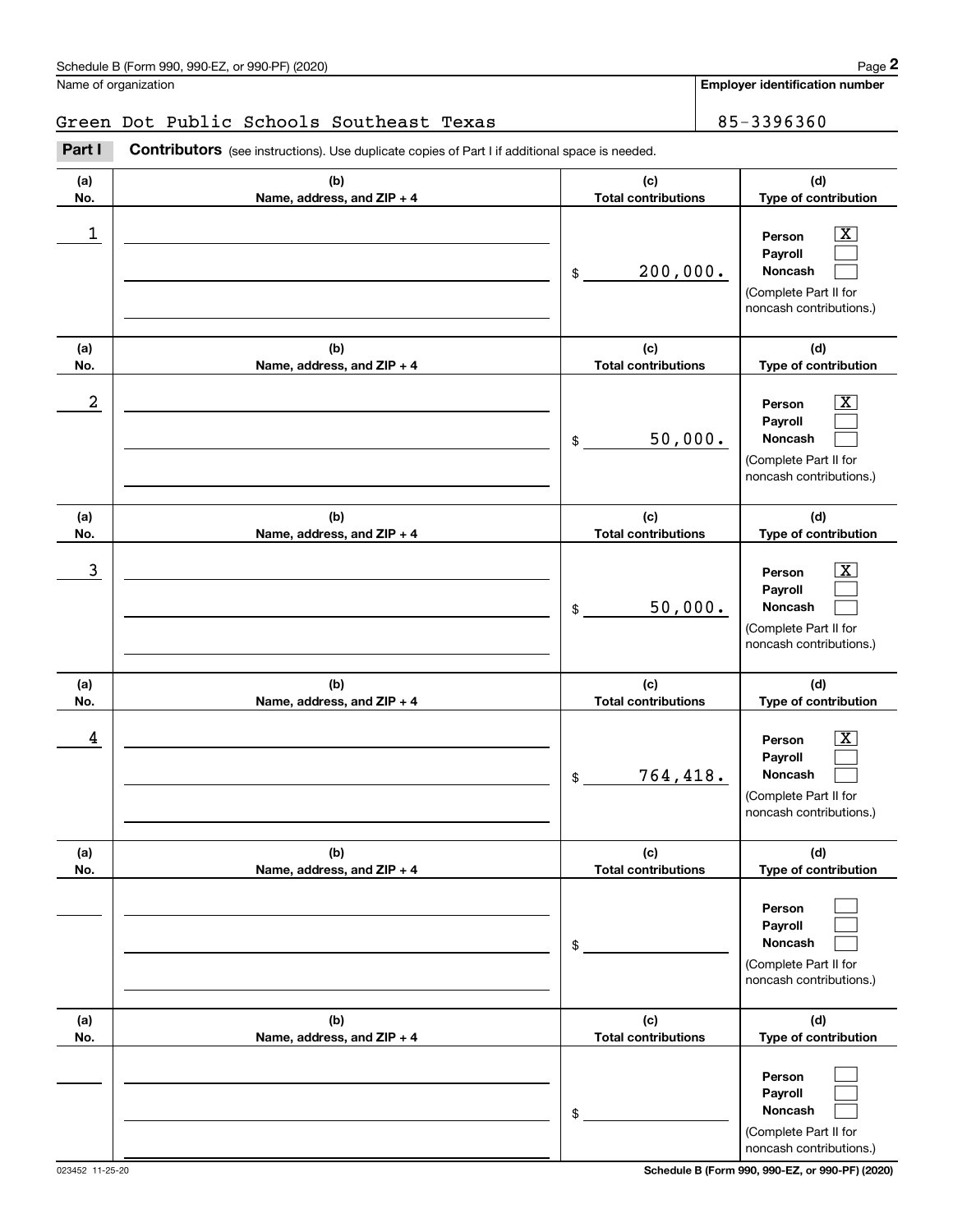Schedule B (Form 990, 990-EZ, or 990-PF) (2020)

Name of organization: Green Dot Public Schools Southeast Texas

Employer identification number: 85-3396360

**Part I** **Contributors** (see instructions). Use duplicate copies of Part I if additional space is needed.

| (a) No. | (b) Name, address, and ZIP + 4 | (c) Total contributions | (d) Type of contribution |
|---|---|---|---|
| 1 | | $ 200,000. | Person [X] Payroll [ ] Noncash [ ] (Complete Part II for noncash contributions.) |
| 2 | | $ 50,000. | Person [X] Payroll [ ] Noncash [ ] (Complete Part II for noncash contributions.) |
| 3 | | $ 50,000. | Person [X] Payroll [ ] Noncash [ ] (Complete Part II for noncash contributions.) |
| 4 | | $ 764,418. | Person [X] Payroll [ ] Noncash [ ] (Complete Part II for noncash contributions.) |
| | | $ | Person [ ] Payroll [ ] Noncash [ ] (Complete Part II for noncash contributions.) |
| | | $ | Person [ ] Payroll [ ] Noncash [ ] (Complete Part II for noncash contributions.) |

023452 11-25-20

Schedule B (Form 990, 990-EZ, or 990-PF) (2020)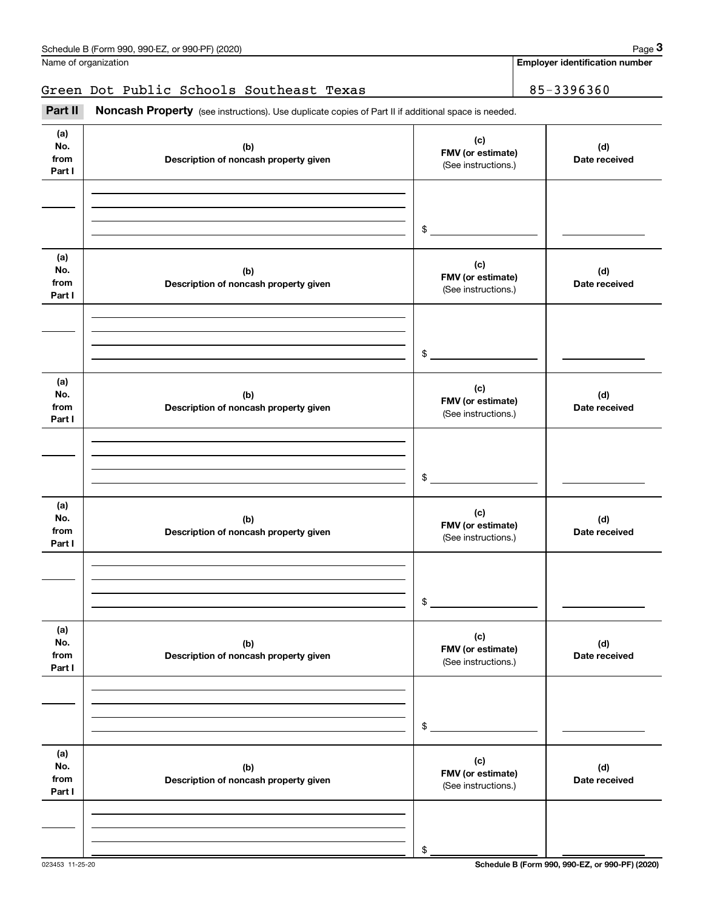Schedule B (Form 990, 990-EZ, or 990-PF) (2020)

Name of organization: Green Dot Public Schools Southeast Texas

Employer identification number: 85-3396360

## Part II Noncash Property (see instructions). Use duplicate copies of Part II if additional space is needed.

| (a) No. from Part I | (b) Description of noncash property given | (c) FMV (or estimate) (See instructions.) | (d) Date received |
|---|---|---|---|
| | | $ | |

| (a) No. from Part I | (b) Description of noncash property given | (c) FMV (or estimate) (See instructions.) | (d) Date received |
|---|---|---|---|
| | | $ | |

| (a) No. from Part I | (b) Description of noncash property given | (c) FMV (or estimate) (See instructions.) | (d) Date received |
|---|---|---|---|
| | | $ | |

| (a) No. from Part I | (b) Description of noncash property given | (c) FMV (or estimate) (See instructions.) | (d) Date received |
|---|---|---|---|
| | | $ | |

| (a) No. from Part I | (b) Description of noncash property given | (c) FMV (or estimate) (See instructions.) | (d) Date received |
|---|---|---|---|
| | | $ | |

| (a) No. from Part I | (b) Description of noncash property given | (c) FMV (or estimate) (See instructions.) | (d) Date received |
|---|---|---|---|
| | | $ | |

023453 11-25-20

Schedule B (Form 990, 990-EZ, or 990-PF) (2020)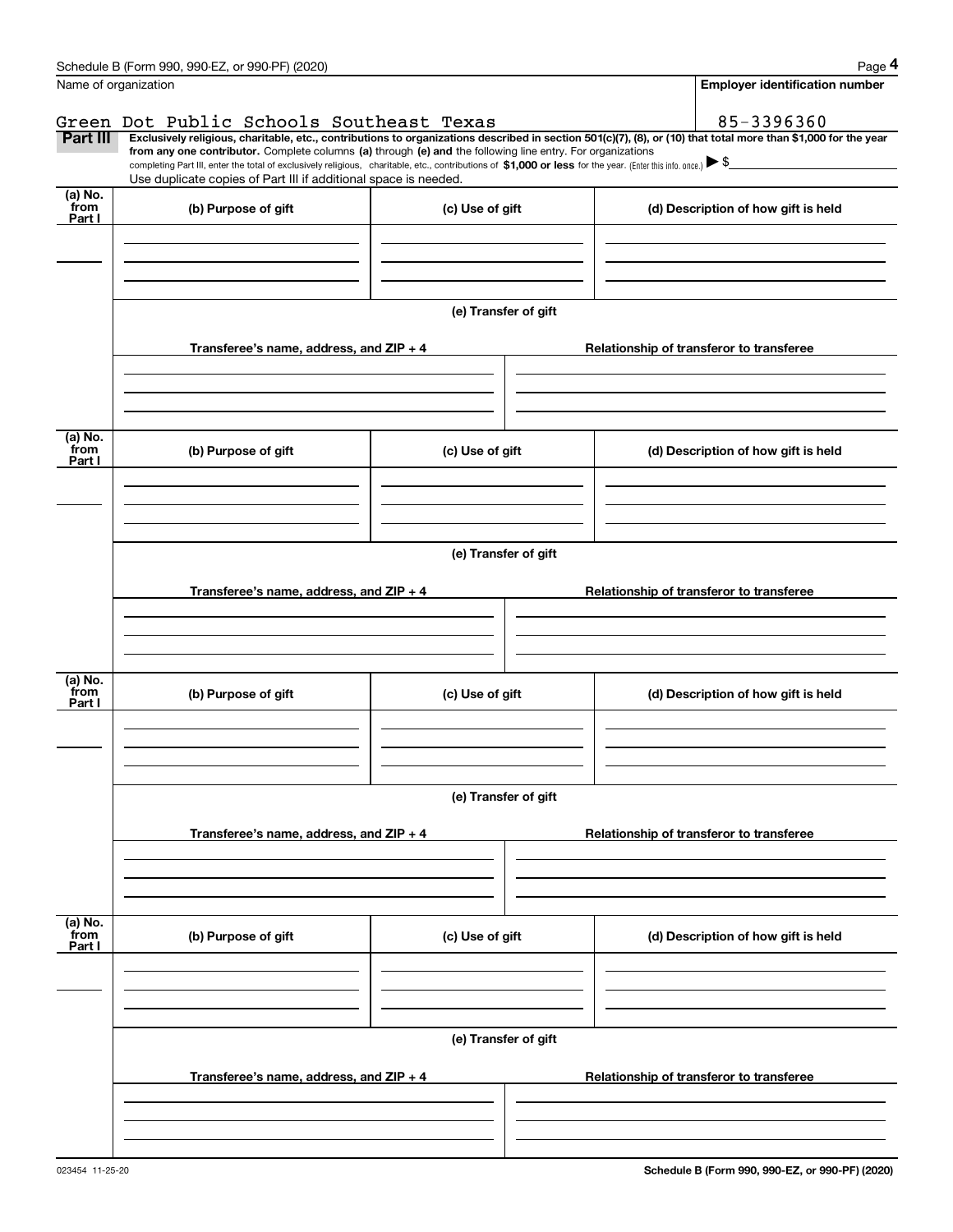Name of organization

Green Dot Public Schools Southeast Texas

**Employer identification number**

85-3396360

**Part III** **Exclusively religious, charitable, etc., contributions to organizations described in section 501(c)(7), (8), or (10) that total more than $1,000 for the year from any one contributor.** Complete columns **(a)** through **(e) and** the following line entry. For organizations completing Part III, enter the total of exclusively religious, charitable, etc., contributions of **$1,000 or less** for the year. (Enter this info. once.) ▶ $

Use duplicate copies of Part III if additional space is needed.

| (a) No. from Part I | (b) Purpose of gift | (c) Use of gift | (d) Description of how gift is held |
|---|---|---|---|
| | | | |

**(e) Transfer of gift**

| Transferee's name, address, and ZIP + 4 | Relationship of transferor to transferee |
|---|---|
| | |

| (a) No. from Part I | (b) Purpose of gift | (c) Use of gift | (d) Description of how gift is held |
|---|---|---|---|
| | | | |

**(e) Transfer of gift**

| Transferee's name, address, and ZIP + 4 | Relationship of transferor to transferee |
|---|---|
| | |

| (a) No. from Part I | (b) Purpose of gift | (c) Use of gift | (d) Description of how gift is held |
|---|---|---|---|
| | | | |

**(e) Transfer of gift**

| Transferee's name, address, and ZIP + 4 | Relationship of transferor to transferee |
|---|---|
| | |

| (a) No. from Part I | (b) Purpose of gift | (c) Use of gift | (d) Description of how gift is held |
|---|---|---|---|
| | | | |

**(e) Transfer of gift**

| Transferee's name, address, and ZIP + 4 | Relationship of transferor to transferee |
|---|---|
| | |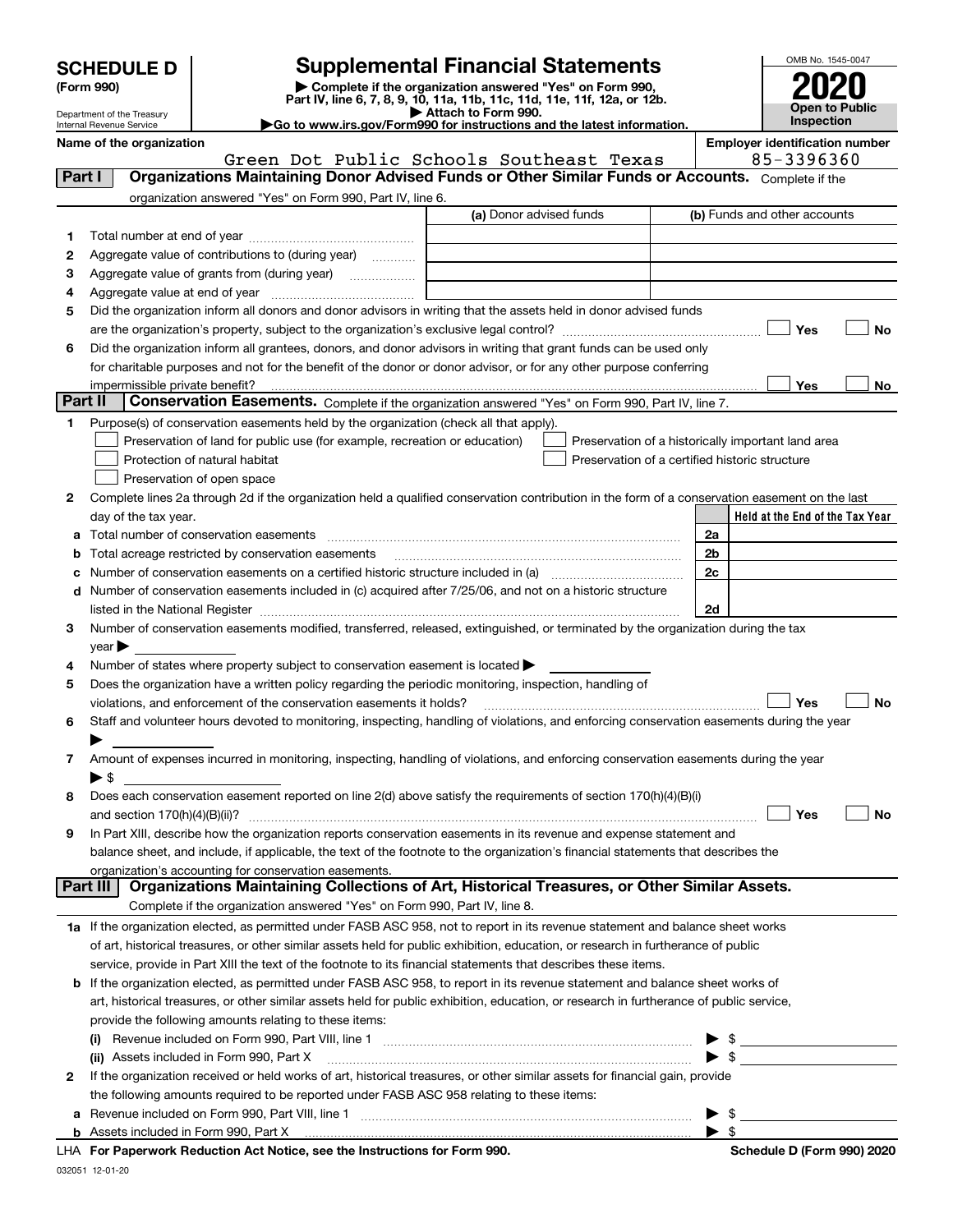# SCHEDULE D (Form 990)

Department of the Treasury
Internal Revenue Service

## Supplemental Financial Statements

▶ Complete if the organization answered "Yes" on Form 990, Part IV, line 6, 7, 8, 9, 10, 11a, 11b, 11c, 11d, 11e, 11f, 12a, or 12b.
▶ Attach to Form 990.
▶Go to www.irs.gov/Form990 for instructions and the latest information.

OMB No. 1545-0047

**2020**

**Open to Public Inspection**

**Name of the organization**
Green Dot Public Schools Southeast Texas

**Employer identification number**
85-3396360

## Part I — Organizations Maintaining Donor Advised Funds or Other Similar Funds or Accounts.
Complete if the organization answered "Yes" on Form 990, Part IV, line 6.

| | | (a) Donor advised funds | (b) Funds and other accounts |
|---|---|---|---|
| 1 | Total number at end of year | | |
| 2 | Aggregate value of contributions to (during year) | | |
| 3 | Aggregate value of grants from (during year) | | |
| 4 | Aggregate value at end of year | | |

5 Did the organization inform all donors and donor advisors in writing that the assets held in donor advised funds are the organization's property, subject to the organization's exclusive legal control? ☐ Yes ☐ No

6 Did the organization inform all grantees, donors, and donor advisors in writing that grant funds can be used only for charitable purposes and not for the benefit of the donor or donor advisor, or for any other purpose conferring impermissible private benefit? ☐ Yes ☐ No

## Part II — Conservation Easements.
Complete if the organization answered "Yes" on Form 990, Part IV, line 7.

1 Purpose(s) of conservation easements held by the organization (check all that apply).
- ☐ Preservation of land for public use (for example, recreation or education)
- ☐ Protection of natural habitat
- ☐ Preservation of open space
- ☐ Preservation of a historically important land area
- ☐ Preservation of a certified historic structure

2 Complete lines 2a through 2d if the organization held a qualified conservation contribution in the form of a conservation easement on the last day of the tax year.

| | | | Held at the End of the Tax Year |
|---|---|---|---|
| a | Total number of conservation easements | 2a | |
| b | Total acreage restricted by conservation easements | 2b | |
| c | Number of conservation easements on a certified historic structure included in (a) | 2c | |
| d | Number of conservation easements included in (c) acquired after 7/25/06, and not on a historic structure listed in the National Register | 2d | |

3 Number of conservation easements modified, transferred, released, extinguished, or terminated by the organization during the tax year ▶

4 Number of states where property subject to conservation easement is located ▶

5 Does the organization have a written policy regarding the periodic monitoring, inspection, handling of violations, and enforcement of the conservation easements it holds? ☐ Yes ☐ No

6 Staff and volunteer hours devoted to monitoring, inspecting, handling of violations, and enforcing conservation easements during the year ▶

7 Amount of expenses incurred in monitoring, inspecting, handling of violations, and enforcing conservation easements during the year ▶ $

8 Does each conservation easement reported on line 2(d) above satisfy the requirements of section 170(h)(4)(B)(i) and section 170(h)(4)(B)(ii)? ☐ Yes ☐ No

9 In Part XIII, describe how the organization reports conservation easements in its revenue and expense statement and balance sheet, and include, if applicable, the text of the footnote to the organization's financial statements that describes the organization's accounting for conservation easements.

## Part III — Organizations Maintaining Collections of Art, Historical Treasures, or Other Similar Assets.
Complete if the organization answered "Yes" on Form 990, Part IV, line 8.

1a If the organization elected, as permitted under FASB ASC 958, not to report in its revenue statement and balance sheet works of art, historical treasures, or other similar assets held for public exhibition, education, or research in furtherance of public service, provide in Part XIII the text of the footnote to its financial statements that describes these items.

b If the organization elected, as permitted under FASB ASC 958, to report in its revenue statement and balance sheet works of art, historical treasures, or other similar assets held for public exhibition, education, or research in furtherance of public service, provide the following amounts relating to these items:

(i) Revenue included on Form 990, Part VIII, line 1 ▶ $

(ii) Assets included in Form 990, Part X ▶ $

2 If the organization received or held works of art, historical treasures, or other similar assets for financial gain, provide the following amounts required to be reported under FASB ASC 958 relating to these items:

a Revenue included on Form 990, Part VIII, line 1 ▶ $

b Assets included in Form 990, Part X ▶ $

LHA **For Paperwork Reduction Act Notice, see the Instructions for Form 990.**

**Schedule D (Form 990) 2020**

032051 12-01-20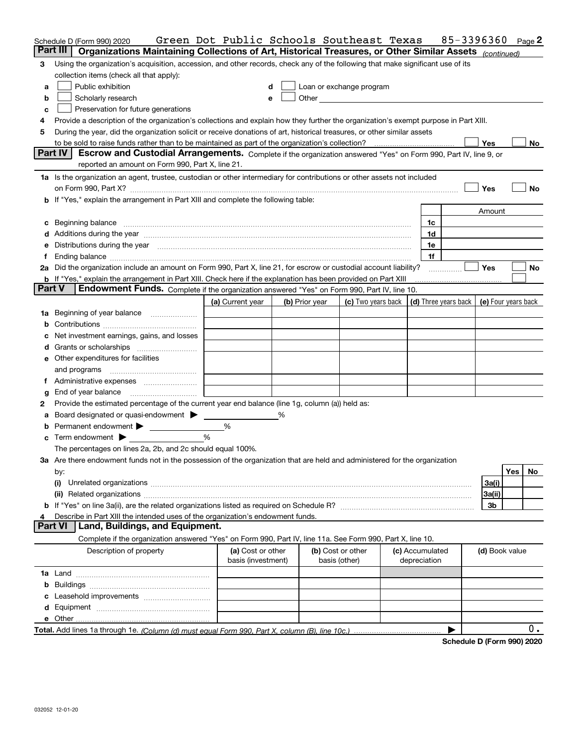Schedule D (Form 990) 2020 Green Dot Public Schools Southeast Texas 85-3396360 Page **2**

## Part III Organizations Maintaining Collections of Art, Historical Treasures, or Other Similar Assets *(continued)*

**3** Using the organization's acquisition, accession, and other records, check any of the following that make significant use of its collection items (check all that apply):

- **a** ☐ Public exhibition
- **b** ☐ Scholarly research
- **c** ☐ Preservation for future generations
- **d** ☐ Loan or exchange program
- **e** ☐ Other

**4** Provide a description of the organization's collections and explain how they further the organization's exempt purpose in Part XIII.

**5** During the year, did the organization solicit or receive donations of art, historical treasures, or other similar assets to be sold to raise funds rather than to be maintained as part of the organization's collection? ☐ Yes ☐ No

## Part IV Escrow and Custodial Arrangements.

Complete if the organization answered "Yes" on Form 990, Part IV, line 9, or reported an amount on Form 990, Part X, line 21.

**1a** Is the organization an agent, trustee, custodian or other intermediary for contributions or other assets not included on Form 990, Part X? ☐ Yes ☐ No

**b** If "Yes," explain the arrangement in Part XIII and complete the following table:

| | | Amount |
|---|---|---|
| **c** Beginning balance | 1c | |
| **d** Additions during the year | 1d | |
| **e** Distributions during the year | 1e | |
| **f** Ending balance | 1f | |

**2a** Did the organization include an amount on Form 990, Part X, line 21, for escrow or custodial account liability? ☐ Yes ☐ No

**b** If "Yes," explain the arrangement in Part XIII. Check here if the explanation has been provided on Part XIII ☐

## Part V Endowment Funds.

Complete if the organization answered "Yes" on Form 990, Part IV, line 10.

| | (a) Current year | (b) Prior year | (c) Two years back | (d) Three years back | (e) Four years back |
|---|---|---|---|---|---|
| **1a** Beginning of year balance | | | | | |
| **b** Contributions | | | | | |
| **c** Net investment earnings, gains, and losses | | | | | |
| **d** Grants or scholarships | | | | | |
| **e** Other expenditures for facilities and programs | | | | | |
| **f** Administrative expenses | | | | | |
| **g** End of year balance | | | | | |

**2** Provide the estimated percentage of the current year end balance (line 1g, column (a)) held as:

- **a** Board designated or quasi-endowment ▶ ______ %
- **b** Permanent endowment ▶ ______ %
- **c** Term endowment ▶ ______ %

The percentages on lines 2a, 2b, and 2c should equal 100%.

**3a** Are there endowment funds not in the possession of the organization that are held and administered for the organization by:

| | | Yes | No |
|---|---|---|---|
| **(i)** Unrelated organizations | 3a(i) | | |
| **(ii)** Related organizations | 3a(ii) | | |
| **b** If "Yes" on line 3a(ii), are the related organizations listed as required on Schedule R? | 3b | | |

**4** Describe in Part XIII the intended uses of the organization's endowment funds.

## Part VI Land, Buildings, and Equipment.

Complete if the organization answered "Yes" on Form 990, Part IV, line 11a. See Form 990, Part X, line 10.

| Description of property | (a) Cost or other basis (investment) | (b) Cost or other basis (other) | (c) Accumulated depreciation | (d) Book value |
|---|---|---|---|---|
| **1a** Land | | | | |
| **b** Buildings | | | | |
| **c** Leasehold improvements | | | | |
| **d** Equipment | | | | |
| **e** Other | | | | |
| **Total.** Add lines 1a through 1e. *(Column (d) must equal Form 990, Part X, column (B), line 10c.)* | | | ▶ | 0. |

**Schedule D (Form 990) 2020**

032052 12-01-20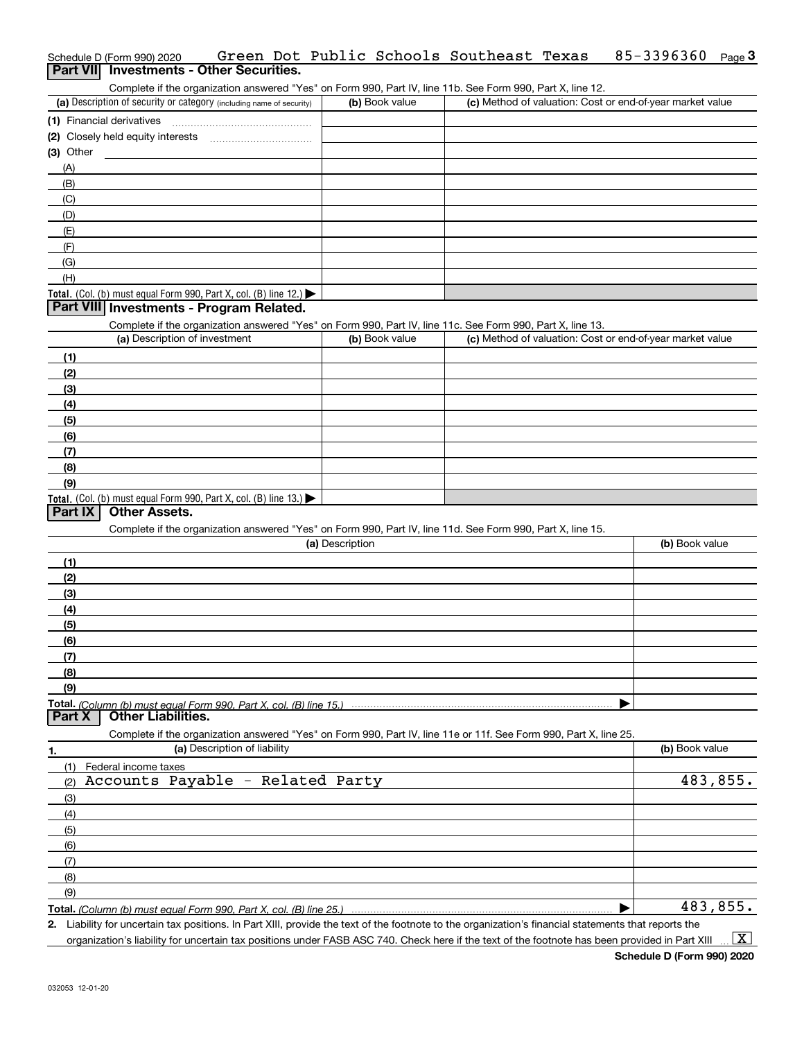Schedule D (Form 990) 2020 Green Dot Public Schools Southeast Texas 85-3396360

## Part VII Investments - Other Securities.

Complete if the organization answered "Yes" on Form 990, Part IV, line 11b. See Form 990, Part X, line 12.

| (a) Description of security or category (including name of security) | (b) Book value | (c) Method of valuation: Cost or end-of-year market value |
|---|---|---|
| (1) Financial derivatives | | |
| (2) Closely held equity interests | | |
| (3) Other | | |
| (A) | | |
| (B) | | |
| (C) | | |
| (D) | | |
| (E) | | |
| (F) | | |
| (G) | | |
| (H) | | |
| **Total.** (Col. (b) must equal Form 990, Part X, col. (B) line 12.) | | |

## Part VIII Investments - Program Related.

Complete if the organization answered "Yes" on Form 990, Part IV, line 11c. See Form 990, Part X, line 13.

| (a) Description of investment | (b) Book value | (c) Method of valuation: Cost or end-of-year market value |
|---|---|---|
| (1) | | |
| (2) | | |
| (3) | | |
| (4) | | |
| (5) | | |
| (6) | | |
| (7) | | |
| (8) | | |
| (9) | | |
| **Total.** (Col. (b) must equal Form 990, Part X, col. (B) line 13.) | | |

## Part IX Other Assets.

Complete if the organization answered "Yes" on Form 990, Part IV, line 11d. See Form 990, Part X, line 15.

| (a) Description | (b) Book value |
|---|---|
| (1) | |
| (2) | |
| (3) | |
| (4) | |
| (5) | |
| (6) | |
| (7) | |
| (8) | |
| (9) | |
| **Total.** *(Column (b) must equal Form 990, Part X, col. (B) line 15.)* | |

## Part X Other Liabilities.

Complete if the organization answered "Yes" on Form 990, Part IV, line 11e or 11f. See Form 990, Part X, line 25.

| 1. (a) Description of liability | (b) Book value |
|---|---|
| (1) Federal income taxes | |
| (2) Accounts Payable - Related Party | 483,855. |
| (3) | |
| (4) | |
| (5) | |
| (6) | |
| (7) | |
| (8) | |
| (9) | |
| **Total.** *(Column (b) must equal Form 990, Part X, col. (B) line 25.)* | 483,855. |

**2.** Liability for uncertain tax positions. In Part XIII, provide the text of the footnote to the organization's financial statements that reports the organization's liability for uncertain tax positions under FASB ASC 740. Check here if the text of the footnote has been provided in Part XIII [X]

**Schedule D (Form 990) 2020**

032053 12-01-20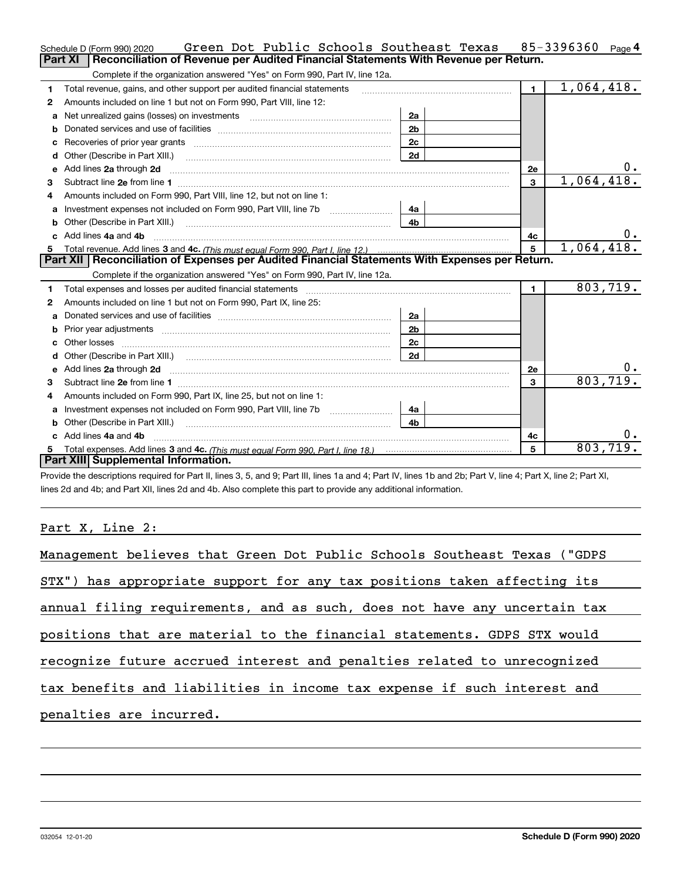Schedule D (Form 990) 2020 Green Dot Public Schools Southeast Texas 85-3396360

## Part XI Reconciliation of Revenue per Audited Financial Statements With Revenue per Return.

Complete if the organization answered "Yes" on Form 990, Part IV, line 12a.

| | | | | | |
|---|---|---|---|---|---|
| 1 | Total revenue, gains, and other support per audited financial statements | | | 1 | 1,064,418. |
| 2 | Amounts included on line 1 but not on Form 990, Part VIII, line 12: | | | | |
| a | Net unrealized gains (losses) on investments | 2a | | | |
| b | Donated services and use of facilities | 2b | | | |
| c | Recoveries of prior year grants | 2c | | | |
| d | Other (Describe in Part XIII.) | 2d | | | |
| e | Add lines 2a through 2d | | | 2e | 0. |
| 3 | Subtract line 2e from line 1 | | | 3 | 1,064,418. |
| 4 | Amounts included on Form 990, Part VIII, line 12, but not on line 1: | | | | |
| a | Investment expenses not included on Form 990, Part VIII, line 7b | 4a | | | |
| b | Other (Describe in Part XIII.) | 4b | | | |
| c | Add lines 4a and 4b | | | 4c | 0. |
| 5 | Total revenue. Add lines 3 and 4c. *(This must equal Form 990, Part I, line 12.)* | | | 5 | 1,064,418. |

## Part XII Reconciliation of Expenses per Audited Financial Statements With Expenses per Return.

Complete if the organization answered "Yes" on Form 990, Part IV, line 12a.

| | | | | | |
|---|---|---|---|---|---|
| 1 | Total expenses and losses per audited financial statements | | | 1 | 803,719. |
| 2 | Amounts included on line 1 but not on Form 990, Part IX, line 25: | | | | |
| a | Donated services and use of facilities | 2a | | | |
| b | Prior year adjustments | 2b | | | |
| c | Other losses | 2c | | | |
| d | Other (Describe in Part XIII.) | 2d | | | |
| e | Add lines 2a through 2d | | | 2e | 0. |
| 3 | Subtract line 2e from line 1 | | | 3 | 803,719. |
| 4 | Amounts included on Form 990, Part IX, line 25, but not on line 1: | | | | |
| a | Investment expenses not included on Form 990, Part VIII, line 7b | 4a | | | |
| b | Other (Describe in Part XIII.) | 4b | | | |
| c | Add lines 4a and 4b | | | 4c | 0. |
| 5 | Total expenses. Add lines 3 and 4c. *(This must equal Form 990, Part I, line 18.)* | | | 5 | 803,719. |

## Part XIII Supplemental Information.

Provide the descriptions required for Part II, lines 3, 5, and 9; Part III, lines 1a and 4; Part IV, lines 1b and 2b; Part V, line 4; Part X, line 2; Part XI, lines 2d and 4b; and Part XII, lines 2d and 4b. Also complete this part to provide any additional information.

Part X, Line 2:

Management believes that Green Dot Public Schools Southeast Texas ("GDPS STX") has appropriate support for any tax positions taken affecting its annual filing requirements, and as such, does not have any uncertain tax positions that are material to the financial statements. GDPS STX would recognize future accrued interest and penalties related to unrecognized tax benefits and liabilities in income tax expense if such interest and penalties are incurred.

032054 12-01-20 **Schedule D (Form 990) 2020**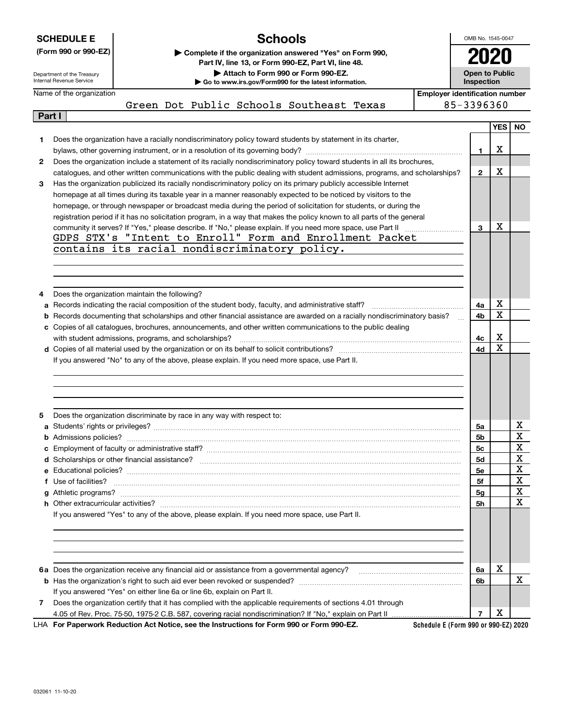**SCHEDULE E**
**(Form 990 or 990-EZ)**

Department of the Treasury
Internal Revenue Service

# Schools

▶ Complete if the organization answered "Yes" on Form 990, Part IV, line 13, or Form 990-EZ, Part VI, line 48.
▶ Attach to Form 990 or Form 990-EZ.
▶ Go to www.irs.gov/Form990 for the latest information.

OMB No. 1545-0047

**2020**

**Open to Public Inspection**

Name of the organization: Green Dot Public Schools Southeast Texas

Employer identification number: 85-3396360

## Part I

| | | Line | YES | NO |
|---|---|---|---|---|
| **1** | Does the organization have a racially nondiscriminatory policy toward students by statement in its charter, bylaws, other governing instrument, or in a resolution of its governing body? | 1 | X | |
| **2** | Does the organization include a statement of its racially nondiscriminatory policy toward students in all its brochures, catalogues, and other written communications with the public dealing with student admissions, programs, and scholarships? | 2 | X | |
| **3** | Has the organization publicized its racially nondiscriminatory policy on its primary publicly accessible Internet homepage at all times during its taxable year in a manner reasonably expected to be noticed by visitors to the homepage, or through newspaper or broadcast media during the period of solicitation for students, or during the registration period if it has no solicitation program, in a way that makes the policy known to all parts of the general community it serves? If "Yes," please describe. If "No," please explain. If you need more space, use Part II | 3 | X | |

GDPS STX's "Intent to Enroll" Form and Enrollment Packet contains its racial nondiscriminatory policy.

| | | Line | YES | NO |
|---|---|---|---|---|
| **4** | Does the organization maintain the following? | | | |
| **a** | Records indicating the racial composition of the student body, faculty, and administrative staff? | 4a | X | |
| **b** | Records documenting that scholarships and other financial assistance are awarded on a racially nondiscriminatory basis? | 4b | X | |
| **c** | Copies of all catalogues, brochures, announcements, and other written communications to the public dealing with student admissions, programs, and scholarships? | 4c | X | |
| **d** | Copies of all material used by the organization or on its behalf to solicit contributions? | 4d | X | |

If you answered "No" to any of the above, please explain. If you need more space, use Part II.

| | | Line | YES | NO |
|---|---|---|---|---|
| **5** | Does the organization discriminate by race in any way with respect to: | | | |
| **a** | Students' rights or privileges? | 5a | | X |
| **b** | Admissions policies? | 5b | | X |
| **c** | Employment of faculty or administrative staff? | 5c | | X |
| **d** | Scholarships or other financial assistance? | 5d | | X |
| **e** | Educational policies? | 5e | | X |
| **f** | Use of facilities? | 5f | | X |
| **g** | Athletic programs? | 5g | | X |
| **h** | Other extracurricular activities? | 5h | | X |

If you answered "Yes" to any of the above, please explain. If you need more space, use Part II.

| | | Line | YES | NO |
|---|---|---|---|---|
| **6a** | Does the organization receive any financial aid or assistance from a governmental agency? | 6a | X | |
| **b** | Has the organization's right to such aid ever been revoked or suspended? | 6b | | X |
| | If you answered "Yes" on either line 6a or line 6b, explain on Part II. | | | |
| **7** | Does the organization certify that it has complied with the applicable requirements of sections 4.01 through 4.05 of Rev. Proc. 75-50, 1975-2 C.B. 587, covering racial nondiscrimination? If "No," explain on Part II | 7 | X | |

LHA **For Paperwork Reduction Act Notice, see the Instructions for Form 990 or Form 990-EZ.** **Schedule E (Form 990 or 990-EZ) 2020**

032061 11-10-20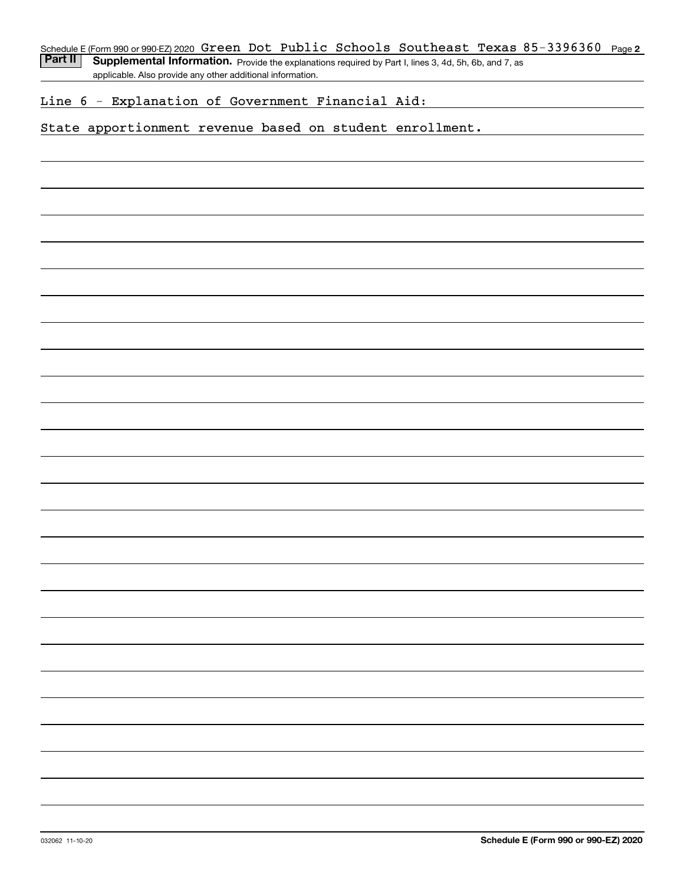Schedule E (Form 990 or 990-EZ) 2020 Green Dot Public Schools Southeast Texas 85-3396360 Page **2**

**Part II** **Supplemental Information.** Provide the explanations required by Part I, lines 3, 4d, 5h, 6b, and 7, as applicable. Also provide any other additional information.

Line 6 - Explanation of Government Financial Aid:

State apportionment revenue based on student enrollment.

032062 11-10-20 **Schedule E (Form 990 or 990-EZ) 2020**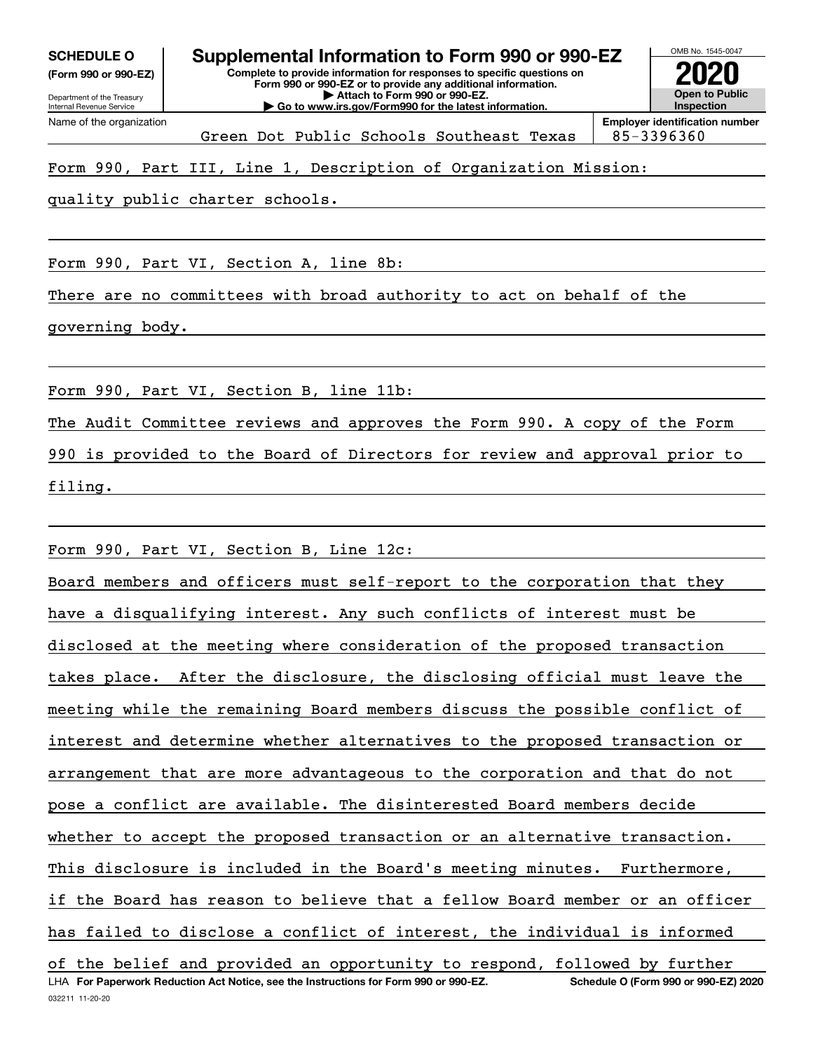**SCHEDULE O** (Form 990 or 990-EZ)

Department of the Treasury
Internal Revenue Service

# Supplemental Information to Form 990 or 990-EZ

**Complete to provide information for responses to specific questions on Form 990 or 990-EZ or to provide any additional information.**
**▶ Attach to Form 990 or 990-EZ.**
**▶ Go to www.irs.gov/Form990 for the latest information.**

OMB No. 1545-0047

**2020**

**Open to Public Inspection**

Name of the organization: Green Dot Public Schools Southeast Texas

**Employer identification number:** 85-3396360

Form 990, Part III, Line 1, Description of Organization Mission:

quality public charter schools.

Form 990, Part VI, Section A, line 8b:

There are no committees with broad authority to act on behalf of the governing body.

Form 990, Part VI, Section B, line 11b:

The Audit Committee reviews and approves the Form 990. A copy of the Form 990 is provided to the Board of Directors for review and approval prior to filing.

Form 990, Part VI, Section B, Line 12c:

Board members and officers must self-report to the corporation that they have a disqualifying interest. Any such conflicts of interest must be disclosed at the meeting where consideration of the proposed transaction takes place. After the disclosure, the disclosing official must leave the meeting while the remaining Board members discuss the possible conflict of interest and determine whether alternatives to the proposed transaction or arrangement that are more advantageous to the corporation and that do not pose a conflict are available. The disinterested Board members decide whether to accept the proposed transaction or an alternative transaction. This disclosure is included in the Board's meeting minutes. Furthermore, if the Board has reason to believe that a fellow Board member or an officer has failed to disclose a conflict of interest, the individual is informed of the belief and provided an opportunity to respond, followed by further

LHA **For Paperwork Reduction Act Notice, see the Instructions for Form 990 or 990-EZ.** **Schedule O (Form 990 or 990-EZ) 2020**

032211 11-20-20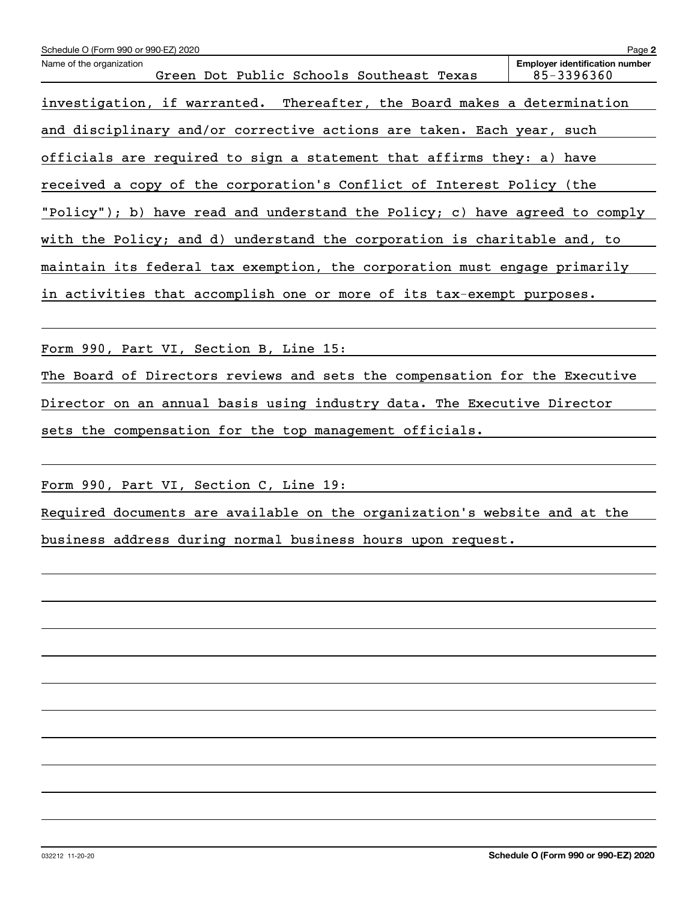Name of the organization: Green Dot Public Schools Southeast Texas

Employer identification number: 85-3396360

investigation, if warranted. Thereafter, the Board makes a determination and disciplinary and/or corrective actions are taken. Each year, such officials are required to sign a statement that affirms they: a) have received a copy of the corporation's Conflict of Interest Policy (the "Policy"); b) have read and understand the Policy; c) have agreed to comply with the Policy; and d) understand the corporation is charitable and, to maintain its federal tax exemption, the corporation must engage primarily in activities that accomplish one or more of its tax-exempt purposes.

Form 990, Part VI, Section B, Line 15:

The Board of Directors reviews and sets the compensation for the Executive Director on an annual basis using industry data. The Executive Director sets the compensation for the top management officials.

Form 990, Part VI, Section C, Line 19:

Required documents are available on the organization's website and at the business address during normal business hours upon request.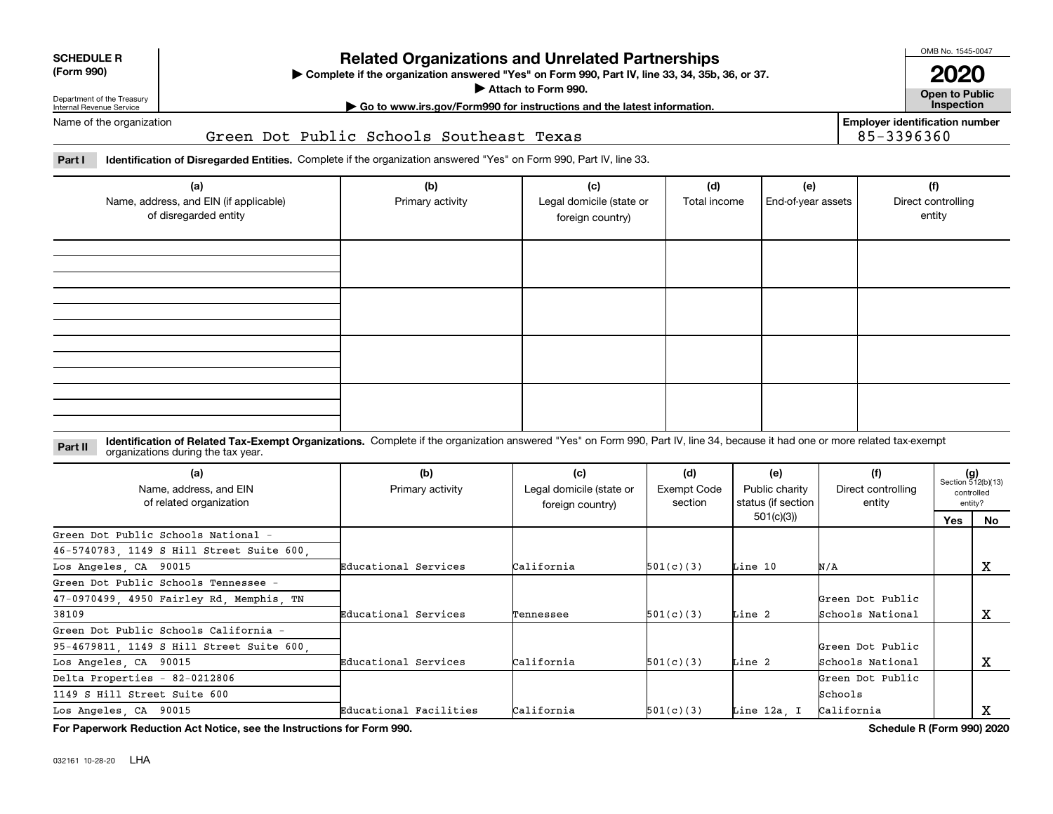**SCHEDULE R (Form 990)**

Department of the Treasury Internal Revenue Service

# Related Organizations and Unrelated Partnerships

▶ Complete if the organization answered "Yes" on Form 990, Part IV, line 33, 34, 35b, 36, or 37.

▶ Attach to Form 990.

▶ Go to www.irs.gov/Form990 for instructions and the latest information.

OMB No. 1545-0047

**2020**

**Open to Public Inspection**

Name of the organization: Green Dot Public Schools Southeast Texas

Employer identification number: 85-3396360

**Part I** **Identification of Disregarded Entities.** Complete if the organization answered "Yes" on Form 990, Part IV, line 33.

| (a) Name, address, and EIN (if applicable) of disregarded entity | (b) Primary activity | (c) Legal domicile (state or foreign country) | (d) Total income | (e) End-of-year assets | (f) Direct controlling entity |
|---|---|---|---|---|---|
| | | | | | |
| | | | | | |
| | | | | | |
| | | | | | |

**Part II** **Identification of Related Tax-Exempt Organizations.** Complete if the organization answered "Yes" on Form 990, Part IV, line 34, because it had one or more related tax-exempt organizations during the tax year.

| (a) Name, address, and EIN of related organization | (b) Primary activity | (c) Legal domicile (state or foreign country) | (d) Exempt Code section | (e) Public charity status (if section 501(c)(3)) | (f) Direct controlling entity | (g) Section 512(b)(13) controlled entity? Yes | No |
|---|---|---|---|---|---|---|---|
| Green Dot Public Schools National - 46-5740783, 1149 S Hill Street Suite 600, Los Angeles, CA 90015 | Educational Services | California | 501(c)(3) | Line 10 | N/A | | X |
| Green Dot Public Schools Tennessee - 47-0970499, 4950 Fairley Rd, Memphis, TN 38109 | Educational Services | Tennessee | 501(c)(3) | Line 2 | Green Dot Public Schools National | | X |
| Green Dot Public Schools California - 95-4679811, 1149 S Hill Street Suite 600, Los Angeles, CA 90015 | Educational Services | California | 501(c)(3) | Line 2 | Green Dot Public Schools National | | X |
| Delta Properties - 82-0212806 1149 S Hill Street Suite 600 Los Angeles, CA 90015 | Educational Facilities | California | 501(c)(3) | Line 12a, I | Green Dot Public Schools California | | X |

**For Paperwork Reduction Act Notice, see the Instructions for Form 990.** **Schedule R (Form 990) 2020**

032161 10-28-20 LHA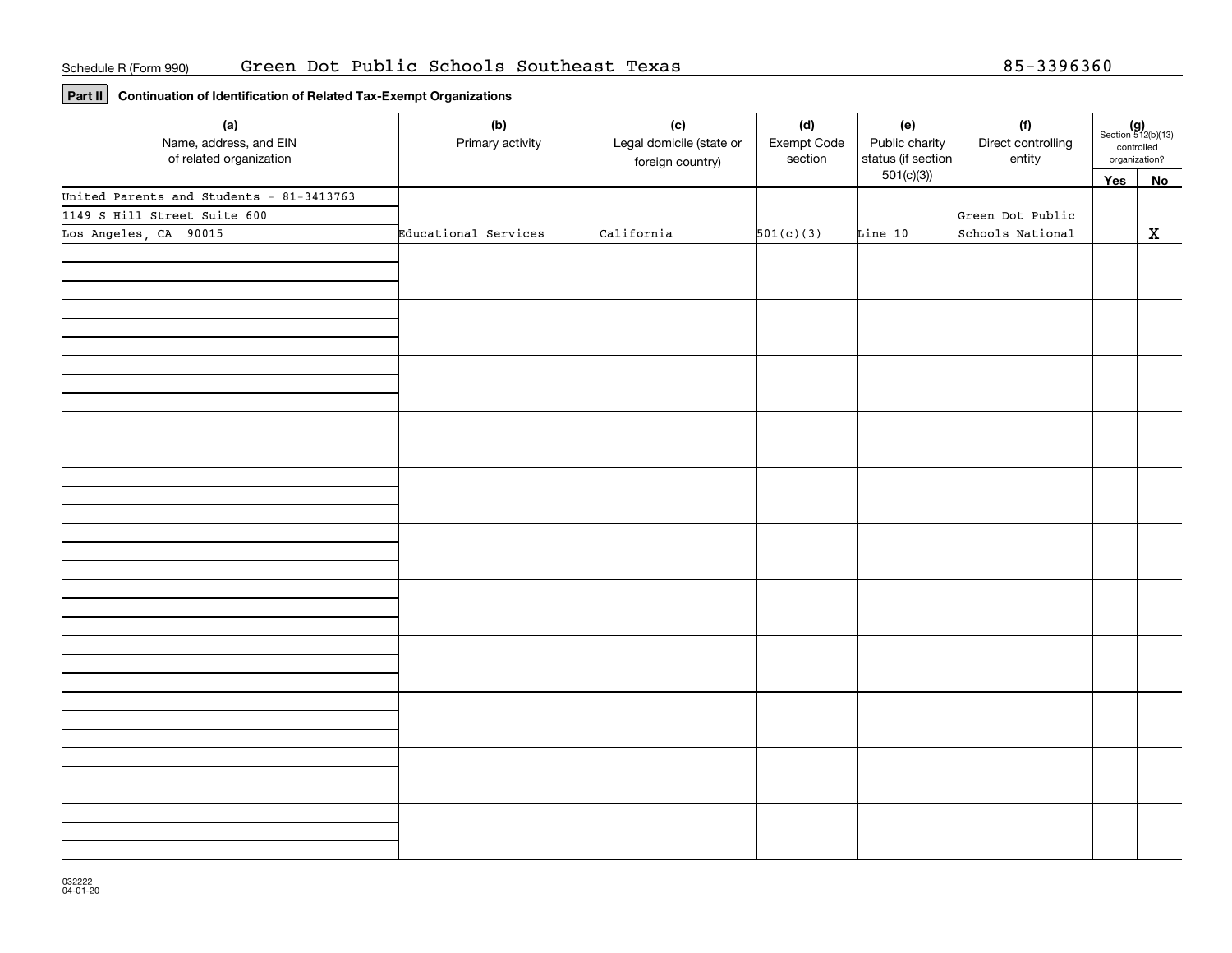Schedule R (Form 990) Green Dot Public Schools Southeast Texas 85-3396360

**Part II** **Continuation of Identification of Related Tax-Exempt Organizations**

| (a) Name, address, and EIN of related organization | (b) Primary activity | (c) Legal domicile (state or foreign country) | (d) Exempt Code section | (e) Public charity status (if section 501(c)(3)) | (f) Direct controlling entity | (g) Section 512(b)(13) controlled organization? Yes | No |
|---|---|---|---|---|---|---|---|
| United Parents and Students - 81-3413763<br>1149 S Hill Street Suite 600<br>Los Angeles, CA 90015 | Educational Services | California | 501(c)(3) | Line 10 | Green Dot Public Schools National | | X |
| | | | | | | | |
| | | | | | | | |
| | | | | | | | |
| | | | | | | | |
| | | | | | | | |
| | | | | | | | |
| | | | | | | | |
| | | | | | | | |
| | | | | | | | |
| | | | | | | | |
| | | | | | | | |

032222 04-01-20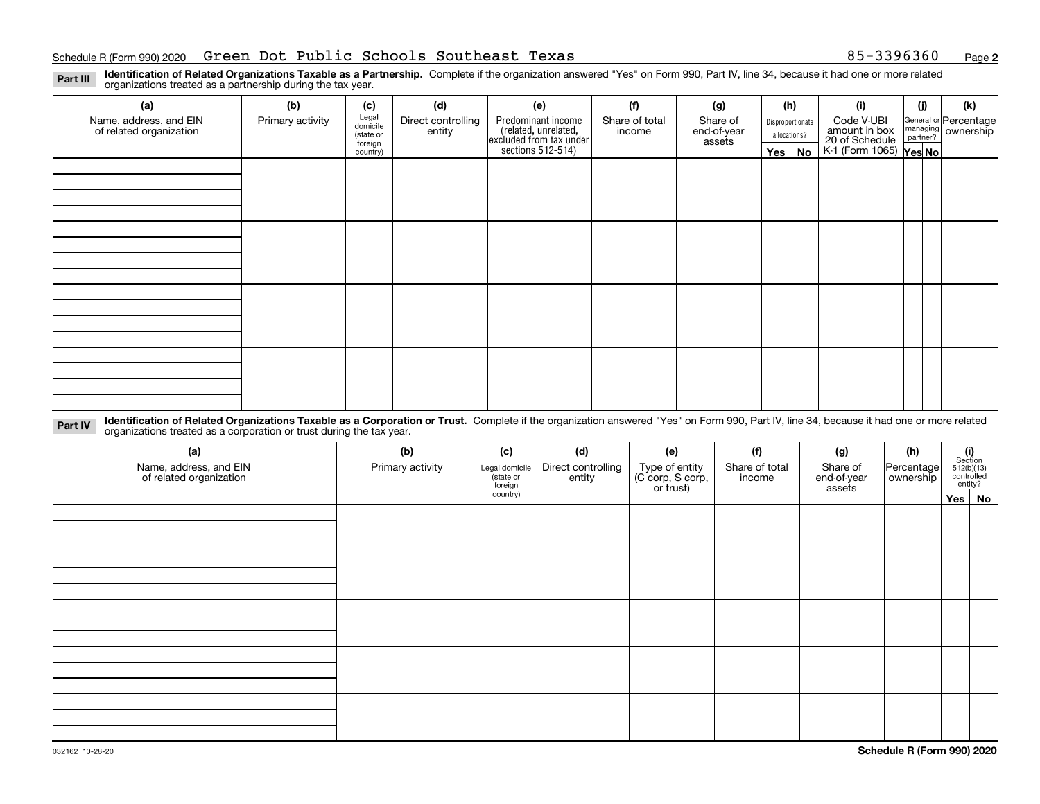Schedule R (Form 990) 2020 Green Dot Public Schools Southeast Texas 85-3396360

**Part III** **Identification of Related Organizations Taxable as a Partnership.** Complete if the organization answered "Yes" on Form 990, Part IV, line 34, because it had one or more related organizations treated as a partnership during the tax year.

| (a) Name, address, and EIN of related organization | (b) Primary activity | (c) Legal domicile (state or foreign country) | (d) Direct controlling entity | (e) Predominant income (related, unrelated, excluded from tax under sections 512-514) | (f) Share of total income | (g) Share of end-of-year assets | (h) Disproportionate allocations? Yes | (h) No | (i) Code V-UBI amount in box 20 of Schedule K-1 (Form 1065) | (j) General or managing partner? Yes | (j) No | (k) Percentage ownership |
|---|---|---|---|---|---|---|---|---|---|---|---|---|
| | | | | | | | | | | | | |
| | | | | | | | | | | | | |
| | | | | | | | | | | | | |
| | | | | | | | | | | | | |

**Part IV** **Identification of Related Organizations Taxable as a Corporation or Trust.** Complete if the organization answered "Yes" on Form 990, Part IV, line 34, because it had one or more related organizations treated as a corporation or trust during the tax year.

| (a) Name, address, and EIN of related organization | (b) Primary activity | (c) Legal domicile (state or foreign country) | (d) Direct controlling entity | (e) Type of entity (C corp, S corp, or trust) | (f) Share of total income | (g) Share of end-of-year assets | (h) Percentage ownership | (i) Section 512(b)(13) controlled entity? Yes | (i) No |
|---|---|---|---|---|---|---|---|---|---|
| | | | | | | | | | |
| | | | | | | | | | |
| | | | | | | | | | |
| | | | | | | | | | |
| | | | | | | | | | |

032162 10-28-20

**Schedule R (Form 990) 2020**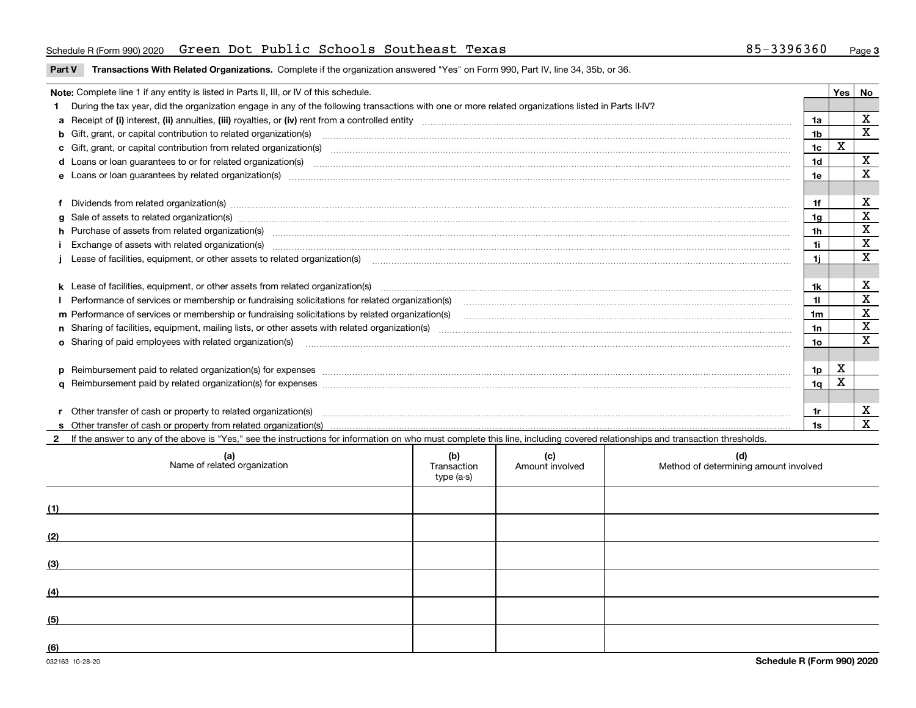Schedule R (Form 990) 2020 Green Dot Public Schools Southeast Texas 85-3396360

**Part V** **Transactions With Related Organizations.** Complete if the organization answered "Yes" on Form 990, Part IV, line 34, 35b, or 36.

| **Note:** Complete line 1 if any entity is listed in Parts II, III, or IV of this schedule. | | Yes | No |
|---|---|---|---|
| **1** During the tax year, did the organization engage in any of the following transactions with one or more related organizations listed in Parts II-IV? | | | |
| **a** Receipt of **(i)** interest, **(ii)** annuities, **(iii)** royalties, or **(iv)** rent from a controlled entity | 1a | | X |
| **b** Gift, grant, or capital contribution to related organization(s) | 1b | | X |
| **c** Gift, grant, or capital contribution from related organization(s) | 1c | X | |
| **d** Loans or loan guarantees to or for related organization(s) | 1d | | X |
| **e** Loans or loan guarantees by related organization(s) | 1e | | X |
| **f** Dividends from related organization(s) | 1f | | X |
| **g** Sale of assets to related organization(s) | 1g | | X |
| **h** Purchase of assets from related organization(s) | 1h | | X |
| **i** Exchange of assets with related organization(s) | 1i | | X |
| **j** Lease of facilities, equipment, or other assets to related organization(s) | 1j | | X |
| **k** Lease of facilities, equipment, or other assets from related organization(s) | 1k | | X |
| **l** Performance of services or membership or fundraising solicitations for related organization(s) | 1l | | X |
| **m** Performance of services or membership or fundraising solicitations by related organization(s) | 1m | | X |
| **n** Sharing of facilities, equipment, mailing lists, or other assets with related organization(s) | 1n | | X |
| **o** Sharing of paid employees with related organization(s) | 1o | | X |
| **p** Reimbursement paid to related organization(s) for expenses | 1p | X | |
| **q** Reimbursement paid by related organization(s) for expenses | 1q | X | |
| **r** Other transfer of cash or property to related organization(s) | 1r | | X |
| **s** Other transfer of cash or property from related organization(s) | 1s | | X |

**2** If the answer to any of the above is "Yes," see the instructions for information on who must complete this line, including covered relationships and transaction thresholds.

| | (a) Name of related organization | (b) Transaction type (a-s) | (c) Amount involved | (d) Method of determining amount involved |
|---|---|---|---|---|
| (1) | | | | |
| (2) | | | | |
| (3) | | | | |
| (4) | | | | |
| (5) | | | | |
| (6) | | | | |

032163 10-28-20 **Schedule R (Form 990) 2020**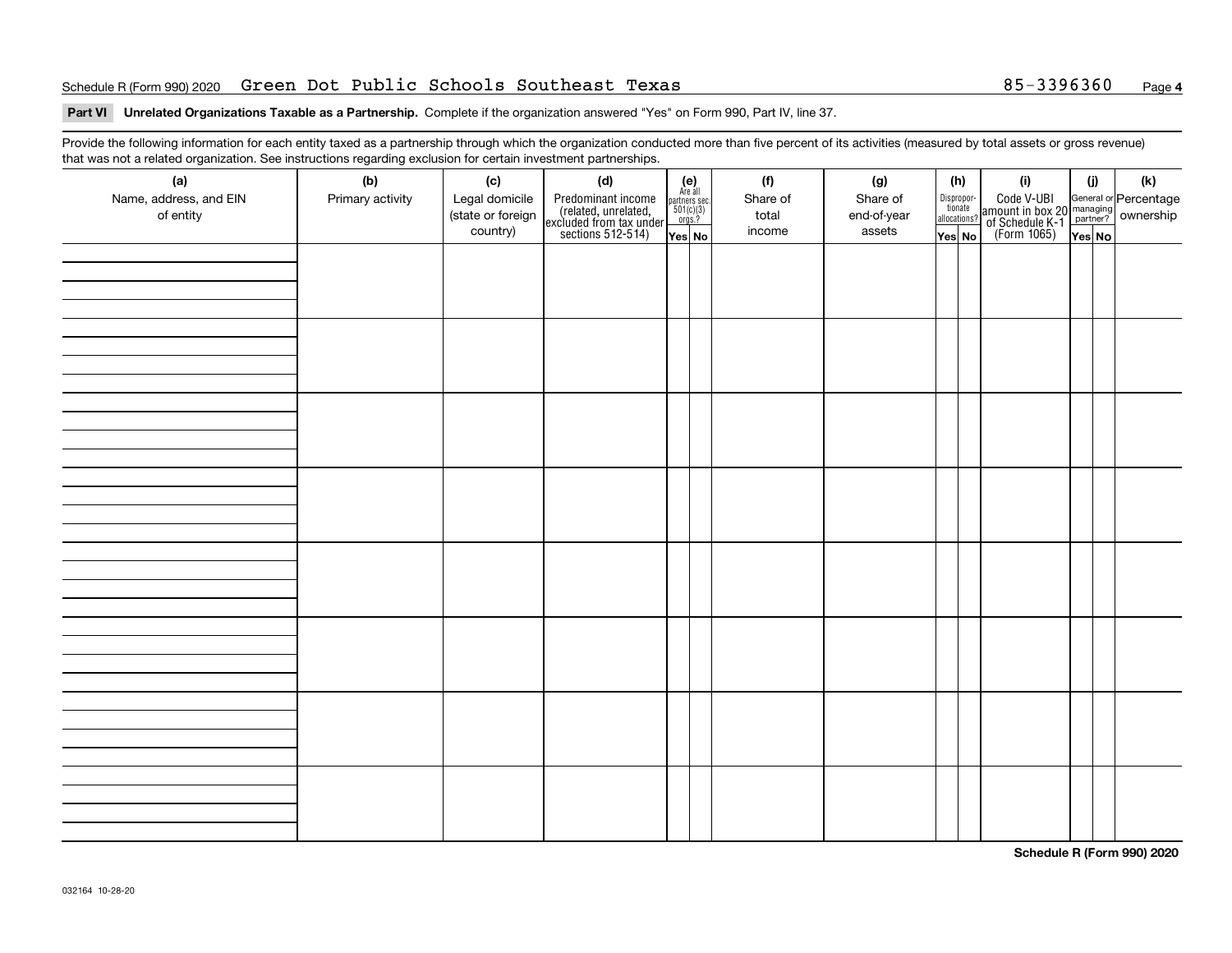Schedule R (Form 990) 2020 Green Dot Public Schools Southeast Texas 85-3396360

**Part VI Unrelated Organizations Taxable as a Partnership.** Complete if the organization answered "Yes" on Form 990, Part IV, line 37.

Provide the following information for each entity taxed as a partnership through which the organization conducted more than five percent of its activities (measured by total assets or gross revenue) that was not a related organization. See instructions regarding exclusion for certain investment partnerships.

| (a) Name, address, and EIN of entity | (b) Primary activity | (c) Legal domicile (state or foreign country) | (d) Predominant income (related, unrelated, excluded from tax under sections 512-514) | (e) Are all partners sec. 501(c)(3) orgs.? Yes | No | (f) Share of total income | (g) Share of end-of-year assets | (h) Disproportionate allocations? Yes | No | (i) Code V-UBI amount in box 20 of Schedule K-1 (Form 1065) | (j) General or managing partner? Yes | No | (k) Percentage ownership |
|---|---|---|---|---|---|---|---|---|---|---|---|---|---|
| | | | | | | | | | | | | | |
| | | | | | | | | | | | | | |
| | | | | | | | | | | | | | |
| | | | | | | | | | | | | | |
| | | | | | | | | | | | | | |
| | | | | | | | | | | | | | |
| | | | | | | | | | | | | | |
| | | | | | | | | | | | | | |

**Schedule R (Form 990) 2020**

032164 10-28-20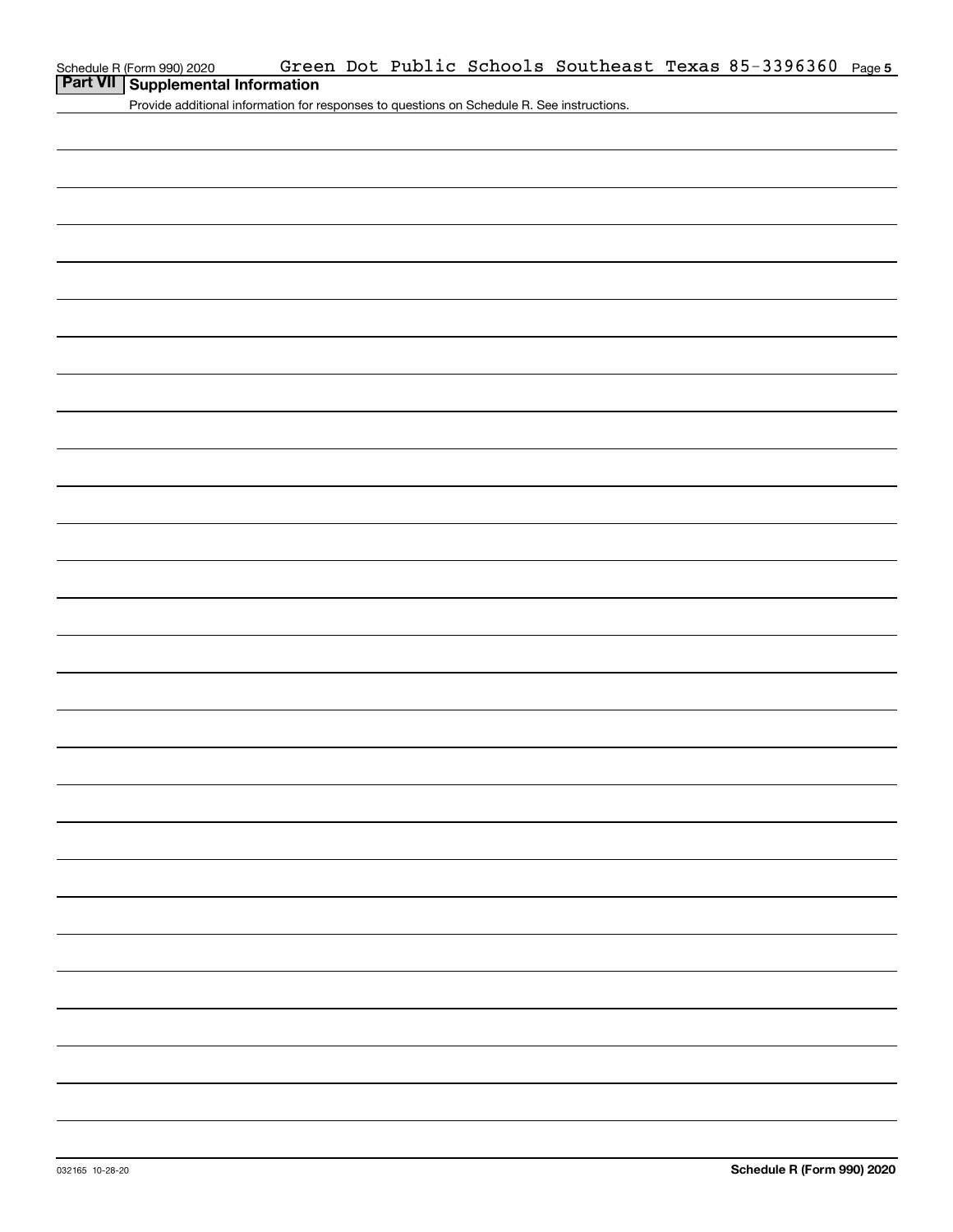Green Dot Public Schools Southeast Texas 85-3396360

## Part VII Supplemental Information

Provide additional information for responses to questions on Schedule R. See instructions.